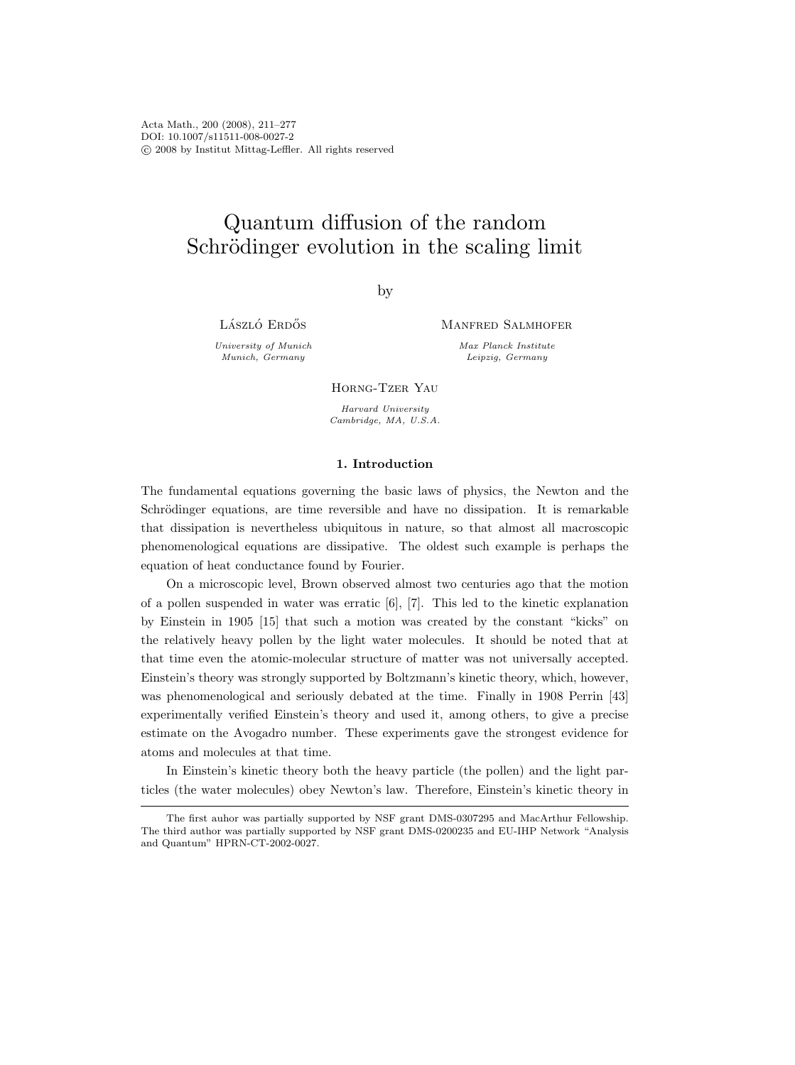# Quantum diffusion of the random Schrödinger evolution in the scaling limit

by

László Erdős
*University of Munich*
*Munich, Germany*

Manfred Salmhofer
*Max Planck Institute*
*Leipzig, Germany*

Horng-Tzer Yau
*Harvard University*
*Cambridge, MA, U.S.A.*

## 1. Introduction

The fundamental equations governing the basic laws of physics, the Newton and the Schrödinger equations, are time reversible and have no dissipation. It is remarkable that dissipation is nevertheless ubiquitous in nature, so that almost all macroscopic phenomenological equations are dissipative. The oldest such example is perhaps the equation of heat conductance found by Fourier.

On a microscopic level, Brown observed almost two centuries ago that the motion of a pollen suspended in water was erratic [6], [7]. This led to the kinetic explanation by Einstein in 1905 [15] that such a motion was created by the constant "kicks" on the relatively heavy pollen by the light water molecules. It should be noted that at that time even the atomic-molecular structure of matter was not universally accepted. Einstein's theory was strongly supported by Boltzmann's kinetic theory, which, however, was phenomenological and seriously debated at the time. Finally in 1908 Perrin [43] experimentally verified Einstein's theory and used it, among others, to give a precise estimate on the Avogadro number. These experiments gave the strongest evidence for atoms and molecules at that time.

In Einstein's kinetic theory both the heavy particle (the pollen) and the light particles (the water molecules) obey Newton's law. Therefore, Einstein's kinetic theory in

---

The first auhor was partially supported by NSF grant DMS-0307295 and MacArthur Fellowship. The third author was partially supported by NSF grant DMS-0200235 and EU-IHP Network "Analysis and Quantum" HPRN-CT-2002-0027.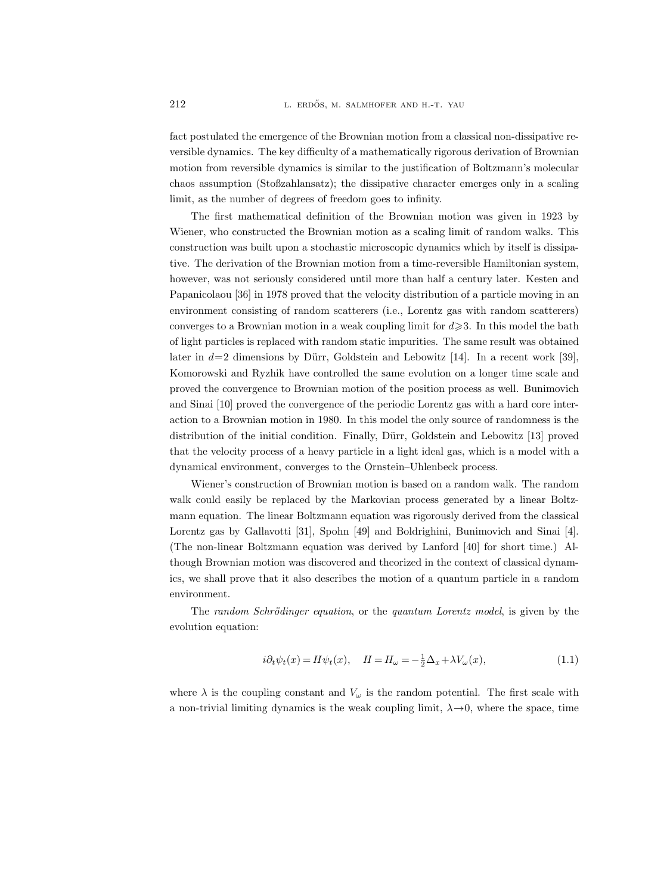fact postulated the emergence of the Brownian motion from a classical non-dissipative reversible dynamics. The key difficulty of a mathematically rigorous derivation of Brownian motion from reversible dynamics is similar to the justification of Boltzmann's molecular chaos assumption (Stoßzahlansatz); the dissipative character emerges only in a scaling limit, as the number of degrees of freedom goes to infinity.

The first mathematical definition of the Brownian motion was given in 1923 by Wiener, who constructed the Brownian motion as a scaling limit of random walks. This construction was built upon a stochastic microscopic dynamics which by itself is dissipative. The derivation of the Brownian motion from a time-reversible Hamiltonian system, however, was not seriously considered until more than half a century later. Kesten and Papanicolaou [36] in 1978 proved that the velocity distribution of a particle moving in an environment consisting of random scatterers (i.e., Lorentz gas with random scatterers) converges to a Brownian motion in a weak coupling limit for $d\geqslant 3$. In this model the bath of light particles is replaced with random static impurities. The same result was obtained later in $d=2$ dimensions by Dürr, Goldstein and Lebowitz [14]. In a recent work [39], Komorowski and Ryzhik have controlled the same evolution on a longer time scale and proved the convergence to Brownian motion of the position process as well. Bunimovich and Sinai [10] proved the convergence of the periodic Lorentz gas with a hard core interaction to a Brownian motion in 1980. In this model the only source of randomness is the distribution of the initial condition. Finally, Dürr, Goldstein and Lebowitz [13] proved that the velocity process of a heavy particle in a light ideal gas, which is a model with a dynamical environment, converges to the Ornstein–Uhlenbeck process.

Wiener's construction of Brownian motion is based on a random walk. The random walk could easily be replaced by the Markovian process generated by a linear Boltzmann equation. The linear Boltzmann equation was rigorously derived from the classical Lorentz gas by Gallavotti [31], Spohn [49] and Boldrighini, Bunimovich and Sinai [4]. (The non-linear Boltzmann equation was derived by Lanford [40] for short time.) Although Brownian motion was discovered and theorized in the context of classical dynamics, we shall prove that it also describes the motion of a quantum particle in a random environment.

The *random Schrödinger equation*, or the *quantum Lorentz model*, is given by the evolution equation:

$$i\partial_t \psi_t(x) = H\psi_t(x), \quad H = H_\omega = -\tfrac{1}{2}\Delta_x + \lambda V_\omega(x), \tag{1.1}$$

where $\lambda$ is the coupling constant and $V_\omega$ is the random potential. The first scale with a non-trivial limiting dynamics is the weak coupling limit, $\lambda \to 0$, where the space, time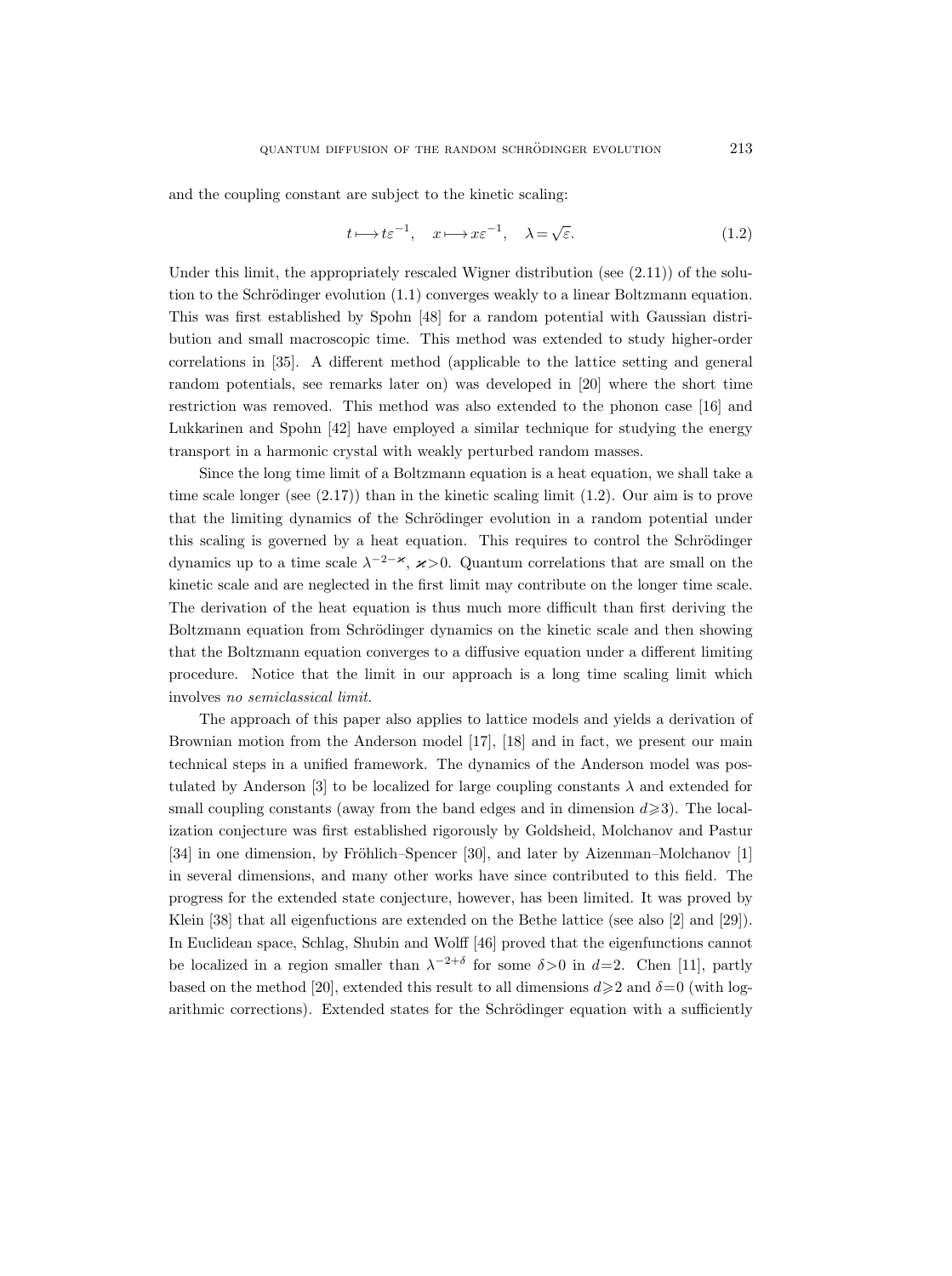and the coupling constant are subject to the kinetic scaling:

$$t \longmapsto t\varepsilon^{-1}, \quad x \longmapsto x\varepsilon^{-1}, \quad \lambda = \sqrt{\varepsilon}. \tag{1.2}$$

Under this limit, the appropriately rescaled Wigner distribution (see (2.11)) of the solution to the Schrödinger evolution (1.1) converges weakly to a linear Boltzmann equation. This was first established by Spohn [48] for a random potential with Gaussian distribution and small macroscopic time. This method was extended to study higher-order correlations in [35]. A different method (applicable to the lattice setting and general random potentials, see remarks later on) was developed in [20] where the short time restriction was removed. This method was also extended to the phonon case [16] and Lukkarinen and Spohn [42] have employed a similar technique for studying the energy transport in a harmonic crystal with weakly perturbed random masses.

Since the long time limit of a Boltzmann equation is a heat equation, we shall take a time scale longer (see (2.17)) than in the kinetic scaling limit (1.2). Our aim is to prove that the limiting dynamics of the Schrödinger evolution in a random potential under this scaling is governed by a heat equation. This requires to control the Schrödinger dynamics up to a time scale $\lambda^{-2-\varkappa}$, $\varkappa>0$. Quantum correlations that are small on the kinetic scale and are neglected in the first limit may contribute on the longer time scale. The derivation of the heat equation is thus much more difficult than first deriving the Boltzmann equation from Schrödinger dynamics on the kinetic scale and then showing that the Boltzmann equation converges to a diffusive equation under a different limiting procedure. Notice that the limit in our approach is a long time scaling limit which involves *no semiclassical limit.*

The approach of this paper also applies to lattice models and yields a derivation of Brownian motion from the Anderson model [17], [18] and in fact, we present our main technical steps in a unified framework. The dynamics of the Anderson model was postulated by Anderson [3] to be localized for large coupling constants $\lambda$ and extended for small coupling constants (away from the band edges and in dimension $d\geqslant 3$). The localization conjecture was first established rigorously by Goldsheid, Molchanov and Pastur [34] in one dimension, by Fröhlich–Spencer [30], and later by Aizenman–Molchanov [1] in several dimensions, and many other works have since contributed to this field. The progress for the extended state conjecture, however, has been limited. It was proved by Klein [38] that all eigenfuctions are extended on the Bethe lattice (see also [2] and [29]). In Euclidean space, Schlag, Shubin and Wolff [46] proved that the eigenfunctions cannot be localized in a region smaller than $\lambda^{-2+\delta}$ for some $\delta>0$ in $d=2$. Chen [11], partly based on the method [20], extended this result to all dimensions $d\geqslant 2$ and $\delta=0$ (with logarithmic corrections). Extended states for the Schrödinger equation with a sufficiently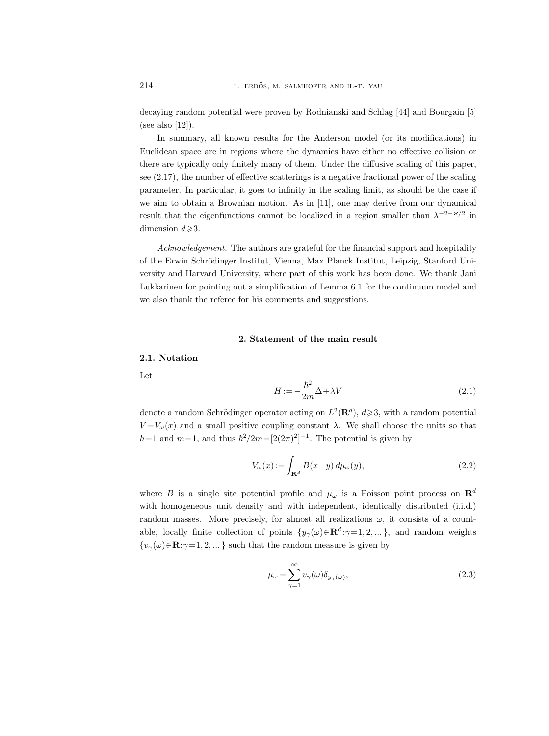decaying random potential were proven by Rodnianski and Schlag [44] and Bourgain [5] (see also [12]).

In summary, all known results for the Anderson model (or its modifications) in Euclidean space are in regions where the dynamics have either no effective collision or there are typically only finitely many of them. Under the diffusive scaling of this paper, see (2.17), the number of effective scatterings is a negative fractional power of the scaling parameter. In particular, it goes to infinity in the scaling limit, as should be the case if we aim to obtain a Brownian motion. As in [11], one may derive from our dynamical result that the eigenfunctions cannot be localized in a region smaller than $\lambda^{-2-\varkappa/2}$ in dimension $d\geqslant 3$.

*Acknowledgement.* The authors are grateful for the financial support and hospitality of the Erwin Schrödinger Institut, Vienna, Max Planck Institut, Leipzig, Stanford University and Harvard University, where part of this work has been done. We thank Jani Lukkarinen for pointing out a simplification of Lemma 6.1 for the continuum model and we also thank the referee for his comments and suggestions.

## 2. Statement of the main result

### 2.1. Notation

Let

$$H := -\frac{\hbar^2}{2m}\Delta + \lambda V \tag{2.1}$$

denote a random Schrödinger operator acting on $L^2(\mathbf{R}^d)$, $d\geqslant 3$, with a random potential $V = V_\omega(x)$ and a small positive coupling constant $\lambda$. We shall choose the units so that $h=1$ and $m=1$, and thus $\hbar^2/2m = [2(2\pi)^2]^{-1}$. The potential is given by

$$V_\omega(x) := \int_{\mathbf{R}^d} B(x-y)\, d\mu_\omega(y), \tag{2.2}$$

where $B$ is a single site potential profile and $\mu_\omega$ is a Poisson point process on $\mathbf{R}^d$ with homogeneous unit density and with independent, identically distributed (i.i.d.) random masses. More precisely, for almost all realizations $\omega$, it consists of a countable, locally finite collection of points $\{y_\gamma(\omega)\in\mathbf{R}^d : \gamma = 1, 2, ...\}$, and random weights $\{v_\gamma(\omega)\in\mathbf{R} : \gamma = 1, 2, ...\}$ such that the random measure is given by

$$\mu_\omega = \sum_{\gamma=1}^{\infty} v_\gamma(\omega)\delta_{y_\gamma(\omega)}, \tag{2.3}$$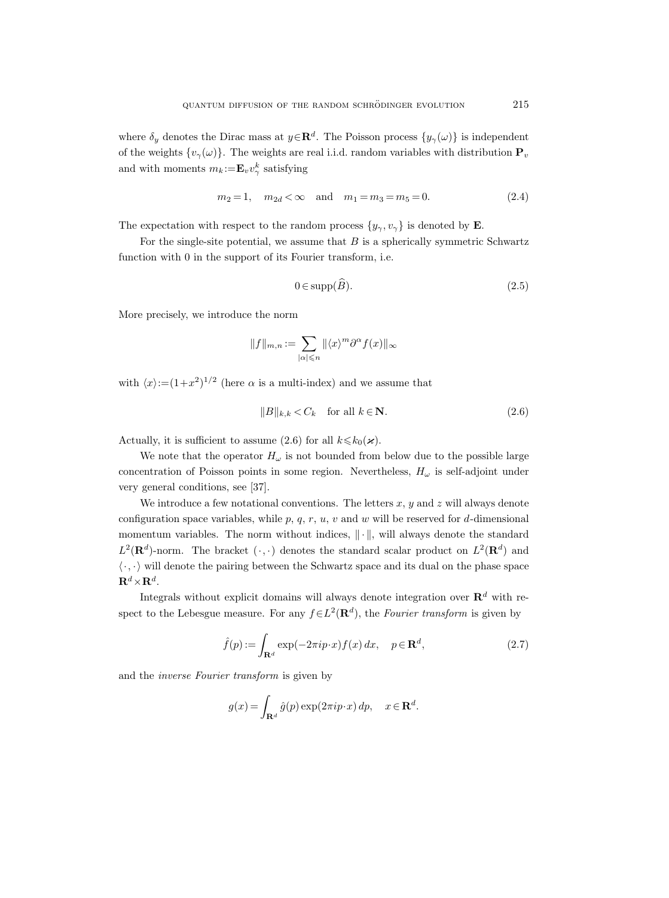where $\delta_y$ denotes the Dirac mass at $y\in\mathbf{R}^d$. The Poisson process $\{y_\gamma(\omega)\}$ is independent of the weights $\{v_\gamma(\omega)\}$. The weights are real i.i.d. random variables with distribution $\mathbf{P}_v$ and with moments $m_k:=\mathbf{E}_v v_\gamma^k$ satisfying

$$m_2=1, \quad m_{2d}<\infty \quad \text{and} \quad m_1=m_3=m_5=0. \tag{2.4}$$

The expectation with respect to the random process $\{y_\gamma, v_\gamma\}$ is denoted by $\mathbf{E}$.

For the single-site potential, we assume that $B$ is a spherically symmetric Schwartz function with 0 in the support of its Fourier transform, i.e.

$$0\in\operatorname{supp}(\widehat{B}). \tag{2.5}$$

More precisely, we introduce the norm

$$\|f\|_{m,n}:=\sum_{|\alpha|\leqslant n}\|\langle x\rangle^m\partial^\alpha f(x)\|_\infty$$

with $\langle x\rangle:=(1+x^2)^{1/2}$ (here $\alpha$ is a multi-index) and we assume that

$$\|B\|_{k,k}<C_k \quad \text{for all } k\in\mathbf{N}. \tag{2.6}$$

Actually, it is sufficient to assume (2.6) for all $k\leqslant k_0(\varkappa)$.

We note that the operator $H_\omega$ is not bounded from below due to the possible large concentration of Poisson points in some region. Nevertheless, $H_\omega$ is self-adjoint under very general conditions, see [37].

We introduce a few notational conventions. The letters $x$, $y$ and $z$ will always denote configuration space variables, while $p$, $q$, $r$, $u$, $v$ and $w$ will be reserved for $d$-dimensional momentum variables. The norm without indices, $\|\cdot\|$, will always denote the standard $L^2(\mathbf{R}^d)$-norm. The bracket $(\cdot,\cdot)$ denotes the standard scalar product on $L^2(\mathbf{R}^d)$ and $\langle\cdot,\cdot\rangle$ will denote the pairing between the Schwartz space and its dual on the phase space $\mathbf{R}^d\times\mathbf{R}^d$.

Integrals without explicit domains will always denote integration over $\mathbf{R}^d$ with respect to the Lebesgue measure. For any $f\in L^2(\mathbf{R}^d)$, the *Fourier transform* is given by

$$\hat{f}(p):=\int_{\mathbf{R}^d}\exp(-2\pi ip\cdot x)f(x)\,dx, \quad p\in\mathbf{R}^d, \tag{2.7}$$

and the *inverse Fourier transform* is given by

$$g(x)=\int_{\mathbf{R}^d}\hat{g}(p)\exp(2\pi ip\cdot x)\,dp, \quad x\in\mathbf{R}^d.$$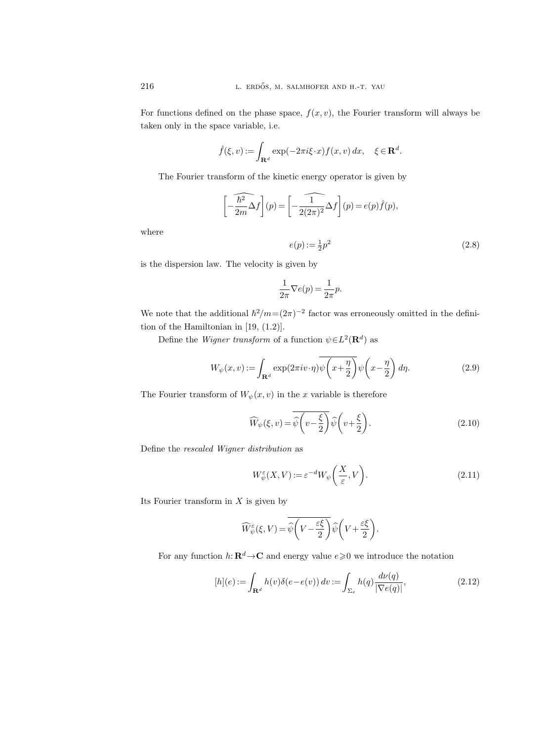For functions defined on the phase space, $f(x,v)$, the Fourier transform will always be taken only in the space variable, i.e.

$$\hat{f}(\xi,v) := \int_{\mathbf{R}^d} \exp(-2\pi i \xi\cdot x) f(x,v)\,dx, \quad \xi\in\mathbf{R}^d.$$

The Fourier transform of the kinetic energy operator is given by

$$\left[\widehat{-\frac{\hbar^2}{2m}\Delta f}\right](p) = \left[\widehat{-\frac{1}{2(2\pi)^2}\Delta f}\right](p) = e(p)\hat{f}(p),$$

where

$$e(p) := \tfrac{1}{2}p^2 \tag{2.8}$$

is the dispersion law. The velocity is given by

$$\frac{1}{2\pi}\nabla e(p) = \frac{1}{2\pi}p.$$

We note that the additional $\hbar^2/m = (2\pi)^{-2}$ factor was erroneously omitted in the definition of the Hamiltonian in [19, (1.2)].

Define the *Wigner transform* of a function $\psi\in L^2(\mathbf{R}^d)$ as

$$W_\psi(x,v) := \int_{\mathbf{R}^d} \exp(2\pi i v\cdot\eta)\overline{\psi\left(x+\frac{\eta}{2}\right)}\psi\left(x-\frac{\eta}{2}\right)d\eta. \tag{2.9}$$

The Fourier transform of $W_\psi(x,v)$ in the $x$ variable is therefore

$$\widehat{W}_\psi(\xi,v) = \overline{\widehat{\psi}\left(v-\frac{\xi}{2}\right)}\widehat{\psi}\left(v+\frac{\xi}{2}\right). \tag{2.10}$$

Define the *rescaled Wigner distribution* as

$$W_\psi^\varepsilon(X,V) := \varepsilon^{-d} W_\psi\left(\frac{X}{\varepsilon}, V\right). \tag{2.11}$$

Its Fourier transform in $X$ is given by

$$\widehat{W}_\psi^\varepsilon(\xi,V) = \overline{\widehat{\psi}\left(V-\frac{\varepsilon\xi}{2}\right)}\widehat{\psi}\left(V+\frac{\varepsilon\xi}{2}\right).$$

For any function $h:\mathbf{R}^d\to\mathbf{C}$ and energy value $e\geqslant 0$ we introduce the notation

$$[h](e) := \int_{\mathbf{R}^d} h(v)\delta(e-e(v))\,dv := \int_{\Sigma_e} h(q)\frac{d\nu(q)}{|\nabla e(q)|}, \tag{2.12}$$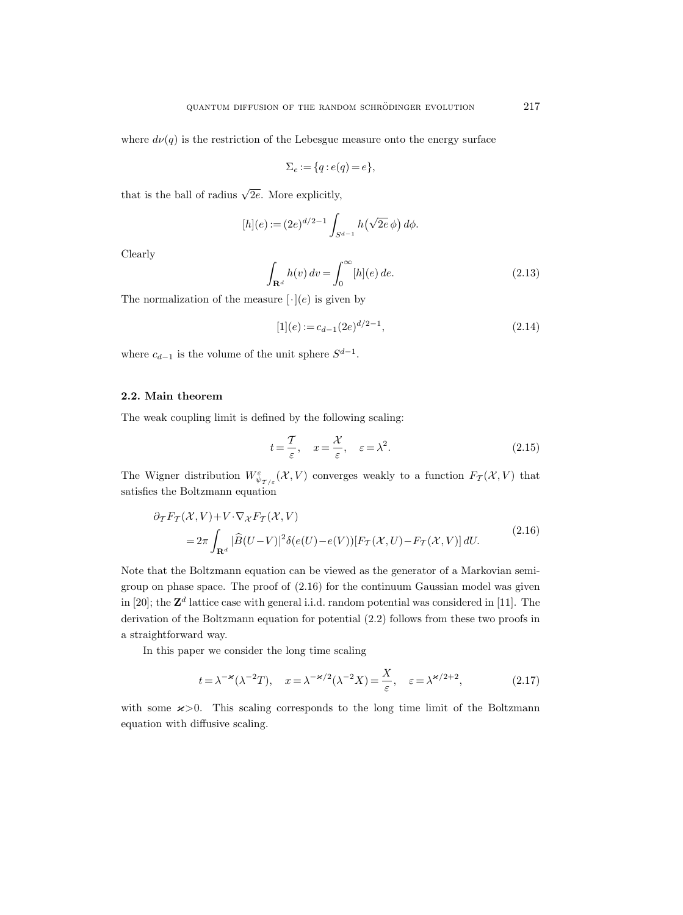where $d\nu(q)$ is the restriction of the Lebesgue measure onto the energy surface

$$\Sigma_e := \{q : e(q) = e\},$$

that is the ball of radius $\sqrt{2e}$. More explicitly,

$$[h](e) := (2e)^{d/2-1} \int_{S^{d-1}} h\big(\sqrt{2e}\,\phi\big)\, d\phi.$$

Clearly

$$\int_{\mathbf{R}^d} h(v)\, dv = \int_0^\infty [h](e)\, de. \tag{2.13}$$

The normalization of the measure $[\cdot](e)$ is given by

$$[1](e) := c_{d-1}(2e)^{d/2-1}, \tag{2.14}$$

where $c_{d-1}$ is the volume of the unit sphere $S^{d-1}$.

### 2.2. Main theorem

The weak coupling limit is defined by the following scaling:

$$t = \frac{\mathcal{T}}{\varepsilon}, \quad x = \frac{\mathcal{X}}{\varepsilon}, \quad \varepsilon = \lambda^2. \tag{2.15}$$

The Wigner distribution $W^{\varepsilon}_{\psi_{\mathcal{T}/\varepsilon}}(\mathcal{X}, V)$ converges weakly to a function $F_{\mathcal{T}}(\mathcal{X}, V)$ that satisfies the Boltzmann equation

$$\begin{aligned} &\partial_{\mathcal{T}} F_{\mathcal{T}}(\mathcal{X}, V) + V \cdot \nabla_{\mathcal{X}} F_{\mathcal{T}}(\mathcal{X}, V) \\ &\qquad = 2\pi \int_{\mathbf{R}^d} |\widehat{B}(U-V)|^2 \delta(e(U)-e(V))[F_{\mathcal{T}}(\mathcal{X}, U) - F_{\mathcal{T}}(\mathcal{X}, V)]\, dU. \end{aligned} \tag{2.16}$$

Note that the Boltzmann equation can be viewed as the generator of a Markovian semigroup on phase space. The proof of (2.16) for the continuum Gaussian model was given in [20]; the $\mathbf{Z}^d$ lattice case with general i.i.d. random potential was considered in [11]. The derivation of the Boltzmann equation for potential (2.2) follows from these two proofs in a straightforward way.

In this paper we consider the long time scaling

$$t = \lambda^{-\varkappa}(\lambda^{-2}T), \quad x = \lambda^{-\varkappa/2}(\lambda^{-2}X) = \frac{X}{\varepsilon}, \quad \varepsilon = \lambda^{\varkappa/2+2}, \tag{2.17}$$

with some $\varkappa > 0$. This scaling corresponds to the long time limit of the Boltzmann equation with diffusive scaling.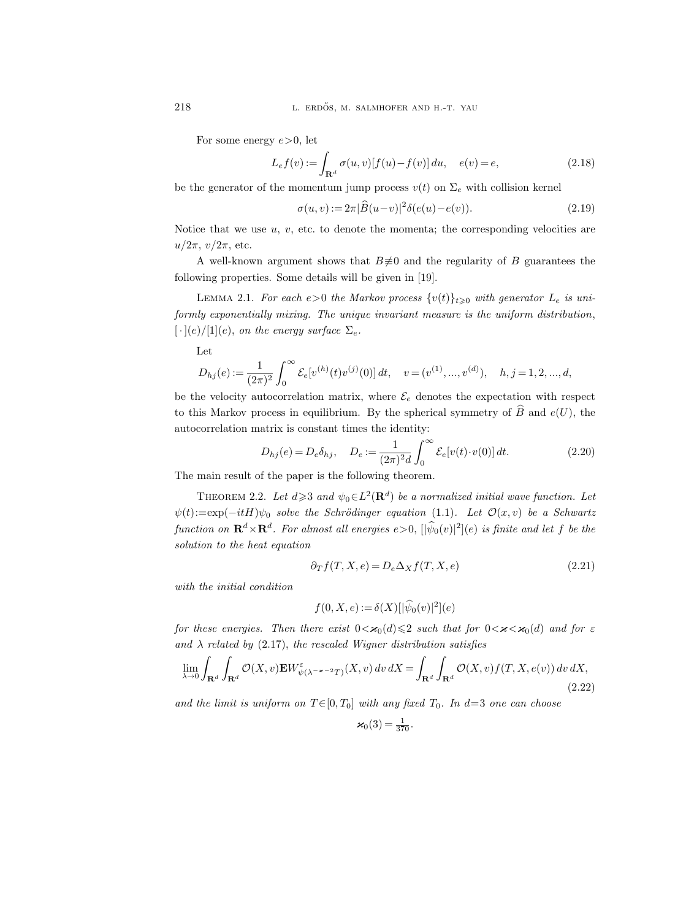For some energy $e>0$, let

$$L_e f(v) := \int_{\mathbf{R}^d} \sigma(u,v)[f(u)-f(v)]\,du, \quad e(v)=e, \tag{2.18}$$

be the generator of the momentum jump process $v(t)$ on $\Sigma_e$ with collision kernel

$$\sigma(u,v) := 2\pi|\widehat{B}(u-v)|^2 \delta(e(u)-e(v)). \tag{2.19}$$

Notice that we use $u$, $v$, etc. to denote the momenta; the corresponding velocities are $u/2\pi$, $v/2\pi$, etc.

A well-known argument shows that $B\not\equiv 0$ and the regularity of $B$ guarantees the following properties. Some details will be given in [19].

Lemma 2.1. *For each $e>0$ the Markov process $\{v(t)\}_{t\geqslant 0}$ with generator $L_e$ is uniformly exponentially mixing. The unique invariant measure is the uniform distribution*, $[\,\cdot\,](e)/[1](e)$, *on the energy surface $\Sigma_e$.*

Let

$$D_{hj}(e) := \frac{1}{(2\pi)^2}\int_0^\infty \mathcal{E}_e[v^{(h)}(t)v^{(j)}(0)]\,dt, \quad v=(v^{(1)},...,v^{(d)}), \quad h,j=1,2,...,d,$$

be the velocity autocorrelation matrix, where $\mathcal{E}_e$ denotes the expectation with respect to this Markov process in equilibrium. By the spherical symmetry of $\widehat{B}$ and $e(U)$, the autocorrelation matrix is constant times the identity:

$$D_{hj}(e) = D_e\delta_{hj}, \quad D_e := \frac{1}{(2\pi)^2 d}\int_0^\infty \mathcal{E}_e[v(t)\cdot v(0)]\,dt. \tag{2.20}$$

The main result of the paper is the following theorem.

Theorem 2.2. *Let $d\geqslant 3$ and $\psi_0\in L^2(\mathbf{R}^d)$ be a normalized initial wave function. Let $\psi(t):=\exp(-itH)\psi_0$ solve the Schrödinger equation* (1.1). *Let $\mathcal{O}(x,v)$ be a Schwartz function on $\mathbf{R}^d\times\mathbf{R}^d$. For almost all energies $e>0$, $[|\widehat{\psi}_0(v)|^2](e)$ is finite and let $f$ be the solution to the heat equation*

$$\partial_T f(T,X,e) = D_e \Delta_X f(T,X,e) \tag{2.21}$$

*with the initial condition*

$$f(0,X,e) := \delta(X)[|\widehat{\psi}_0(v)|^2](e)$$

*for these energies. Then there exist $0<\varkappa_0(d)\leqslant 2$ such that for $0<\varkappa<\varkappa_0(d)$ and for $\varepsilon$ and $\lambda$ related by* (2.17), *the rescaled Wigner distribution satisfies*

$$\lim_{\lambda\to 0}\int_{\mathbf{R}^d}\int_{\mathbf{R}^d}\mathcal{O}(X,v)\mathbf{E}W^{\varepsilon}_{\psi(\lambda^{-\varkappa-2}T)}(X,v)\,dv\,dX = \int_{\mathbf{R}^d}\int_{\mathbf{R}^d}\mathcal{O}(X,v)f(T,X,e(v))\,dv\,dX, \tag{2.22}$$

*and the limit is uniform on $T\in[0,T_0]$ with any fixed $T_0$. In $d=3$ one can choose*

$$\varkappa_0(3) = \tfrac{1}{370}.$$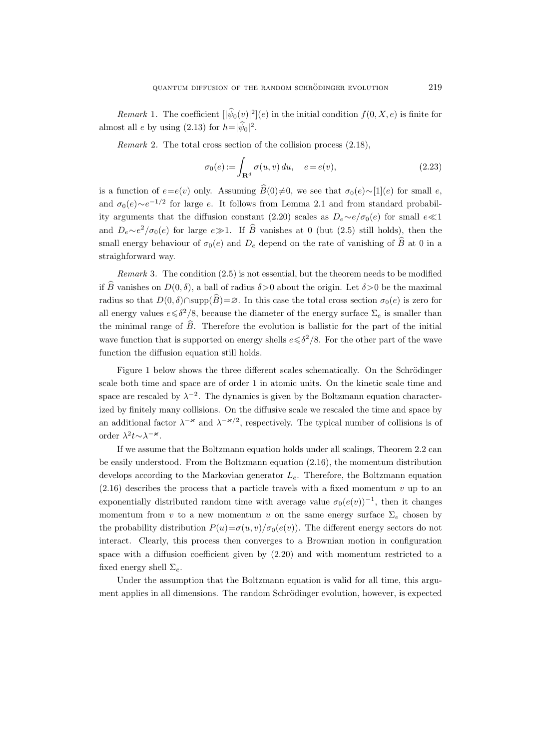*Remark* 1. The coefficient $[|\widehat{\psi}_0(v)|^2](e)$ in the initial condition $f(0,X,e)$ is finite for almost all $e$ by using (2.13) for $h=|\widehat{\psi}_0|^2$.

*Remark* 2. The total cross section of the collision process (2.18),

$$\sigma_0(e) := \int_{\mathbf{R}^d} \sigma(u,v)\,du, \quad e=e(v), \tag{2.23}$$

is a function of $e=e(v)$ only. Assuming $\widehat{B}(0)\neq 0$, we see that $\sigma_0(e)\sim[1](e)$ for small $e$, and $\sigma_0(e)\sim e^{-1/2}$ for large $e$. It follows from Lemma 2.1 and from standard probability arguments that the diffusion constant (2.20) scales as $D_e\sim e/\sigma_0(e)$ for small $e\ll 1$ and $D_e\sim e^2/\sigma_0(e)$ for large $e\gg 1$. If $\widehat{B}$ vanishes at 0 (but (2.5) still holds), then the small energy behaviour of $\sigma_0(e)$ and $D_e$ depend on the rate of vanishing of $\widehat{B}$ at 0 in a straighforward way.

*Remark* 3. The condition (2.5) is not essential, but the theorem needs to be modified if $\widehat{B}$ vanishes on $D(0,\delta)$, a ball of radius $\delta>0$ about the origin. Let $\delta>0$ be the maximal radius so that $D(0,\delta)\cap \operatorname{supp}(\widehat{B})=\varnothing$. In this case the total cross section $\sigma_0(e)$ is zero for all energy values $e\leqslant \delta^2/8$, because the diameter of the energy surface $\Sigma_e$ is smaller than the minimal range of $\widehat{B}$. Therefore the evolution is ballistic for the part of the initial wave function that is supported on energy shells $e\leqslant\delta^2/8$. For the other part of the wave function the diffusion equation still holds.

Figure 1 below shows the three different scales schematically. On the Schrödinger scale both time and space are of order 1 in atomic units. On the kinetic scale time and space are rescaled by $\lambda^{-2}$. The dynamics is given by the Boltzmann equation characterized by finitely many collisions. On the diffusive scale we rescaled the time and space by an additional factor $\lambda^{-\varkappa}$ and $\lambda^{-\varkappa/2}$, respectively. The typical number of collisions is of order $\lambda^2 t\sim\lambda^{-\varkappa}$.

If we assume that the Boltzmann equation holds under all scalings, Theorem 2.2 can be easily understood. From the Boltzmann equation (2.16), the momentum distribution develops according to the Markovian generator $L_e$. Therefore, the Boltzmann equation (2.16) describes the process that a particle travels with a fixed momentum $v$ up to an exponentially distributed random time with average value $\sigma_0(e(v))^{-1}$, then it changes momentum from $v$ to a new momentum $u$ on the same energy surface $\Sigma_e$ chosen by the probability distribution $P(u)=\sigma(u,v)/\sigma_0(e(v))$. The different energy sectors do not interact. Clearly, this process then converges to a Brownian motion in configuration space with a diffusion coefficient given by (2.20) and with momentum restricted to a fixed energy shell $\Sigma_e$.

Under the assumption that the Boltzmann equation is valid for all time, this argument applies in all dimensions. The random Schrödinger evolution, however, is expected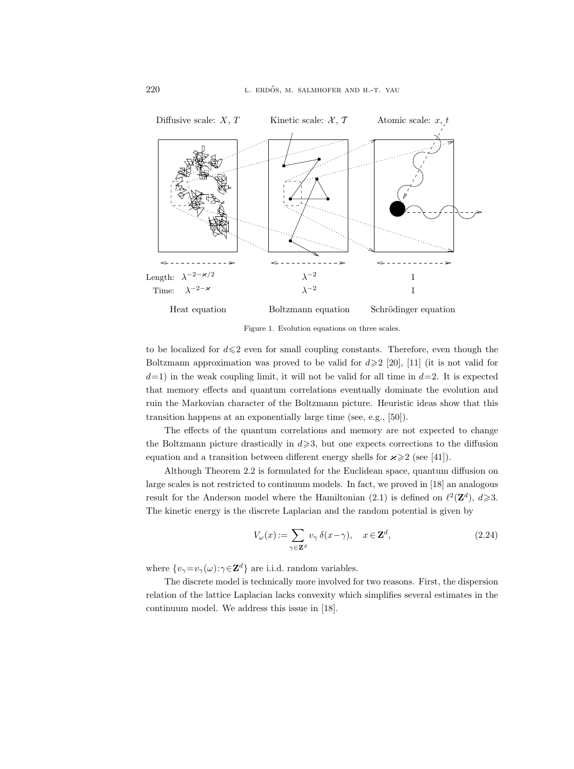Diffusive scale: $X$, $T$ — Kinetic scale: $\mathcal{X}$, $\mathcal{T}$ — Atomic scale: $x$, $t$

| | Heat equation | Boltzmann equation | Schrödinger equation |
|---|---|---|---|
| Length: | $\lambda^{-2-\varkappa/2}$ | $\lambda^{-2}$ | 1 |
| Time: | $\lambda^{-2-\varkappa}$ | $\lambda^{-2}$ | 1 |

Figure 1. Evolution equations on three scales.

to be localized for $d\leqslant 2$ even for small coupling constants. Therefore, even though the Boltzmann approximation was proved to be valid for $d\geqslant 2$ [20], [11] (it is not valid for $d=1$) in the weak coupling limit, it will not be valid for all time in $d=2$. It is expected that memory effects and quantum correlations eventually dominate the evolution and ruin the Markovian character of the Boltzmann picture. Heuristic ideas show that this transition happens at an exponentially large time (see, e.g., [50]).

The effects of the quantum correlations and memory are not expected to change the Boltzmann picture drastically in $d\geqslant 3$, but one expects corrections to the diffusion equation and a transition between different energy shells for $\varkappa\geqslant 2$ (see [41]).

Although Theorem 2.2 is formulated for the Euclidean space, quantum diffusion on large scales is not restricted to continuum models. In fact, we proved in [18] an analogous result for the Anderson model where the Hamiltonian (2.1) is defined on $\ell^2(\mathbf{Z}^d)$, $d\geqslant 3$. The kinetic energy is the discrete Laplacian and the random potential is given by

$$V_\omega(x) := \sum_{\gamma\in\mathbf{Z}^d} v_\gamma\, \delta(x-\gamma), \quad x\in\mathbf{Z}^d, \tag{2.24}$$

where $\{v_\gamma = v_\gamma(\omega) : \gamma\in\mathbf{Z}^d\}$ are i.i.d. random variables.

The discrete model is technically more involved for two reasons. First, the dispersion relation of the lattice Laplacian lacks convexity which simplifies several estimates in the continuum model. We address this issue in [18].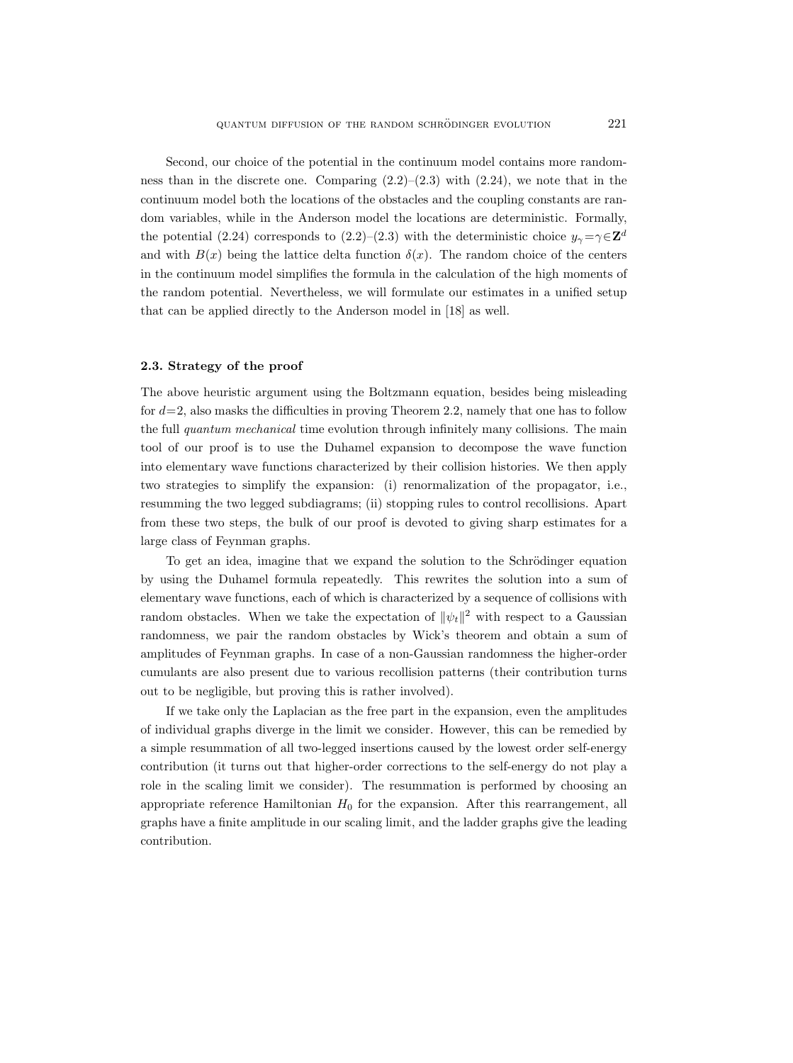Second, our choice of the potential in the continuum model contains more randomness than in the discrete one. Comparing (2.2)–(2.3) with (2.24), we note that in the continuum model both the locations of the obstacles and the coupling constants are random variables, while in the Anderson model the locations are deterministic. Formally, the potential (2.24) corresponds to (2.2)–(2.3) with the deterministic choice $y_\gamma = \gamma \in \mathbf{Z}^d$ and with $B(x)$ being the lattice delta function $\delta(x)$. The random choice of the centers in the continuum model simplifies the formula in the calculation of the high moments of the random potential. Nevertheless, we will formulate our estimates in a unified setup that can be applied directly to the Anderson model in [18] as well.

### 2.3. Strategy of the proof

The above heuristic argument using the Boltzmann equation, besides being misleading for $d=2$, also masks the difficulties in proving Theorem 2.2, namely that one has to follow the full *quantum mechanical* time evolution through infinitely many collisions. The main tool of our proof is to use the Duhamel expansion to decompose the wave function into elementary wave functions characterized by their collision histories. We then apply two strategies to simplify the expansion: (i) renormalization of the propagator, i.e., resumming the two legged subdiagrams; (ii) stopping rules to control recollisions. Apart from these two steps, the bulk of our proof is devoted to giving sharp estimates for a large class of Feynman graphs.

To get an idea, imagine that we expand the solution to the Schrödinger equation by using the Duhamel formula repeatedly. This rewrites the solution into a sum of elementary wave functions, each of which is characterized by a sequence of collisions with random obstacles. When we take the expectation of $\|\psi_t\|^2$ with respect to a Gaussian randomness, we pair the random obstacles by Wick's theorem and obtain a sum of amplitudes of Feynman graphs. In case of a non-Gaussian randomness the higher-order cumulants are also present due to various recollision patterns (their contribution turns out to be negligible, but proving this is rather involved).

If we take only the Laplacian as the free part in the expansion, even the amplitudes of individual graphs diverge in the limit we consider. However, this can be remedied by a simple resummation of all two-legged insertions caused by the lowest order self-energy contribution (it turns out that higher-order corrections to the self-energy do not play a role in the scaling limit we consider). The resummation is performed by choosing an appropriate reference Hamiltonian $H_0$ for the expansion. After this rearrangement, all graphs have a finite amplitude in our scaling limit, and the ladder graphs give the leading contribution.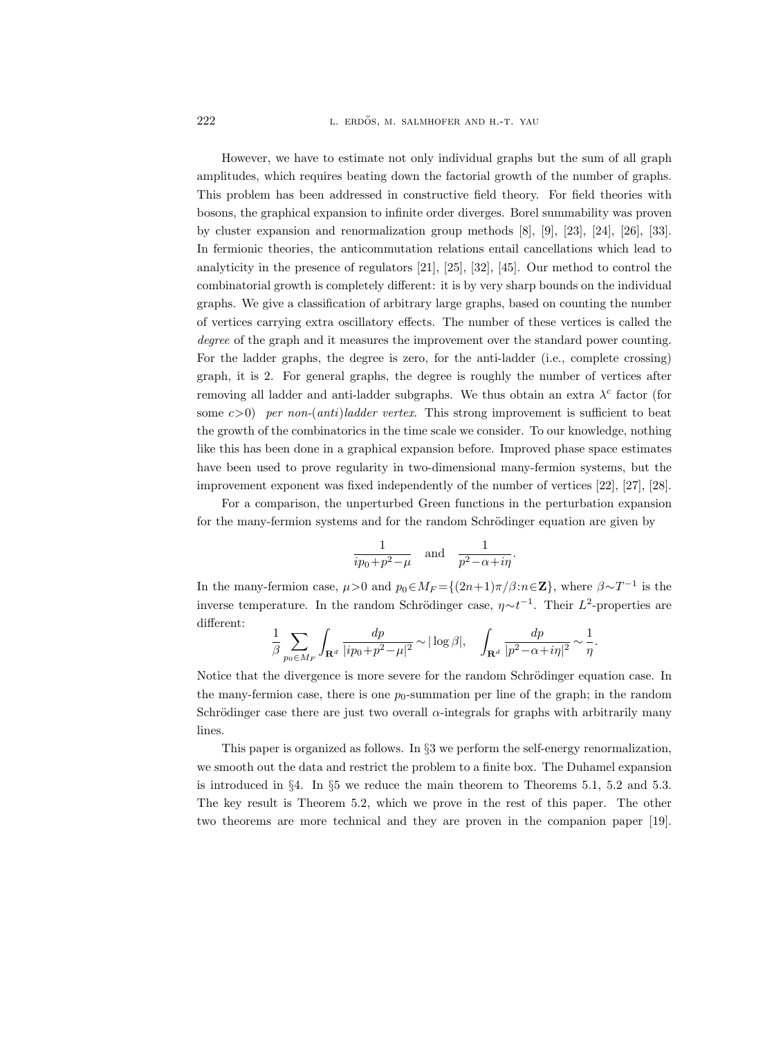However, we have to estimate not only individual graphs but the sum of all graph amplitudes, which requires beating down the factorial growth of the number of graphs. This problem has been addressed in constructive field theory. For field theories with bosons, the graphical expansion to infinite order diverges. Borel summability was proven by cluster expansion and renormalization group methods [8], [9], [23], [24], [26], [33]. In fermionic theories, the anticommutation relations entail cancellations which lead to analyticity in the presence of regulators [21], [25], [32], [45]. Our method to control the combinatorial growth is completely different: it is by very sharp bounds on the individual graphs. We give a classification of arbitrary large graphs, based on counting the number of vertices carrying extra oscillatory effects. The number of these vertices is called the *degree* of the graph and it measures the improvement over the standard power counting. For the ladder graphs, the degree is zero, for the anti-ladder (i.e., complete crossing) graph, it is 2. For general graphs, the degree is roughly the number of vertices after removing all ladder and anti-ladder subgraphs. We thus obtain an extra $\lambda^c$ factor (for some $c>0$) *per non-(anti)ladder vertex*. This strong improvement is sufficient to beat the growth of the combinatorics in the time scale we consider. To our knowledge, nothing like this has been done in a graphical expansion before. Improved phase space estimates have been used to prove regularity in two-dimensional many-fermion systems, but the improvement exponent was fixed independently of the number of vertices [22], [27], [28].

For a comparison, the unperturbed Green functions in the perturbation expansion for the many-fermion systems and for the random Schrödinger equation are given by

$$\frac{1}{ip_0+p^2-\mu} \quad \text{and} \quad \frac{1}{p^2-\alpha+i\eta}.$$

In the many-fermion case, $\mu>0$ and $p_0 \in M_F = \{(2n+1)\pi/\beta : n \in \mathbf{Z}\}$, where $\beta \sim T^{-1}$ is the inverse temperature. In the random Schrödinger case, $\eta \sim t^{-1}$. Their $L^2$-properties are different:

$$\frac{1}{\beta}\sum_{p_0\in M_F}\int_{\mathbf{R}^d}\frac{dp}{|ip_0+p^2-\mu|^2} \sim |\log\beta|, \quad \int_{\mathbf{R}^d}\frac{dp}{|p^2-\alpha+i\eta|^2} \sim \frac{1}{\eta}.$$

Notice that the divergence is more severe for the random Schrödinger equation case. In the many-fermion case, there is one $p_0$-summation per line of the graph; in the random Schrödinger case there are just two overall $\alpha$-integrals for graphs with arbitrarily many lines.

This paper is organized as follows. In §3 we perform the self-energy renormalization, we smooth out the data and restrict the problem to a finite box. The Duhamel expansion is introduced in §4. In §5 we reduce the main theorem to Theorems 5.1, 5.2 and 5.3. The key result is Theorem 5.2, which we prove in the rest of this paper. The other two theorems are more technical and they are proven in the companion paper [19].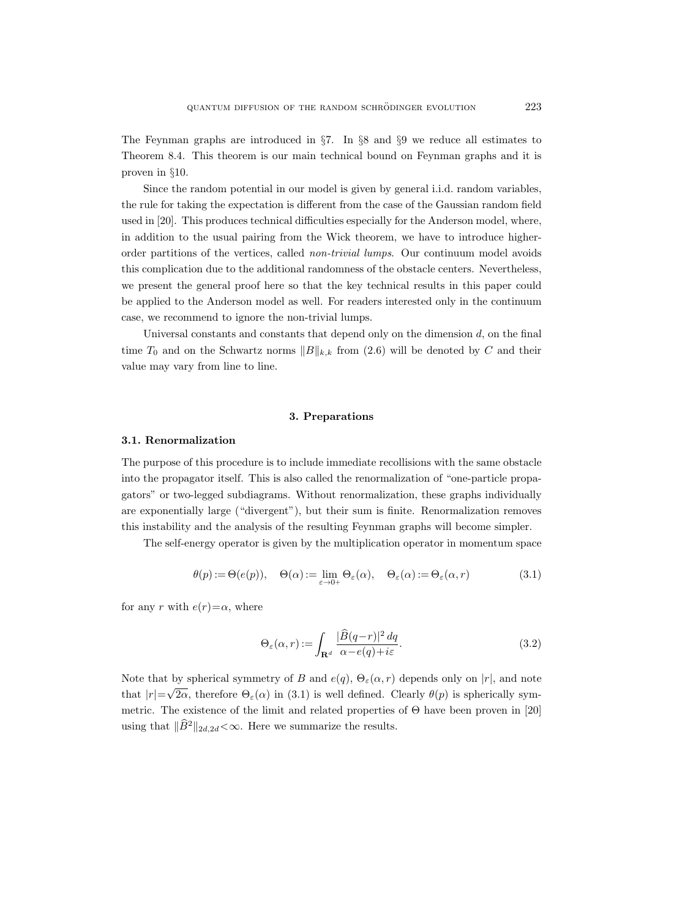The Feynman graphs are introduced in §7. In §8 and §9 we reduce all estimates to Theorem 8.4. This theorem is our main technical bound on Feynman graphs and it is proven in §10.

Since the random potential in our model is given by general i.i.d. random variables, the rule for taking the expectation is different from the case of the Gaussian random field used in [20]. This produces technical difficulties especially for the Anderson model, where, in addition to the usual pairing from the Wick theorem, we have to introduce higher-order partitions of the vertices, called *non-trivial lumps*. Our continuum model avoids this complication due to the additional randomness of the obstacle centers. Nevertheless, we present the general proof here so that the key technical results in this paper could be applied to the Anderson model as well. For readers interested only in the continuum case, we recommend to ignore the non-trivial lumps.

Universal constants and constants that depend only on the dimension $d$, on the final time $T_0$ and on the Schwartz norms $\|B\|_{k,k}$ from (2.6) will be denoted by $C$ and their value may vary from line to line.

## 3. Preparations

### 3.1. Renormalization

The purpose of this procedure is to include immediate recollisions with the same obstacle into the propagator itself. This is also called the renormalization of "one-particle propagators" or two-legged subdiagrams. Without renormalization, these graphs individually are exponentially large ("divergent"), but their sum is finite. Renormalization removes this instability and the analysis of the resulting Feynman graphs will become simpler.

The self-energy operator is given by the multiplication operator in momentum space

$$\theta(p) := \Theta(e(p)), \quad \Theta(\alpha) := \lim_{\varepsilon \to 0+} \Theta_\varepsilon(\alpha), \quad \Theta_\varepsilon(\alpha) := \Theta_\varepsilon(\alpha, r) \tag{3.1}$$

for any $r$ with $e(r)=\alpha$, where

$$\Theta_\varepsilon(\alpha, r) := \int_{\mathbf{R}^d} \frac{|\widehat{B}(q-r)|^2 \, dq}{\alpha - e(q) + i\varepsilon}. \tag{3.2}$$

Note that by spherical symmetry of $B$ and $e(q)$, $\Theta_\varepsilon(\alpha, r)$ depends only on $|r|$, and note that $|r| = \sqrt{2\alpha}$, therefore $\Theta_\varepsilon(\alpha)$ in (3.1) is well defined. Clearly $\theta(p)$ is spherically symmetric. The existence of the limit and related properties of $\Theta$ have been proven in [20] using that $\|\widehat{B}^2\|_{2d,2d} < \infty$. Here we summarize the results.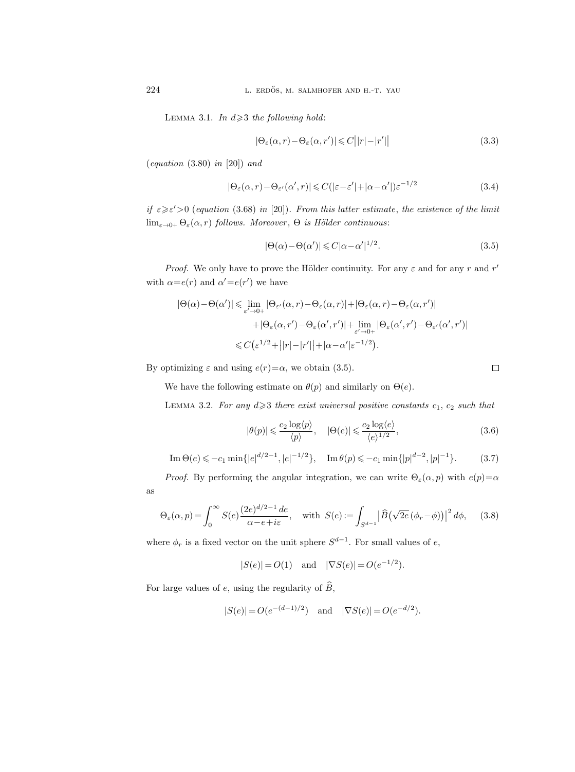Lemma 3.1. *In $d\geqslant 3$ the following hold*:

$$|\Theta_\varepsilon(\alpha,r)-\Theta_\varepsilon(\alpha,r')|\leqslant C\big||r|-|r'|\big| \tag{3.3}$$

(*equation* (3.80) *in* [20]) *and*

$$|\Theta_\varepsilon(\alpha,r)-\Theta_{\varepsilon'}(\alpha',r)|\leqslant C(|\varepsilon-\varepsilon'|+|\alpha-\alpha'|)\varepsilon^{-1/2} \tag{3.4}$$

*if* $\varepsilon\geqslant\varepsilon'>0$ (*equation* (3.68) *in* [20]). *From this latter estimate*, *the existence of the limit* $\lim_{\varepsilon\to 0+}\Theta_\varepsilon(\alpha,r)$ *follows. Moreover*, $\Theta$ *is Hölder continuous*:

$$|\Theta(\alpha)-\Theta(\alpha')|\leqslant C|\alpha-\alpha'|^{1/2}. \tag{3.5}$$

*Proof.* We only have to prove the Hölder continuity. For any $\varepsilon$ and for any $r$ and $r'$ with $\alpha=e(r)$ and $\alpha'=e(r')$ we have

$$\begin{aligned}
|\Theta(\alpha)-\Theta(\alpha')| &\leqslant \lim_{\varepsilon'\to 0+}|\Theta_{\varepsilon'}(\alpha,r)-\Theta_\varepsilon(\alpha,r)|+|\Theta_\varepsilon(\alpha,r)-\Theta_\varepsilon(\alpha,r')| \\
&\quad +|\Theta_\varepsilon(\alpha,r')-\Theta_\varepsilon(\alpha',r')|+\lim_{\varepsilon'\to 0+}|\Theta_\varepsilon(\alpha',r')-\Theta_{\varepsilon'}(\alpha',r')| \\
&\leqslant C\big(\varepsilon^{1/2}+\big||r|-|r'|\big|+|\alpha-\alpha'|\varepsilon^{-1/2}\big).
\end{aligned}$$

By optimizing $\varepsilon$ and using $e(r)=\alpha$, we obtain (3.5). □

We have the following estimate on $\theta(p)$ and similarly on $\Theta(e)$.

Lemma 3.2. *For any $d\geqslant 3$ there exist universal positive constants $c_1$, $c_2$ such that*

$$|\theta(p)|\leqslant\frac{c_2\log\langle p\rangle}{\langle p\rangle},\quad |\Theta(e)|\leqslant\frac{c_2\log\langle e\rangle}{\langle e\rangle^{1/2}}, \tag{3.6}$$

$$\operatorname{Im}\Theta(e)\leqslant -c_1\min\{|e|^{d/2-1},|e|^{-1/2}\},\quad \operatorname{Im}\theta(p)\leqslant -c_1\min\{|p|^{d-2},|p|^{-1}\}. \tag{3.7}$$

*Proof.* By performing the angular integration, we can write $\Theta_\varepsilon(\alpha,p)$ with $e(p)=\alpha$ as

$$\Theta_\varepsilon(\alpha,p)=\int_0^\infty S(e)\frac{(2e)^{d/2-1}\,de}{\alpha-e+i\varepsilon},\quad \text{with } S(e):=\int_{S^{d-1}}\big|\widehat{B}\big(\sqrt{2e}\,(\phi_r-\phi)\big)\big|^2\,d\phi, \tag{3.8}$$

where $\phi_r$ is a fixed vector on the unit sphere $S^{d-1}$. For small values of $e$,

$$|S(e)|=O(1)\quad\text{and}\quad |\nabla S(e)|=O(e^{-1/2}).$$

For large values of $e$, using the regularity of $\widehat{B}$,

$$|S(e)|=O(e^{-(d-1)/2})\quad\text{and}\quad |\nabla S(e)|=O(e^{-d/2}).$$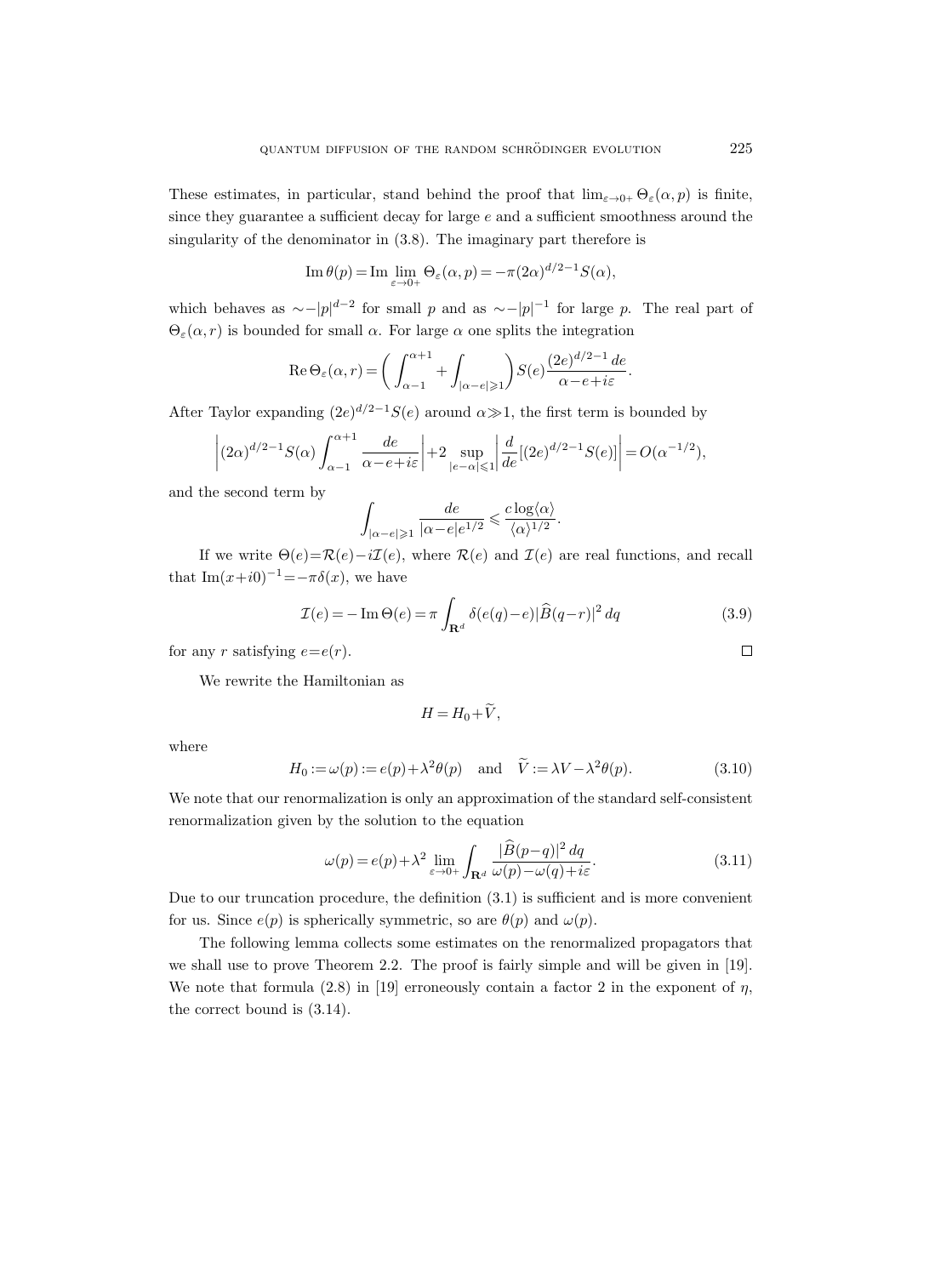These estimates, in particular, stand behind the proof that $\lim_{\varepsilon\to 0+}\Theta_\varepsilon(\alpha,p)$ is finite, since they guarantee a sufficient decay for large $e$ and a sufficient smoothness around the singularity of the denominator in (3.8). The imaginary part therefore is

$$\operatorname{Im}\theta(p)=\operatorname{Im}\lim_{\varepsilon\to 0+}\Theta_\varepsilon(\alpha,p)=-\pi(2\alpha)^{d/2-1}S(\alpha),$$

which behaves as $\sim -|p|^{d-2}$ for small $p$ and as $\sim -|p|^{-1}$ for large $p$. The real part of $\Theta_\varepsilon(\alpha,r)$ is bounded for small $\alpha$. For large $\alpha$ one splits the integration

$$\operatorname{Re}\Theta_\varepsilon(\alpha,r)=\biggl(\int_{\alpha-1}^{\alpha+1}+\int_{|\alpha-e|\geqslant 1}\biggr)S(e)\frac{(2e)^{d/2-1}\,de}{\alpha-e+i\varepsilon}.$$

After Taylor expanding $(2e)^{d/2-1}S(e)$ around $\alpha\gg 1$, the first term is bounded by

$$\biggl|(2\alpha)^{d/2-1}S(\alpha)\int_{\alpha-1}^{\alpha+1}\frac{de}{\alpha-e+i\varepsilon}\biggr|+2\sup_{|e-\alpha|\leqslant 1}\biggl|\frac{d}{de}[(2e)^{d/2-1}S(e)]\biggr|=O(\alpha^{-1/2}),$$

and the second term by

$$\int_{|\alpha-e|\geqslant 1}\frac{de}{|\alpha-e|e^{1/2}}\leqslant\frac{c\log\langle\alpha\rangle}{\langle\alpha\rangle^{1/2}}.$$

If we write $\Theta(e)=\mathcal{R}(e)-i\mathcal{I}(e)$, where $\mathcal{R}(e)$ and $\mathcal{I}(e)$ are real functions, and recall that $\operatorname{Im}(x+i0)^{-1}=-\pi\delta(x)$, we have

$$\mathcal{I}(e)=-\operatorname{Im}\Theta(e)=\pi\int_{\mathbf{R}^d}\delta(e(q)-e)|\widehat{B}(q-r)|^2\,dq \tag{3.9}$$

for any $r$ satisfying $e=e(r)$. $\square$

We rewrite the Hamiltonian as

$$H=H_0+\widetilde{V},$$

where

$$H_0:=\omega(p):=e(p)+\lambda^2\theta(p)\quad\text{and}\quad\widetilde{V}:=\lambda V-\lambda^2\theta(p). \tag{3.10}$$

We note that our renormalization is only an approximation of the standard self-consistent renormalization given by the solution to the equation

$$\omega(p)=e(p)+\lambda^2\lim_{\varepsilon\to 0+}\int_{\mathbf{R}^d}\frac{|\widehat{B}(p-q)|^2\,dq}{\omega(p)-\omega(q)+i\varepsilon}. \tag{3.11}$$

Due to our truncation procedure, the definition (3.1) is sufficient and is more convenient for us. Since $e(p)$ is spherically symmetric, so are $\theta(p)$ and $\omega(p)$.

The following lemma collects some estimates on the renormalized propagators that we shall use to prove Theorem 2.2. The proof is fairly simple and will be given in [19]. We note that formula (2.8) in [19] erroneously contain a factor 2 in the exponent of $\eta$, the correct bound is (3.14).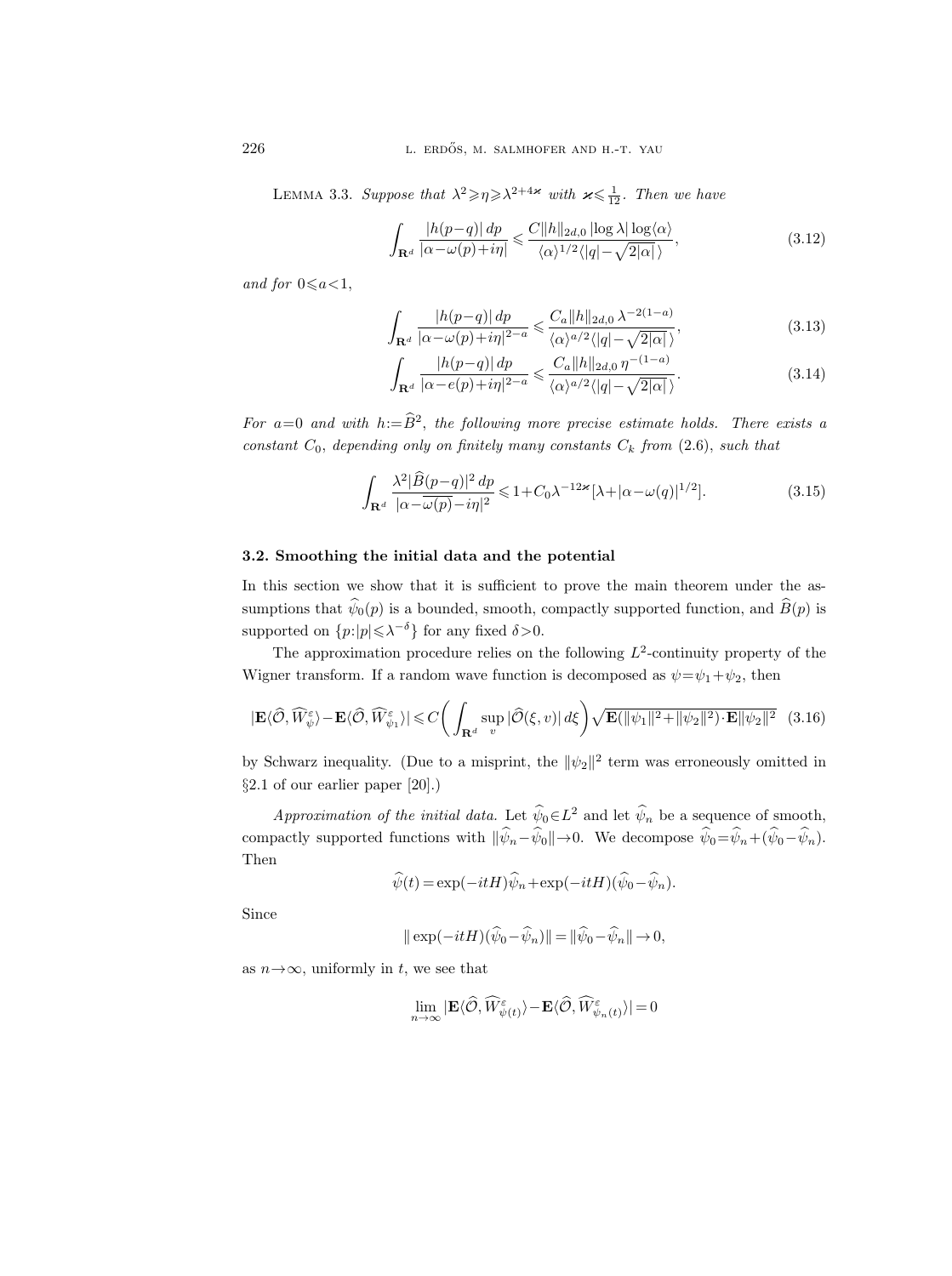LEMMA 3.3. *Suppose that $\lambda^2 \geqslant \eta \geqslant \lambda^{2+4\varkappa}$ with $\varkappa \leqslant \frac{1}{12}$. Then we have*

$$\int_{\mathbf{R}^d} \frac{|h(p-q)|\,dp}{|\alpha-\omega(p)+i\eta|} \leqslant \frac{C\|h\|_{2d,0}\,|\log\lambda|\log\langle\alpha\rangle}{\langle\alpha\rangle^{1/2}\langle|q|-\sqrt{2|\alpha|}\,\rangle}, \tag{3.12}$$

*and for $0 \leqslant a < 1$,*

$$\int_{\mathbf{R}^d} \frac{|h(p-q)|\,dp}{|\alpha-\omega(p)+i\eta|^{2-a}} \leqslant \frac{C_a\|h\|_{2d,0}\,\lambda^{-2(1-a)}}{\langle\alpha\rangle^{a/2}\langle|q|-\sqrt{2|\alpha|}\,\rangle}, \tag{3.13}$$

$$\int_{\mathbf{R}^d} \frac{|h(p-q)|\,dp}{|\alpha-e(p)+i\eta|^{2-a}} \leqslant \frac{C_a\|h\|_{2d,0}\,\eta^{-(1-a)}}{\langle\alpha\rangle^{a/2}\langle|q|-\sqrt{2|\alpha|}\,\rangle}. \tag{3.14}$$

*For $a=0$ and with $h := \widehat{B}^2$, the following more precise estimate holds. There exists a constant $C_0$, depending only on finitely many constants $C_k$ from* (2.6), *such that*

$$\int_{\mathbf{R}^d} \frac{\lambda^2|\widehat{B}(p-q)|^2\,dp}{|\alpha-\overline{\omega(p)}-i\eta|^2} \leqslant 1 + C_0\lambda^{-12\varkappa}[\lambda+|\alpha-\omega(q)|^{1/2}]. \tag{3.15}$$

### 3.2. Smoothing the initial data and the potential

In this section we show that it is sufficient to prove the main theorem under the assumptions that $\widehat{\psi}_0(p)$ is a bounded, smooth, compactly supported function, and $\widehat{B}(p)$ is supported on $\{p:|p|\leqslant\lambda^{-\delta}\}$ for any fixed $\delta>0$.

The approximation procedure relies on the following $L^2$-continuity property of the Wigner transform. If a random wave function is decomposed as $\psi=\psi_1+\psi_2$, then

$$|\mathbf{E}\langle\widehat{\mathcal{O}},\widehat{W}^\varepsilon_\psi\rangle - \mathbf{E}\langle\widehat{\mathcal{O}},\widehat{W}^\varepsilon_{\psi_1}\rangle| \leqslant C\biggl(\int_{\mathbf{R}^d}\sup_v|\widehat{\mathcal{O}}(\xi,v)|\,d\xi\biggr)\sqrt{\mathbf{E}(\|\psi_1\|^2+\|\psi_2\|^2)\cdot\mathbf{E}\|\psi_2\|^2} \tag{3.16}$$

by Schwarz inequality. (Due to a misprint, the $\|\psi_2\|^2$ term was erroneously omitted in §2.1 of our earlier paper [20].)

*Approximation of the initial data.* Let $\widehat{\psi}_0 \in L^2$ and let $\widehat{\psi}_n$ be a sequence of smooth, compactly supported functions with $\|\widehat{\psi}_n-\widehat{\psi}_0\|\to 0$. We decompose $\widehat{\psi}_0=\widehat{\psi}_n+(\widehat{\psi}_0-\widehat{\psi}_n)$. Then

$$\widehat{\psi}(t) = \exp(-itH)\widehat{\psi}_n + \exp(-itH)(\widehat{\psi}_0-\widehat{\psi}_n).$$

Since

$$\|\exp(-itH)(\widehat{\psi}_0-\widehat{\psi}_n)\| = \|\widehat{\psi}_0-\widehat{\psi}_n\| \to 0,$$

as $n\to\infty$, uniformly in $t$, we see that

$$\lim_{n\to\infty}|\mathbf{E}\langle\widehat{\mathcal{O}},\widehat{W}^\varepsilon_{\psi(t)}\rangle - \mathbf{E}\langle\widehat{\mathcal{O}},\widehat{W}^\varepsilon_{\psi_n(t)}\rangle| = 0$$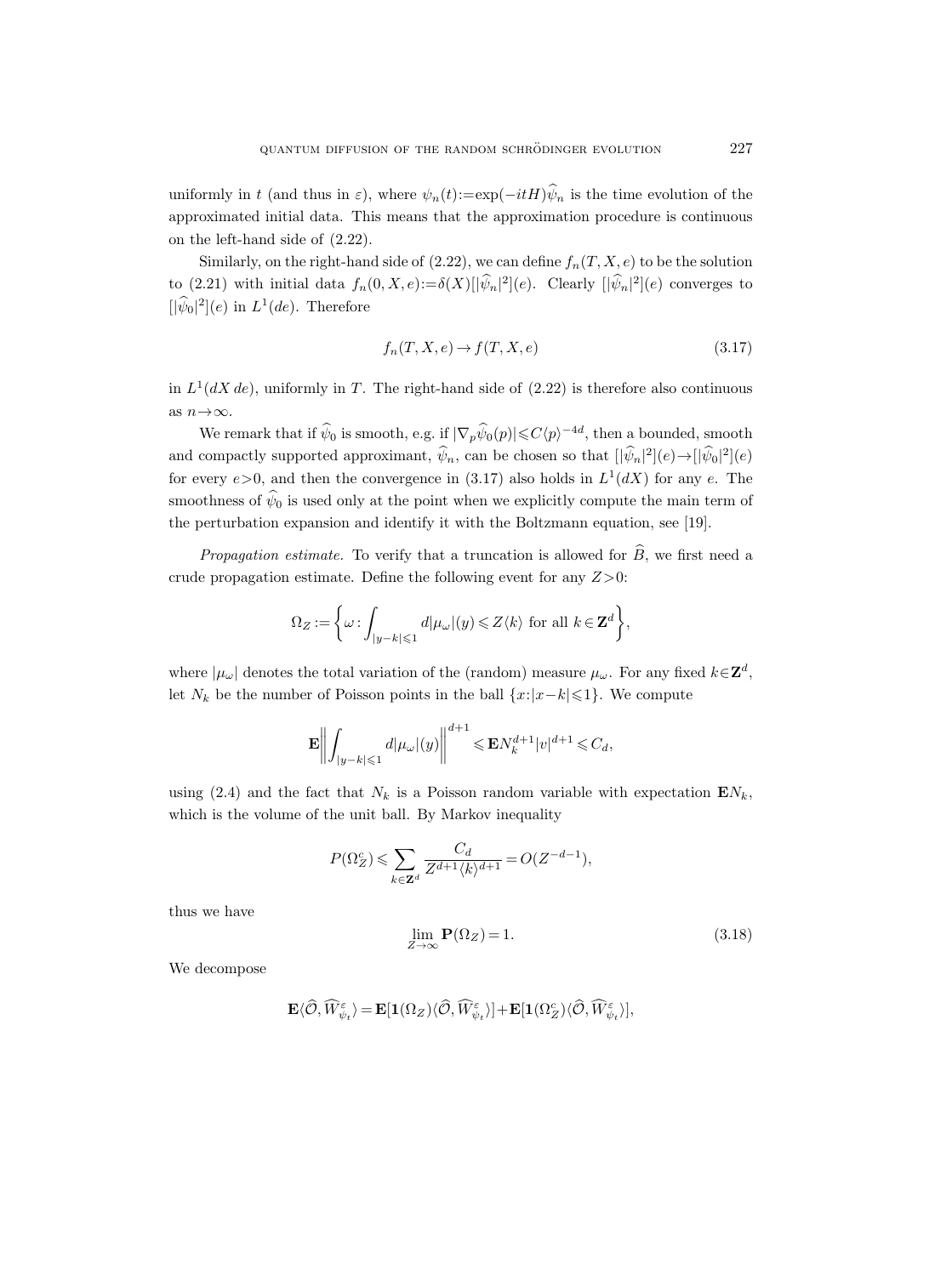uniformly in $t$ (and thus in $\varepsilon$), where $\psi_n(t) := \exp(-itH)\widehat{\psi}_n$ is the time evolution of the approximated initial data. This means that the approximation procedure is continuous on the left-hand side of (2.22).

Similarly, on the right-hand side of (2.22), we can define $f_n(T, X, e)$ to be the solution to (2.21) with initial data $f_n(0, X, e) := \delta(X)[|\widehat{\psi}_n|^2](e)$. Clearly $[|\widehat{\psi}_n|^2](e)$ converges to $[|\widehat{\psi}_0|^2](e)$ in $L^1(de)$. Therefore

$$f_n(T, X, e) \to f(T, X, e) \tag{3.17}$$

in $L^1(dX\, de)$, uniformly in $T$. The right-hand side of (2.22) is therefore also continuous as $n \to \infty$.

We remark that if $\widehat{\psi}_0$ is smooth, e.g. if $|\nabla_p \widehat{\psi}_0(p)| \leqslant C\langle p\rangle^{-4d}$, then a bounded, smooth and compactly supported approximant, $\widehat{\psi}_n$, can be chosen so that $[|\widehat{\psi}_n|^2](e) \to [|\widehat{\psi}_0|^2](e)$ for every $e > 0$, and then the convergence in (3.17) also holds in $L^1(dX)$ for any $e$. The smoothness of $\widehat{\psi}_0$ is used only at the point when we explicitly compute the main term of the perturbation expansion and identify it with the Boltzmann equation, see [19].

*Propagation estimate.* To verify that a truncation is allowed for $\widehat{B}$, we first need a crude propagation estimate. Define the following event for any $Z > 0$:

$$\Omega_Z := \left\{ \omega : \int_{|y-k|\leqslant 1} d|\mu_\omega|(y) \leqslant Z\langle k\rangle \text{ for all } k \in \mathbf{Z}^d \right\},$$

where $|\mu_\omega|$ denotes the total variation of the (random) measure $\mu_\omega$. For any fixed $k \in \mathbf{Z}^d$, let $N_k$ be the number of Poisson points in the ball $\{x : |x-k| \leqslant 1\}$. We compute

$$\mathbf{E}\left\| \int_{|y-k|\leqslant 1} d|\mu_\omega|(y) \right\|^{d+1} \leqslant \mathbf{E} N_k^{d+1} |v|^{d+1} \leqslant C_d,$$

using (2.4) and the fact that $N_k$ is a Poisson random variable with expectation $\mathbf{E}N_k$, which is the volume of the unit ball. By Markov inequality

$$P(\Omega_Z^c) \leqslant \sum_{k\in\mathbf{Z}^d} \frac{C_d}{Z^{d+1}\langle k\rangle^{d+1}} = O(Z^{-d-1}),$$

thus we have

$$\lim_{Z\to\infty} \mathbf{P}(\Omega_Z) = 1. \tag{3.18}$$

We decompose

$$\mathbf{E}\langle \widehat{\mathcal{O}}, \widehat{W}^{\varepsilon}_{\psi_t}\rangle = \mathbf{E}[\mathbf{1}(\Omega_Z)\langle \widehat{\mathcal{O}}, \widehat{W}^{\varepsilon}_{\psi_t}\rangle] + \mathbf{E}[\mathbf{1}(\Omega_Z^c)\langle \widehat{\mathcal{O}}, \widehat{W}^{\varepsilon}_{\psi_t}\rangle],$$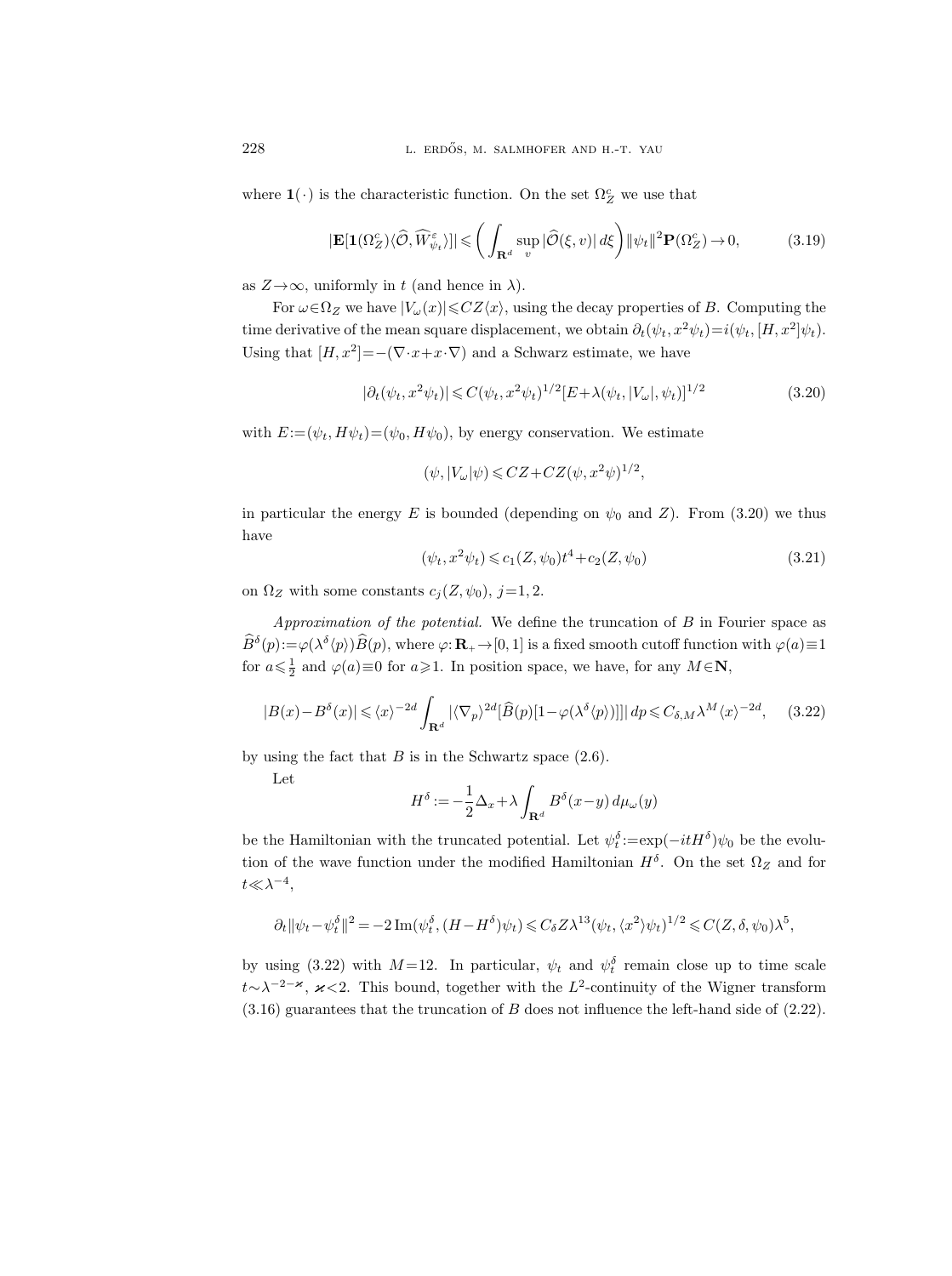where $\mathbf{1}(\cdot)$ is the characteristic function. On the set $\Omega_Z^c$ we use that

$$|\mathbf{E}[\mathbf{1}(\Omega_Z^c)\langle \widehat{\mathcal{O}}, \widehat{W}^{\varepsilon}_{\psi_t}\rangle]| \leqslant \left( \int_{\mathbf{R}^d} \sup_v |\widehat{\mathcal{O}}(\xi, v)|\, d\xi \right) \|\psi_t\|^2 \mathbf{P}(\Omega_Z^c) \to 0, \tag{3.19}$$

as $Z\to\infty$, uniformly in $t$ (and hence in $\lambda$).

For $\omega\in\Omega_Z$ we have $|V_\omega(x)|\leqslant CZ\langle x\rangle$, using the decay properties of $B$. Computing the time derivative of the mean square displacement, we obtain $\partial_t(\psi_t, x^2\psi_t)=i(\psi_t,[H,x^2]\psi_t)$. Using that $[H,x^2]=-(\nabla\cdot x+x\cdot\nabla)$ and a Schwarz estimate, we have

$$|\partial_t(\psi_t, x^2\psi_t)| \leqslant C(\psi_t, x^2\psi_t)^{1/2}[E+\lambda(\psi_t, |V_\omega|, \psi_t)]^{1/2} \tag{3.20}$$

with $E:=(\psi_t, H\psi_t)=(\psi_0, H\psi_0)$, by energy conservation. We estimate

$$(\psi, |V_\omega|\psi) \leqslant CZ + CZ(\psi, x^2\psi)^{1/2},$$

in particular the energy $E$ is bounded (depending on $\psi_0$ and $Z$). From (3.20) we thus have

$$(\psi_t, x^2\psi_t) \leqslant c_1(Z,\psi_0)t^4 + c_2(Z,\psi_0) \tag{3.21}$$

on $\Omega_Z$ with some constants $c_j(Z,\psi_0)$, $j=1,2$.

*Approximation of the potential.* We define the truncation of $B$ in Fourier space as $\widehat{B}^\delta(p):=\varphi(\lambda^\delta\langle p\rangle)\widehat{B}(p)$, where $\varphi\colon\mathbf{R}_+\to[0,1]$ is a fixed smooth cutoff function with $\varphi(a)\equiv 1$ for $a\leqslant\frac{1}{2}$ and $\varphi(a)\equiv 0$ for $a\geqslant 1$. In position space, we have, for any $M\in\mathbf{N}$,

$$|B(x)-B^\delta(x)| \leqslant \langle x\rangle^{-2d}\int_{\mathbf{R}^d} |\langle\nabla_p\rangle^{2d}[\widehat{B}(p)[1-\varphi(\lambda^\delta\langle p\rangle)]]|\, dp \leqslant C_{\delta,M}\lambda^M\langle x\rangle^{-2d}, \tag{3.22}$$

by using the fact that $B$ is in the Schwartz space (2.6).

Let

$$H^\delta := -\frac{1}{2}\Delta_x + \lambda\int_{\mathbf{R}^d} B^\delta(x-y)\, d\mu_\omega(y)$$

be the Hamiltonian with the truncated potential. Let $\psi_t^\delta:=\exp(-itH^\delta)\psi_0$ be the evolution of the wave function under the modified Hamiltonian $H^\delta$. On the set $\Omega_Z$ and for $t\ll\lambda^{-4}$,

$$\partial_t\|\psi_t-\psi_t^\delta\|^2 = -2\,\mathrm{Im}(\psi_t^\delta, (H-H^\delta)\psi_t) \leqslant C_\delta Z\lambda^{13}(\psi_t, \langle x^2\rangle\psi_t)^{1/2} \leqslant C(Z,\delta,\psi_0)\lambda^5,$$

by using (3.22) with $M=12$. In particular, $\psi_t$ and $\psi_t^\delta$ remain close up to time scale $t\sim\lambda^{-2-\varkappa}$, $\varkappa<2$. This bound, together with the $L^2$-continuity of the Wigner transform (3.16) guarantees that the truncation of $B$ does not influence the left-hand side of (2.22).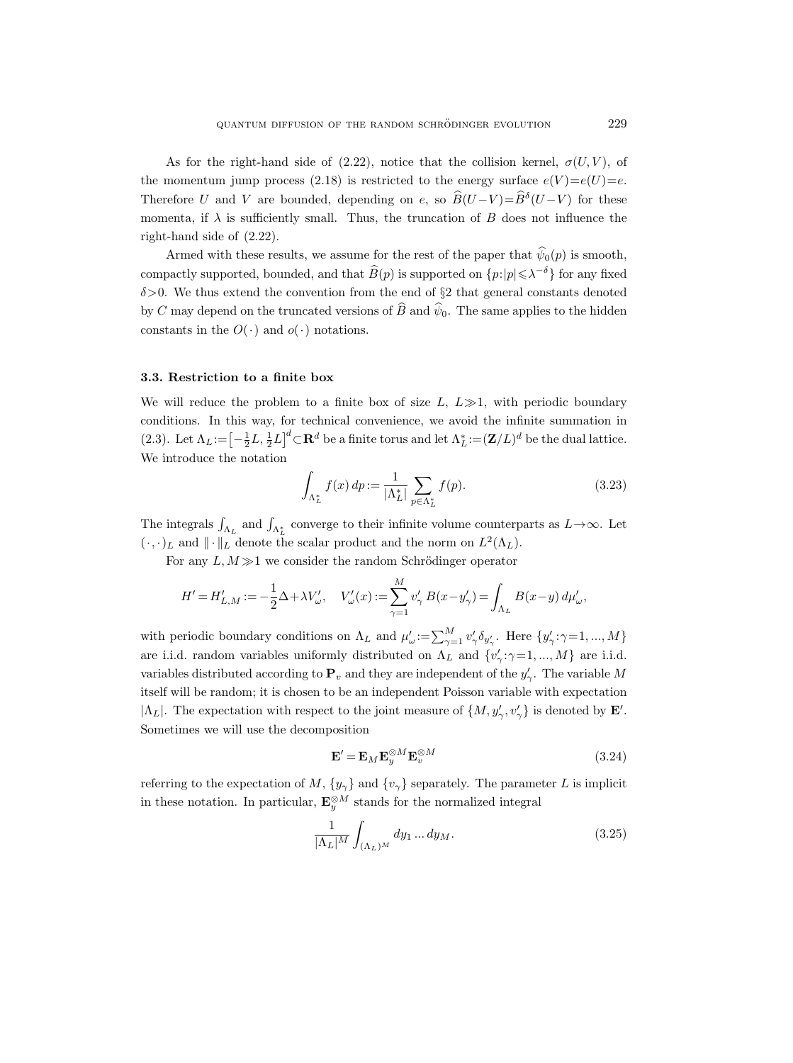As for the right-hand side of (2.22), notice that the collision kernel, $\sigma(U,V)$, of the momentum jump process (2.18) is restricted to the energy surface $e(V)=e(U)=e$. Therefore $U$ and $V$ are bounded, depending on $e$, so $\widehat{B}(U-V)=\widehat{B}^\delta(U-V)$ for these momenta, if $\lambda$ is sufficiently small. Thus, the truncation of $B$ does not influence the right-hand side of (2.22).

Armed with these results, we assume for the rest of the paper that $\widehat{\psi}_0(p)$ is smooth, compactly supported, bounded, and that $\widehat{B}(p)$ is supported on $\{p:|p|\leqslant\lambda^{-\delta}\}$ for any fixed $\delta>0$. We thus extend the convention from the end of §2 that general constants denoted by $C$ may depend on the truncated versions of $\widehat{B}$ and $\widehat{\psi}_0$. The same applies to the hidden constants in the $O(\cdot)$ and $o(\cdot)$ notations.

### 3.3. Restriction to a finite box

We will reduce the problem to a finite box of size $L$, $L\gg 1$, with periodic boundary conditions. In this way, for technical convenience, we avoid the infinite summation in (2.3). Let $\Lambda_L:=\left[-\frac{1}{2}L,\frac{1}{2}L\right]^d\subset\mathbf{R}^d$ be a finite torus and let $\Lambda_L^*:=(\mathbf{Z}/L)^d$ be the dual lattice. We introduce the notation

$$\int_{\Lambda_L^*} f(x)\,dp := \frac{1}{|\Lambda_L^*|}\sum_{p\in\Lambda_L^*} f(p). \tag{3.23}$$

The integrals $\int_{\Lambda_L}$ and $\int_{\Lambda_L^*}$ converge to their infinite volume counterparts as $L\to\infty$. Let $(\cdot,\cdot)_L$ and $\|\cdot\|_L$ denote the scalar product and the norm on $L^2(\Lambda_L)$.

For any $L,M\gg 1$ we consider the random Schrödinger operator

$$H'=H'_{L,M}:=-\frac{1}{2}\Delta+\lambda V'_\omega,\quad V'_\omega(x):=\sum_{\gamma=1}^M v'_\gamma\,B(x-y'_\gamma)=\int_{\Lambda_L} B(x-y)\,d\mu'_\omega,$$

with periodic boundary conditions on $\Lambda_L$ and $\mu'_\omega:=\sum_{\gamma=1}^M v'_\gamma\delta_{y'_\gamma}$. Here $\{y'_\gamma:\gamma=1,...,M\}$ are i.i.d. random variables uniformly distributed on $\Lambda_L$ and $\{v'_\gamma:\gamma=1,...,M\}$ are i.i.d. variables distributed according to $\mathbf{P}_v$ and they are independent of the $y'_\gamma$. The variable $M$ itself will be random; it is chosen to be an independent Poisson variable with expectation $|\Lambda_L|$. The expectation with respect to the joint measure of $\{M,y'_\gamma,v'_\gamma\}$ is denoted by $\mathbf{E}'$. Sometimes we will use the decomposition

$$\mathbf{E}'=\mathbf{E}_M\mathbf{E}_y^{\otimes M}\mathbf{E}_v^{\otimes M} \tag{3.24}$$

referring to the expectation of $M$, $\{y_\gamma\}$ and $\{v_\gamma\}$ separately. The parameter $L$ is implicit in these notation. In particular, $\mathbf{E}_y^{\otimes M}$ stands for the normalized integral

$$\frac{1}{|\Lambda_L|^M}\int_{(\Lambda_L)^M} dy_1\,...\,dy_M. \tag{3.25}$$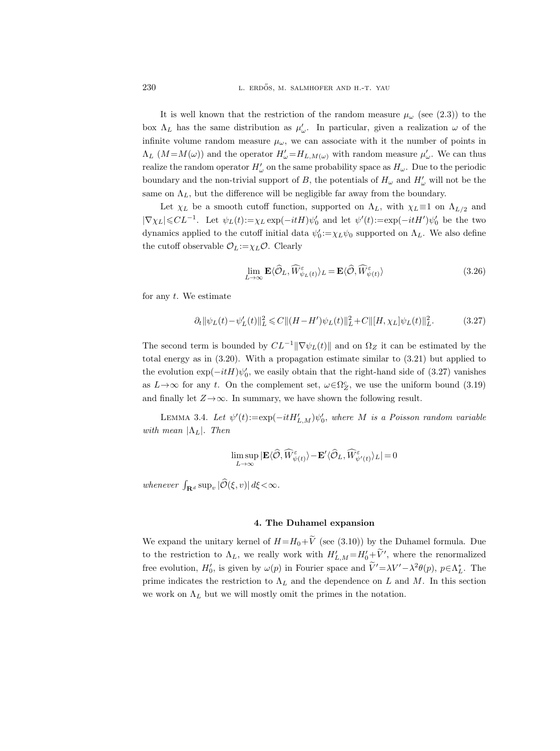It is well known that the restriction of the random measure $\mu_\omega$ (see (2.3)) to the box $\Lambda_L$ has the same distribution as $\mu'_\omega$. In particular, given a realization $\omega$ of the infinite volume random measure $\mu_\omega$, we can associate with it the number of points in $\Lambda_L$ ($M=M(\omega)$) and the operator $H'_\omega = H_{L,M(\omega)}$ with random measure $\mu'_\omega$. We can thus realize the random operator $H'_\omega$ on the same probability space as $H_\omega$. Due to the periodic boundary and the non-trivial support of $B$, the potentials of $H_\omega$ and $H'_\omega$ will not be the same on $\Lambda_L$, but the difference will be negligible far away from the boundary.

Let $\chi_L$ be a smooth cutoff function, supported on $\Lambda_L$, with $\chi_L \equiv 1$ on $\Lambda_{L/2}$ and $|\nabla \chi_L| \leqslant CL^{-1}$. Let $\psi_L(t) := \chi_L \exp(-itH)\psi'_0$ and let $\psi'(t) := \exp(-itH')\psi'_0$ be the two dynamics applied to the cutoff initial data $\psi'_0 := \chi_L \psi_0$ supported on $\Lambda_L$. We also define the cutoff observable $\mathcal{O}_L := \chi_L \mathcal{O}$. Clearly

$$\lim_{L\to\infty} \mathbf{E}\langle \widehat{\mathcal{O}}_L, \widehat{W}^\varepsilon_{\psi_L(t)}\rangle_L = \mathbf{E}\langle \widehat{\mathcal{O}}, \widehat{W}^\varepsilon_{\psi(t)}\rangle \tag{3.26}$$

for any $t$. We estimate

$$\partial_t \|\psi_L(t) - \psi'_L(t)\|_L^2 \leqslant C\|(H-H')\psi_L(t)\|_L^2 + C\|[H,\chi_L]\psi_L(t)\|_L^2. \tag{3.27}$$

The second term is bounded by $CL^{-1}\|\nabla \psi_L(t)\|$ and on $\Omega_Z$ it can be estimated by the total energy as in (3.20). With a propagation estimate similar to (3.21) but applied to the evolution $\exp(-itH)\psi'_0$, we easily obtain that the right-hand side of (3.27) vanishes as $L\to\infty$ for any $t$. On the complement set, $\omega \in \Omega_Z^c$, we use the uniform bound (3.19) and finally let $Z\to\infty$. In summary, we have shown the following result.

Lemma 3.4. *Let $\psi'(t) := \exp(-itH'_{L,M})\psi'_0$, where $M$ is a Poisson random variable with mean $|\Lambda_L|$. Then*

$$\limsup_{L\to\infty} |\mathbf{E}\langle \widehat{\mathcal{O}}, \widehat{W}^\varepsilon_{\psi(t)}\rangle - \mathbf{E}'\langle \widehat{\mathcal{O}}_L, \widehat{W}^\varepsilon_{\psi'(t)}\rangle_L| = 0$$

*whenever* $\int_{\mathbf{R}^d} \sup_v |\widehat{\mathcal{O}}(\xi,v)|\,d\xi < \infty$.

## 4. The Duhamel expansion

We expand the unitary kernel of $H = H_0 + \widetilde{V}$ (see (3.10)) by the Duhamel formula. Due to the restriction to $\Lambda_L$, we really work with $H'_{L,M} = H'_0 + \widetilde{V}'$, where the renormalized free evolution, $H'_0$, is given by $\omega(p)$ in Fourier space and $\widetilde{V}' = \lambda V' - \lambda^2\theta(p)$, $p\in\Lambda_L^*$. The prime indicates the restriction to $\Lambda_L$ and the dependence on $L$ and $M$. In this section we work on $\Lambda_L$ but we will mostly omit the primes in the notation.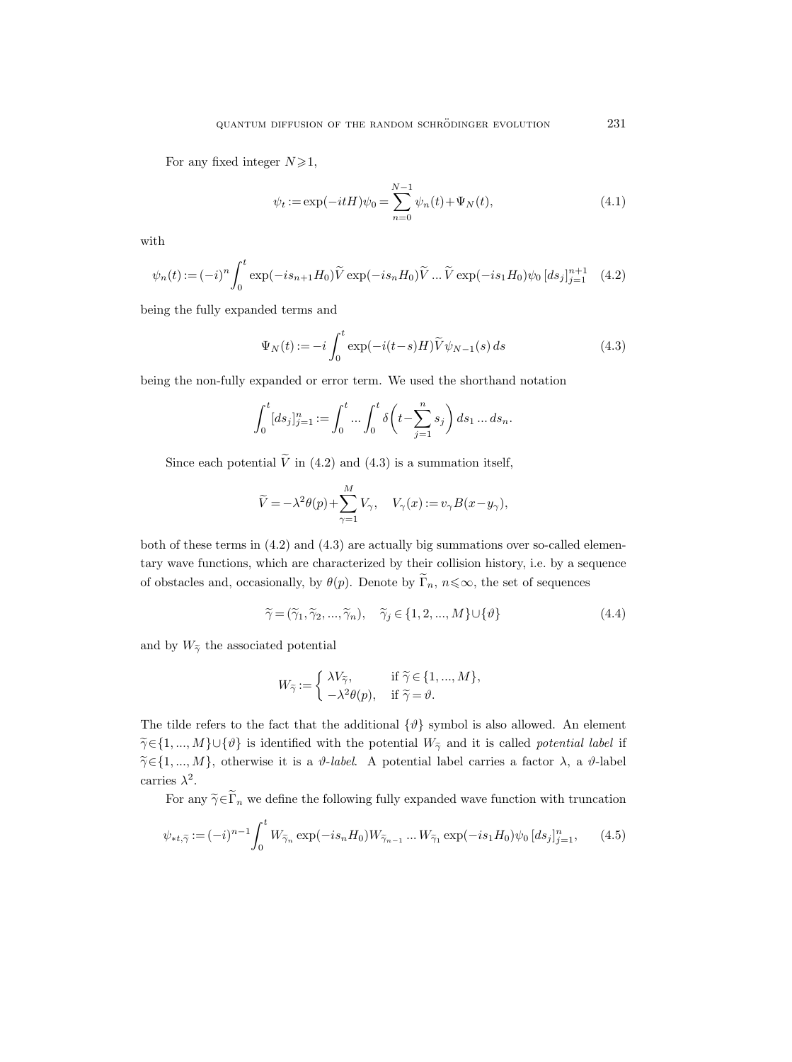For any fixed integer $N \geqslant 1$,

$$\psi_t := \exp(-itH)\psi_0 = \sum_{n=0}^{N-1} \psi_n(t) + \Psi_N(t), \tag{4.1}$$

with

$$\psi_n(t) := (-i)^n \int_0^t \exp(-is_{n+1}H_0)\widetilde{V} \exp(-is_n H_0)\widetilde{V} \dots \widetilde{V} \exp(-is_1 H_0)\psi_0 \, [ds_j]_{j=1}^{n+1} \tag{4.2}$$

being the fully expanded terms and

$$\Psi_N(t) := -i \int_0^t \exp(-i(t-s)H)\widetilde{V}\psi_{N-1}(s)\, ds \tag{4.3}$$

being the non-fully expanded or error term. We used the shorthand notation

$$\int_0^t [ds_j]_{j=1}^n := \int_0^t \dots \int_0^t \delta\bigg(t - \sum_{j=1}^n s_j\bigg)\, ds_1 \dots ds_n.$$

Since each potential $\widetilde{V}$ in (4.2) and (4.3) is a summation itself,

$$\widetilde{V} = -\lambda^2\theta(p) + \sum_{\gamma=1}^M V_\gamma, \quad V_\gamma(x) := v_\gamma B(x - y_\gamma),$$

both of these terms in (4.2) and (4.3) are actually big summations over so-called elementary wave functions, which are characterized by their collision history, i.e. by a sequence of obstacles and, occasionally, by $\theta(p)$. Denote by $\widetilde{\Gamma}_n$, $n \leqslant \infty$, the set of sequences

$$\widetilde{\gamma} = (\widetilde{\gamma}_1, \widetilde{\gamma}_2, \dots, \widetilde{\gamma}_n), \quad \widetilde{\gamma}_j \in \{1, 2, \dots, M\} \cup \{\vartheta\} \tag{4.4}$$

and by $W_{\widetilde{\gamma}}$ the associated potential

$$W_{\widetilde{\gamma}} := \begin{cases} \lambda V_{\widetilde{\gamma}}, & \text{if } \widetilde{\gamma} \in \{1, \dots, M\}, \\ -\lambda^2 \theta(p), & \text{if } \widetilde{\gamma} = \vartheta. \end{cases}$$

The tilde refers to the fact that the additional $\{\vartheta\}$ symbol is also allowed. An element $\widetilde{\gamma} \in \{1, \dots, M\} \cup \{\vartheta\}$ is identified with the potential $W_{\widetilde{\gamma}}$ and it is called *potential label* if $\widetilde{\gamma} \in \{1, \dots, M\}$, otherwise it is a *$\vartheta$-label*. A potential label carries a factor $\lambda$, a $\vartheta$-label carries $\lambda^2$.

For any $\widetilde{\gamma} \in \widetilde{\Gamma}_n$ we define the following fully expanded wave function with truncation

$$\psi_{*t,\widetilde{\gamma}} := (-i)^{n-1} \int_0^t W_{\widetilde{\gamma}_n} \exp(-is_n H_0) W_{\widetilde{\gamma}_{n-1}} \dots W_{\widetilde{\gamma}_1} \exp(-is_1 H_0)\psi_0 \, [ds_j]_{j=1}^n, \tag{4.5}$$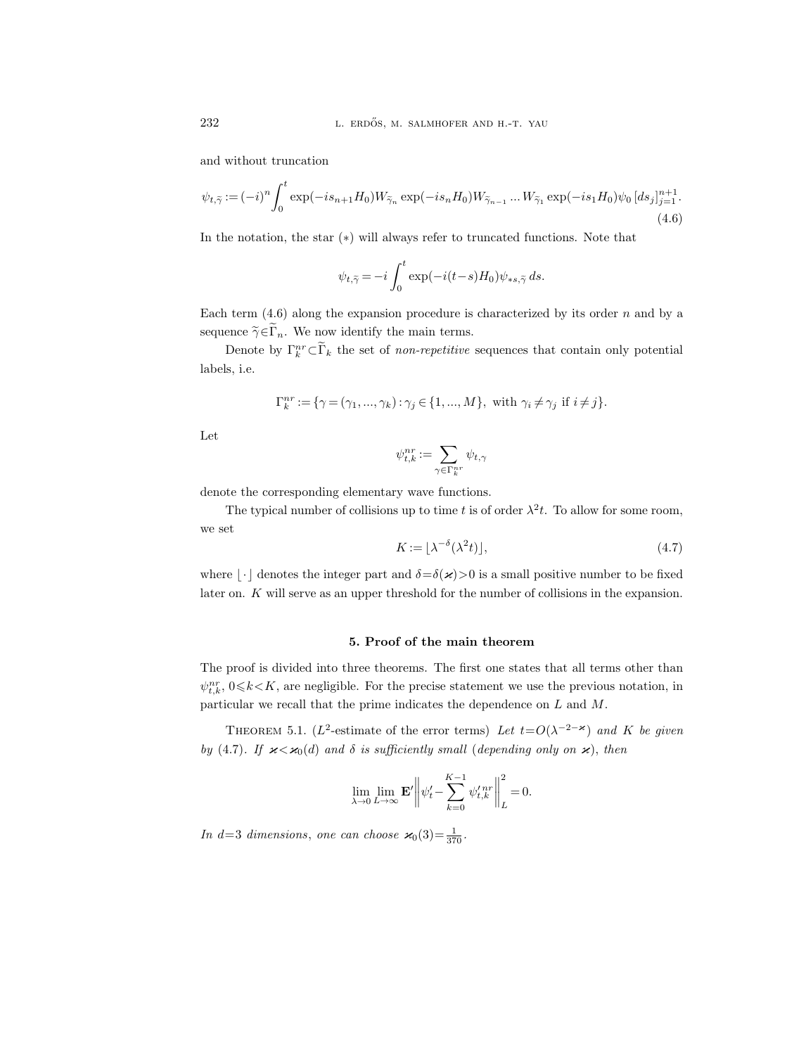and without truncation

$$\psi_{t,\widetilde{\gamma}} := (-i)^n \int_0^t \exp(-is_{n+1}H_0) W_{\widetilde{\gamma}_n} \exp(-is_n H_0) W_{\widetilde{\gamma}_{n-1}} \ldots W_{\widetilde{\gamma}_1} \exp(-is_1 H_0)\psi_0 \, [ds_j]_{j=1}^{n+1}. \tag{4.6}$$

In the notation, the star $(*)$ will always refer to truncated functions. Note that

$$\psi_{t,\widetilde{\gamma}} = -i\int_0^t \exp(-i(t-s)H_0)\psi_{*s,\widetilde{\gamma}}\, ds.$$

Each term (4.6) along the expansion procedure is characterized by its order $n$ and by a sequence $\widetilde{\gamma}\in\widetilde{\Gamma}_n$. We now identify the main terms.

Denote by $\Gamma_k^{nr}\subset\widetilde{\Gamma}_k$ the set of *non-repetitive* sequences that contain only potential labels, i.e.

$$\Gamma_k^{nr} := \{\gamma = (\gamma_1, ..., \gamma_k) : \gamma_j \in \{1, ..., M\}, \text{ with } \gamma_i \neq \gamma_j \text{ if } i \neq j\}.$$

Let

$$\psi_{t,k}^{nr} := \sum_{\gamma\in\Gamma_k^{nr}} \psi_{t,\gamma}$$

denote the corresponding elementary wave functions.

The typical number of collisions up to time $t$ is of order $\lambda^2 t$. To allow for some room, we set

$$K := \lfloor \lambda^{-\delta}(\lambda^2 t)\rfloor, \tag{4.7}$$

where $\lfloor\cdot\rfloor$ denotes the integer part and $\delta=\delta(\varkappa)>0$ is a small positive number to be fixed later on. $K$ will serve as an upper threshold for the number of collisions in the expansion.

## 5. Proof of the main theorem

The proof is divided into three theorems. The first one states that all terms other than $\psi_{t,k}^{nr}$, $0\leqslant k<K$, are negligible. For the precise statement we use the previous notation, in particular we recall that the prime indicates the dependence on $L$ and $M$.

THEOREM 5.1. ($L^2$-estimate of the error terms) *Let $t=O(\lambda^{-2-\varkappa})$ and $K$ be given by* (4.7). *If $\varkappa<\varkappa_0(d)$ and $\delta$ is sufficiently small* (*depending only on $\varkappa$*), *then*

$$\lim_{\lambda\to 0}\lim_{L\to\infty} \mathbf{E}'\Big\| \psi_t' - \sum_{k=0}^{K-1} \psi_{t,k}'^{nr}\Big\|_L^2 = 0.$$

*In $d=3$ dimensions, one can choose $\varkappa_0(3)=\frac{1}{370}$.*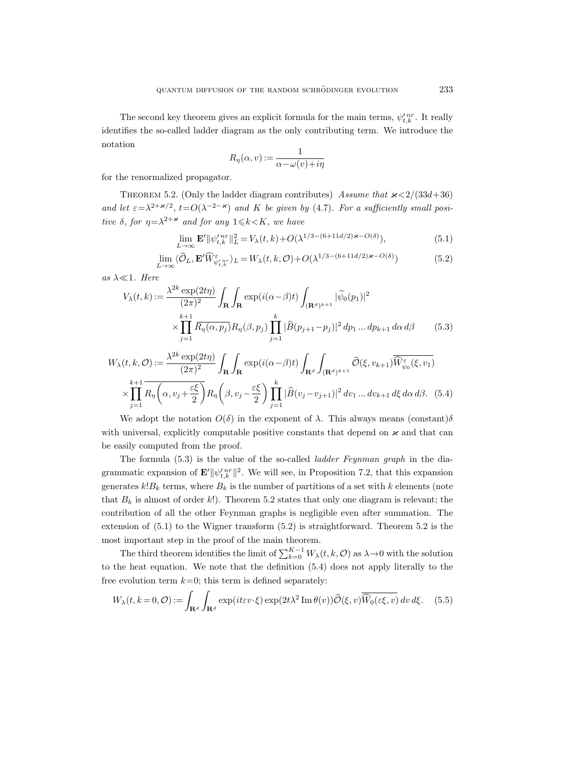The second key theorem gives an explicit formula for the main terms, $\psi_{t,k}'^{\,nr}$. It really identifies the so-called ladder diagram as the only contributing term. We introduce the notation

$$R_\eta(\alpha, v) := \frac{1}{\alpha - \omega(v) + i\eta}$$

for the renormalized propagator.

Theorem 5.2. (Only the ladder diagram contributes) *Assume that* $\varkappa < 2/(33d+36)$ *and let* $\varepsilon = \lambda^{2+\varkappa/2}$, $t = O(\lambda^{-2-\varkappa})$ *and* $K$ *be given by* (4.7). *For a sufficiently small positive* $\delta$, *for* $\eta = \lambda^{2+\varkappa}$ *and for any* $1 \leqslant k < K$, *we have*

$$\lim_{L\to\infty} \mathbf{E}' \|\psi_{t,k}'^{\,nr}\|_L^2 = V_\lambda(t,k) + O(\lambda^{1/3-(6+11d/2)\varkappa - O(\delta)}), \tag{5.1}$$

$$\lim_{L\to\infty} \langle \widehat{\mathcal{O}}_L, \mathbf{E}' \widehat{W}^{\varepsilon}_{\psi_{t,k}'^{\,nr}} \rangle_L = W_\lambda(t,k,\mathcal{O}) + O(\lambda^{1/3-(6+11d/2)\varkappa - O(\delta)}) \tag{5.2}$$

*as* $\lambda \ll 1$. *Here*

$$V_\lambda(t,k) := \frac{\lambda^{2k}\exp(2t\eta)}{(2\pi)^2} \int_{\mathbf{R}} \int_{\mathbf{R}} \exp(i(\alpha-\beta)t) \int_{(\mathbf{R}^d)^{k+1}} |\widehat{\psi}_0(p_1)|^2 \times \prod_{j=1}^{k+1} \overline{R_\eta(\alpha, p_j)} R_\eta(\beta, p_j) \prod_{j=1}^{k} |\widehat{B}(p_{j+1} - p_j)|^2 \, dp_1 \dots dp_{k+1} \, d\alpha \, d\beta \tag{5.3}$$

$$W_\lambda(t,k,\mathcal{O}) := \frac{\lambda^{2k}\exp(2t\eta)}{(2\pi)^2} \int_{\mathbf{R}} \int_{\mathbf{R}} \exp(i(\alpha-\beta)t) \int_{\mathbf{R}^d} \int_{(\mathbf{R}^d)^{k+1}} \widehat{\mathcal{O}}(\xi, v_{k+1}) \overline{\widehat{W}^{\varepsilon}_{\psi_0}(\xi, v_1)} \times \prod_{j=1}^{k+1} \overline{R_\eta\Big(\alpha, v_j + \frac{\varepsilon\xi}{2}\Big)} R_\eta\Big(\beta, v_j - \frac{\varepsilon\xi}{2}\Big) \prod_{j=1}^{k} |\widehat{B}(v_j - v_{j+1})|^2 \, dv_1 \dots dv_{k+1} \, d\xi \, d\alpha \, d\beta. \tag{5.4}$$

We adopt the notation $O(\delta)$ in the exponent of $\lambda$. This always means (constant)$\delta$ with universal, explicitly computable positive constants that depend on $\varkappa$ and that can be easily computed from the proof.

The formula (5.3) is the value of the so-called *ladder Feynman graph* in the diagrammatic expansion of $\mathbf{E}'\|\psi_{t,k}'^{\,nr}\|^2$. We will see, in Proposition 7.2, that this expansion generates $k!B_k$ terms, where $B_k$ is the number of partitions of a set with $k$ elements (note that $B_k$ is almost of order $k!$). Theorem 5.2 states that only one diagram is relevant; the contribution of all the other Feynman graphs is negligible even after summation. The extension of (5.1) to the Wigner transform (5.2) is straightforward. Theorem 5.2 is the most important step in the proof of the main theorem.

The third theorem identifies the limit of $\sum_{k=0}^{K-1} W_\lambda(t,k,\mathcal{O})$ as $\lambda \to 0$ with the solution to the heat equation. We note that the definition (5.4) does not apply literally to the free evolution term $k=0$; this term is defined separately:

$$W_\lambda(t, k=0, \mathcal{O}) := \int_{\mathbf{R}^d} \int_{\mathbf{R}^d} \exp(it\varepsilon v \cdot \xi) \exp(2t\lambda^2 \operatorname{Im}\theta(v)) \widehat{\mathcal{O}}(\xi, v) \overline{\widehat{W}_0(\varepsilon\xi, v)} \, dv \, d\xi. \tag{5.5}$$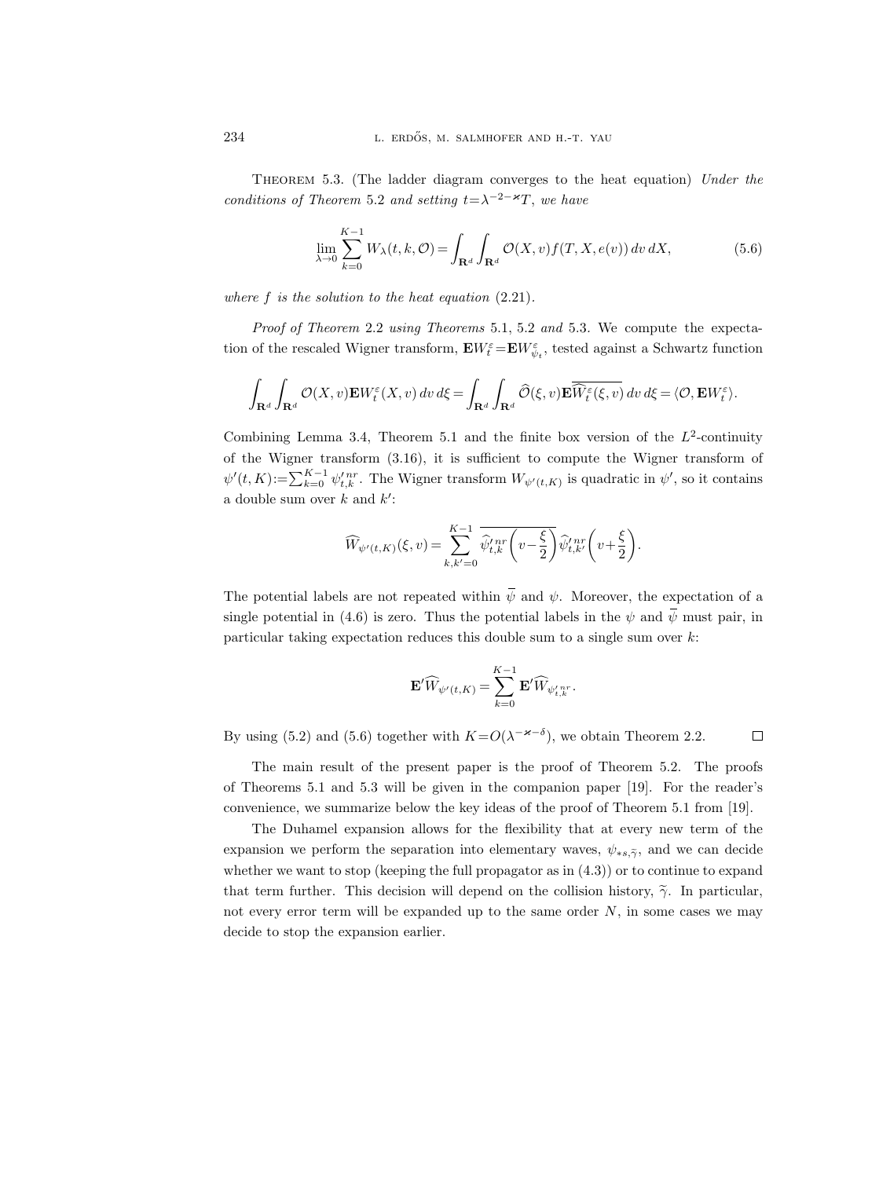**Theorem 5.3.** (The ladder diagram converges to the heat equation) *Under the conditions of Theorem* 5.2 *and setting* $t=\lambda^{-2-\varkappa}T$, *we have*

$$\lim_{\lambda\to 0}\sum_{k=0}^{K-1} W_\lambda(t,k,\mathcal{O}) = \int_{\mathbf{R}^d}\int_{\mathbf{R}^d} \mathcal{O}(X,v) f(T,X,e(v))\,dv\,dX, \tag{5.6}$$

*where* $f$ *is the solution to the heat equation* (2.21).

*Proof of Theorem* 2.2 *using Theorems* 5.1, 5.2 *and* 5.3. We compute the expectation of the rescaled Wigner transform, $\mathbf{E}W_t^\varepsilon = \mathbf{E}W_{\psi_t}^\varepsilon$, tested against a Schwartz function

$$\int_{\mathbf{R}^d}\int_{\mathbf{R}^d} \mathcal{O}(X,v)\mathbf{E}W_t^\varepsilon(X,v)\,dv\,d\xi = \int_{\mathbf{R}^d}\int_{\mathbf{R}^d} \widehat{\mathcal{O}}(\xi,v)\mathbf{E}\overline{\widehat{W}_t^\varepsilon(\xi,v)}\,dv\,d\xi = \langle \mathcal{O}, \mathbf{E}W_t^\varepsilon\rangle.$$

Combining Lemma 3.4, Theorem 5.1 and the finite box version of the $L^2$-continuity of the Wigner transform (3.16), it is sufficient to compute the Wigner transform of $\psi'(t,K) := \sum_{k=0}^{K-1}\psi_{t,k}'^{nr}$. The Wigner transform $W_{\psi'(t,K)}$ is quadratic in $\psi'$, so it contains a double sum over $k$ and $k'$:

$$\widehat{W}_{\psi'(t,K)}(\xi,v) = \sum_{k,k'=0}^{K-1} \overline{\widehat{\psi}_{t,k}'^{nr}\Big(v-\frac{\xi}{2}\Big)}\,\widehat{\psi}_{t,k'}'^{nr}\Big(v+\frac{\xi}{2}\Big).$$

The potential labels are not repeated within $\overline{\psi}$ and $\psi$. Moreover, the expectation of a single potential in (4.6) is zero. Thus the potential labels in the $\psi$ and $\overline{\psi}$ must pair, in particular taking expectation reduces this double sum to a single sum over $k$:

$$\mathbf{E}'\widehat{W}_{\psi'(t,K)} = \sum_{k=0}^{K-1}\mathbf{E}'\widehat{W}_{\psi_{t,k}'^{nr}}.$$

By using (5.2) and (5.6) together with $K=O(\lambda^{-\varkappa-\delta})$, we obtain Theorem 2.2. $\square$

The main result of the present paper is the proof of Theorem 5.2. The proofs of Theorems 5.1 and 5.3 will be given in the companion paper [19]. For the reader's convenience, we summarize below the key ideas of the proof of Theorem 5.1 from [19].

The Duhamel expansion allows for the flexibility that at every new term of the expansion we perform the separation into elementary waves, $\psi_{*s,\widetilde{\gamma}}$, and we can decide whether we want to stop (keeping the full propagator as in (4.3)) or to continue to expand that term further. This decision will depend on the collision history, $\widetilde{\gamma}$. In particular, not every error term will be expanded up to the same order $N$, in some cases we may decide to stop the expansion earlier.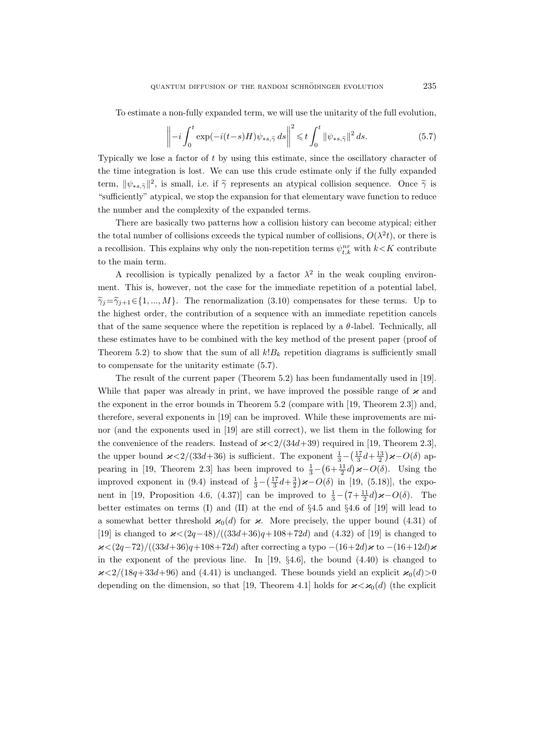To estimate a non-fully expanded term, we will use the unitarity of the full evolution,

$$\left\| -i \int_0^t \exp(-i(t-s)H)\psi_{*s,\widetilde{\gamma}}\, ds \right\|^2 \leqslant t \int_0^t \|\psi_{*s,\widetilde{\gamma}}\|^2\, ds. \tag{5.7}$$

Typically we lose a factor of $t$ by using this estimate, since the oscillatory character of the time integration is lost. We can use this crude estimate only if the fully expanded term, $\|\psi_{*s,\widetilde{\gamma}}\|^2$, is small, i.e. if $\widetilde{\gamma}$ represents an atypical collision sequence. Once $\widetilde{\gamma}$ is "sufficiently" atypical, we stop the expansion for that elementary wave function to reduce the number and the complexity of the expanded terms.

There are basically two patterns how a collision history can become atypical; either the total number of collisions exceeds the typical number of collisions, $O(\lambda^2 t)$, or there is a recollision. This explains why only the non-repetition terms $\psi_{t,k}^{nr}$ with $k<K$ contribute to the main term.

A recollision is typically penalized by a factor $\lambda^2$ in the weak coupling environment. This is, however, not the case for the immediate repetition of a potential label, $\widetilde{\gamma}_j=\widetilde{\gamma}_{j+1}\in\{1,...,M\}$. The renormalization (3.10) compensates for these terms. Up to the highest order, the contribution of a sequence with an immediate repetition cancels that of the same sequence where the repetition is replaced by a $\theta$-label. Technically, all these estimates have to be combined with the key method of the present paper (proof of Theorem 5.2) to show that the sum of all $k!B_k$ repetition diagrams is sufficiently small to compensate for the unitarity estimate (5.7).

The result of the current paper (Theorem 5.2) has been fundamentally used in [19]. While that paper was already in print, we have improved the possible range of $\varkappa$ and the exponent in the error bounds in Theorem 5.2 (compare with [19, Theorem 2.3]) and, therefore, several exponents in [19] can be improved. While these improvements are minor (and the exponents used in [19] are still correct), we list them in the following for the convenience of the readers. Instead of $\varkappa<2/(34d+39)$ required in [19, Theorem 2.3], the upper bound $\varkappa<2/(33d+36)$ is sufficient. The exponent $\frac{1}{3}-\left(\frac{17}{3}d+\frac{13}{2}\right)\varkappa-O(\delta)$ appearing in [19, Theorem 2.3] has been improved to $\frac{1}{3}-\left(6+\frac{11}{2}d\right)\varkappa-O(\delta)$. Using the improved exponent in (9.4) instead of $\frac{1}{3}-\left(\frac{17}{3}d+\frac{3}{2}\right)\varkappa-O(\delta)$ in [19, (5.18)], the exponent in [19, Proposition 4.6, (4.37)] can be improved to $\frac{1}{3}-\left(7+\frac{11}{2}d\right)\varkappa-O(\delta)$. The better estimates on terms (I) and (II) at the end of §4.5 and §4.6 of [19] will lead to a somewhat better threshold $\varkappa_0(d)$ for $\varkappa$. More precisely, the upper bound (4.31) of [19] is changed to $\varkappa<(2q-48)/((33d+36)q+108+72d)$ and (4.32) of [19] is changed to $\varkappa<(2q-72)/((33d+36)q+108+72d)$ after correcting a typo $-(16+2d)\varkappa$ to $-(16+12d)\varkappa$ in the exponent of the previous line. In [19, §4.6], the bound (4.40) is changed to $\varkappa<2/(18q+33d+96)$ and (4.41) is unchanged. These bounds yield an explicit $\varkappa_0(d)>0$ depending on the dimension, so that [19, Theorem 4.1] holds for $\varkappa<\varkappa_0(d)$ (the explicit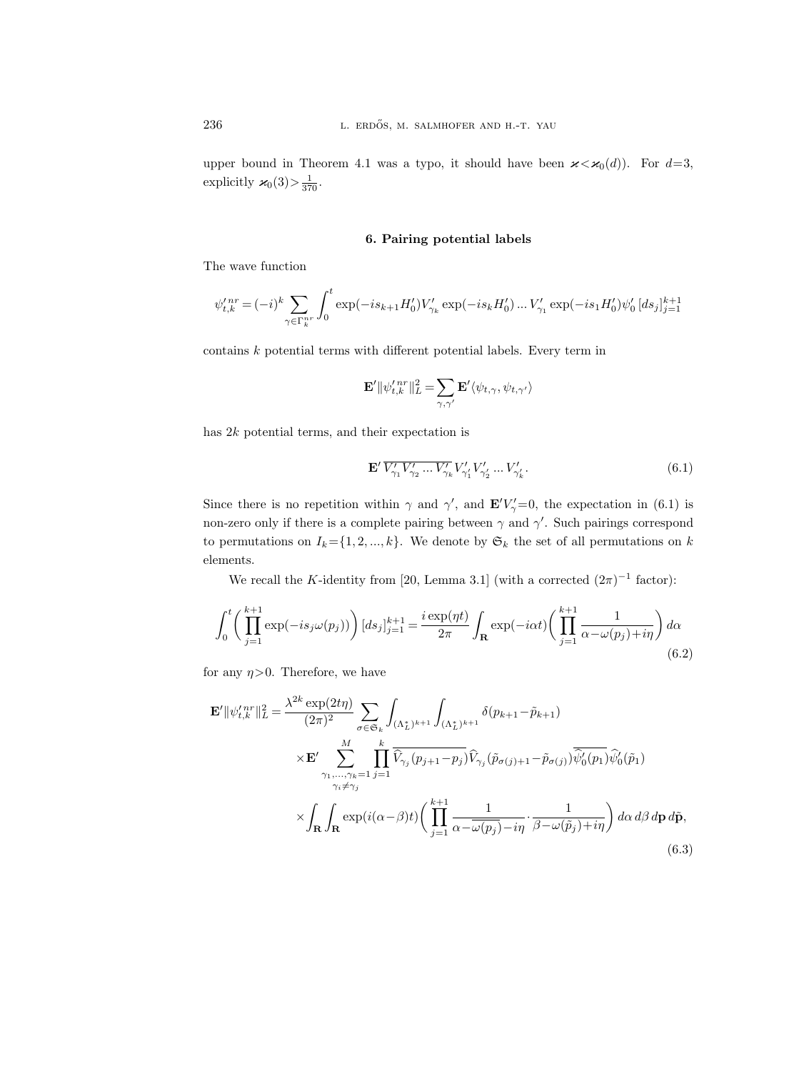upper bound in Theorem 4.1 was a typo, it should have been $\varkappa < \varkappa_0(d)$). For $d=3$, explicitly $\varkappa_0(3) > \frac{1}{370}$.

## 6. Pairing potential labels

The wave function

$$\psi'^{nr}_{t,k} = (-i)^k \sum_{\gamma \in \Gamma_k^{nr}} \int_0^t \exp(-is_{k+1}H_0') V'_{\gamma_k} \exp(-is_k H_0') \dots V'_{\gamma_1} \exp(-is_1 H_0') \psi_0' \, [ds_j]_{j=1}^{k+1}$$

contains $k$ potential terms with different potential labels. Every term in

$$\mathbf{E}' \|\psi'^{nr}_{t,k}\|_L^2 = \sum_{\gamma,\gamma'} \mathbf{E}' \langle \psi_{t,\gamma}, \psi_{t,\gamma'} \rangle$$

has $2k$ potential terms, and their expectation is

$$\mathbf{E}' \, \overline{V'_{\gamma_1} V'_{\gamma_2} \dots V'_{\gamma_k}} \, V'_{\gamma'_1} V'_{\gamma'_2} \dots V'_{\gamma'_k}. \tag{6.1}$$

Since there is no repetition within $\gamma$ and $\gamma'$, and $\mathbf{E}' V'_\gamma = 0$, the expectation in (6.1) is non-zero only if there is a complete pairing between $\gamma$ and $\gamma'$. Such pairings correspond to permutations on $I_k = \{1, 2, \dots, k\}$. We denote by $\mathfrak{S}_k$ the set of all permutations on $k$ elements.

We recall the $K$-identity from [20, Lemma 3.1] (with a corrected $(2\pi)^{-1}$ factor):

$$\int_0^t \biggl( \prod_{j=1}^{k+1} \exp(-is_j \omega(p_j)) \biggr) [ds_j]_{j=1}^{k+1} = \frac{i \exp(\eta t)}{2\pi} \int_{\mathbf{R}} \exp(-i\alpha t) \biggl( \prod_{j=1}^{k+1} \frac{1}{\alpha - \omega(p_j) + i\eta} \biggr) d\alpha \tag{6.2}$$

for any $\eta > 0$. Therefore, we have

$$\begin{aligned}
\mathbf{E}' \|\psi'^{nr}_{t,k}\|_L^2 = \frac{\lambda^{2k} \exp(2t\eta)}{(2\pi)^2} \sum_{\sigma \in \mathfrak{S}_k} & \int_{(\Lambda_L^*)^{k+1}} \int_{(\Lambda_L^*)^{k+1}} \delta(p_{k+1} - \tilde{p}_{k+1}) \\
& \times \mathbf{E}' \sum_{\substack{\gamma_1, \dots, \gamma_k = 1 \\ \gamma_i \neq \gamma_j}}^{M} \prod_{j=1}^{k} \overline{\widehat{V}_{\gamma_j}(p_{j+1} - p_j)} \widehat{V}_{\gamma_j}(\tilde{p}_{\sigma(j)+1} - \tilde{p}_{\sigma(j)}) \overline{\widehat{\psi}'_0(p_1)} \widehat{\psi}'_0(\tilde{p}_1) \\
& \times \int_{\mathbf{R}} \int_{\mathbf{R}} \exp(i(\alpha - \beta)t) \biggl( \prod_{j=1}^{k+1} \frac{1}{\alpha - \overline{\omega(p_j)} - i\eta} \cdot \frac{1}{\beta - \omega(\tilde{p}_j) + i\eta} \biggr) d\alpha \, d\beta \, d\mathbf{p} \, d\tilde{\mathbf{p}},
\end{aligned} \tag{6.3}$$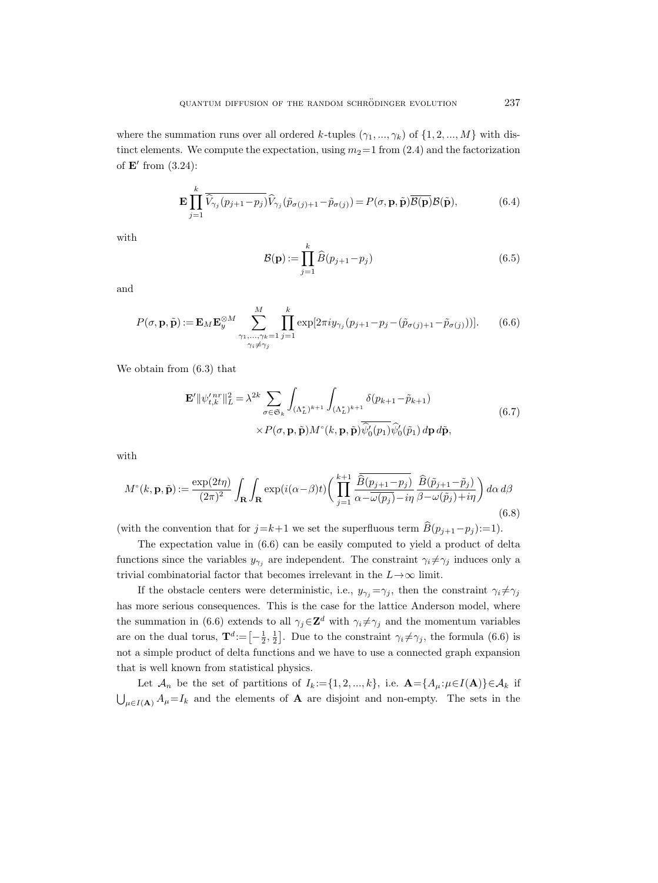where the summation runs over all ordered $k$-tuples $(\gamma_1, ..., \gamma_k)$ of $\{1, 2, ..., M\}$ with distinct elements. We compute the expectation, using $m_2=1$ from (2.4) and the factorization of $\mathbf{E}'$ from (3.24):

$$
\mathbf{E}\prod_{j=1}^{k}\overline{\widehat{V}_{\gamma_j}(p_{j+1}-p_j)}\widehat{V}_{\gamma_j}(\tilde{p}_{\sigma(j)+1}-\tilde{p}_{\sigma(j)}) = P(\sigma,\mathbf{p},\tilde{\mathbf{p}})\overline{\mathcal{B}(\mathbf{p})}\mathcal{B}(\tilde{\mathbf{p}}), \tag{6.4}
$$

with

$$
\mathcal{B}(\mathbf{p}) := \prod_{j=1}^{k}\widehat{B}(p_{j+1}-p_j) \tag{6.5}
$$

and

$$
P(\sigma,\mathbf{p},\tilde{\mathbf{p}}) := \mathbf{E}_M\mathbf{E}_y^{\otimes M}\sum_{\substack{\gamma_1,...,\gamma_k=1\\ \gamma_i\neq\gamma_j}}^{M}\prod_{j=1}^{k}\exp[2\pi i y_{\gamma_j}(p_{j+1}-p_j-(\tilde{p}_{\sigma(j)+1}-\tilde{p}_{\sigma(j)}))]. \tag{6.6}
$$

We obtain from (6.3) that

$$
\begin{aligned}
\mathbf{E}'\|\psi'^{\,nr}_{t,k}\|_L^2 = \lambda^{2k}\sum_{\sigma\in\mathfrak{S}_k}\int_{(\Lambda_L^*)^{k+1}}\int_{(\Lambda_L^*)^{k+1}} &\delta(p_{k+1}-\tilde{p}_{k+1}) \\
&\times P(\sigma,\mathbf{p},\tilde{\mathbf{p}})M^\circ(k,\mathbf{p},\tilde{\mathbf{p}})\overline{\widehat{\psi}_0'(p_1)}\widehat{\psi}_0'(\tilde{p}_1)\,d\mathbf{p}\,d\tilde{\mathbf{p}},
\end{aligned} \tag{6.7}
$$

with

$$
M^\circ(k,\mathbf{p},\tilde{\mathbf{p}}) := \frac{\exp(2t\eta)}{(2\pi)^2}\int_{\mathbf{R}}\int_{\mathbf{R}}\exp(i(\alpha-\beta)t)\biggl(\prod_{j=1}^{k+1}\frac{\overline{\widehat{B}(p_{j+1}-p_j)}}{\alpha-\overline{\omega(p_j)}-i\eta}\,\frac{\widehat{B}(\tilde{p}_{j+1}-\tilde{p}_j)}{\beta-\omega(\tilde{p}_j)+i\eta}\biggr)\,d\alpha\,d\beta \tag{6.8}
$$

(with the convention that for $j=k+1$ we set the superfluous term $\widehat{B}(p_{j+1}-p_j):=1$).

The expectation value in (6.6) can be easily computed to yield a product of delta functions since the variables $y_{\gamma_j}$ are independent. The constraint $\gamma_i\neq\gamma_j$ induces only a trivial combinatorial factor that becomes irrelevant in the $L\to\infty$ limit.

If the obstacle centers were deterministic, i.e., $y_{\gamma_j}=\gamma_j$, then the constraint $\gamma_i\neq\gamma_j$ has more serious consequences. This is the case for the lattice Anderson model, where the summation in (6.6) extends to all $\gamma_j\in\mathbf{Z}^d$ with $\gamma_i\neq\gamma_j$ and the momentum variables are on the dual torus, $\mathbf{T}^d:=\left[-\frac{1}{2},\frac{1}{2}\right]$. Due to the constraint $\gamma_i\neq\gamma_j$, the formula (6.6) is not a simple product of delta functions and we have to use a connected graph expansion that is well known from statistical physics.

Let $\mathcal{A}_n$ be the set of partitions of $I_k:=\{1,2,...,k\}$, i.e. $\mathbf{A}=\{A_\mu:\mu\in I(\mathbf{A})\}\in\mathcal{A}_k$ if $\bigcup_{\mu\in I(\mathbf{A})}A_\mu=I_k$ and the elements of $\mathbf{A}$ are disjoint and non-empty. The sets in the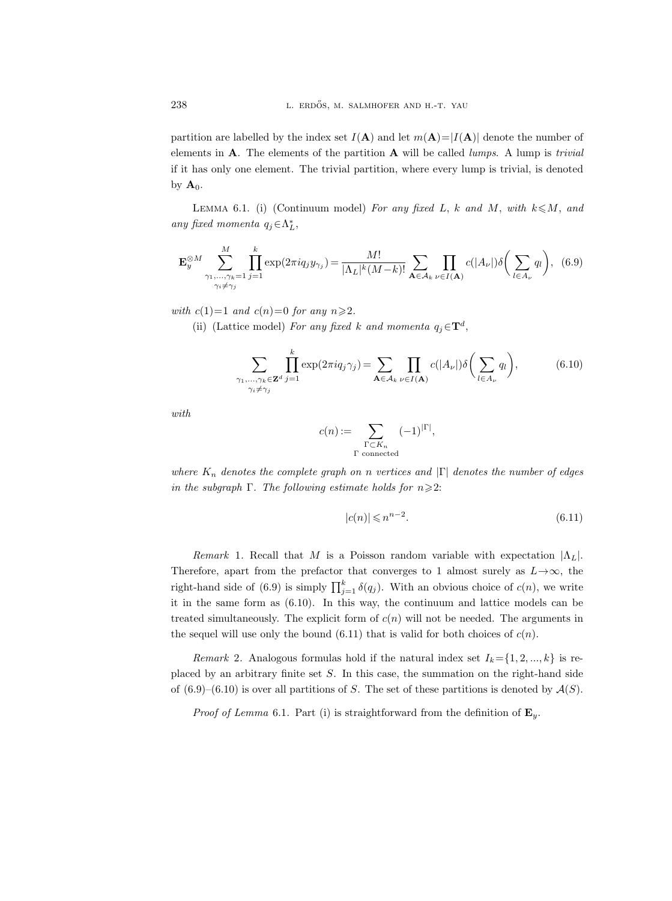partition are labelled by the index set $I(\mathbf{A})$ and let $m(\mathbf{A})=|I(\mathbf{A})|$ denote the number of elements in $\mathbf{A}$. The elements of the partition $\mathbf{A}$ will be called *lumps*. A lump is *trivial* if it has only one element. The trivial partition, where every lump is trivial, is denoted by $\mathbf{A}_0$.

LEMMA 6.1. (i) (Continuum model) *For any fixed $L$, $k$ and $M$, with $k\leqslant M$, and any fixed momenta $q_j\in\Lambda_L^*$,*

$$\mathbf{E}_y^{\otimes M} \sum_{\substack{\gamma_1,\ldots,\gamma_k=1\\ \gamma_i\neq\gamma_j}}^{M} \prod_{j=1}^{k} \exp(2\pi i q_j y_{\gamma_j}) = \frac{M!}{|\Lambda_L|^k (M-k)!} \sum_{\mathbf{A}\in\mathcal{A}_k} \prod_{\nu\in I(\mathbf{A})} c(|A_\nu|)\delta\bigg(\sum_{l\in A_\nu} q_l\bigg), \quad (6.9)$$

*with $c(1)=1$ and $c(n)=0$ for any $n\geqslant 2$.*

(ii) (Lattice model) *For any fixed $k$ and momenta $q_j\in\mathbf{T}^d$,*

$$\sum_{\substack{\gamma_1,\ldots,\gamma_k\in\mathbf{Z}^d\\ \gamma_i\neq\gamma_j}} \prod_{j=1}^{k} \exp(2\pi i q_j \gamma_j) = \sum_{\mathbf{A}\in\mathcal{A}_k} \prod_{\nu\in I(\mathbf{A})} c(|A_\nu|)\delta\bigg(\sum_{l\in A_\nu} q_l\bigg), \quad (6.10)$$

*with*

$$c(n) := \sum_{\substack{\Gamma\subset K_n\\ \Gamma \text{ connected}}} (-1)^{|\Gamma|},$$

*where $K_n$ denotes the complete graph on $n$ vertices and $|\Gamma|$ denotes the number of edges in the subgraph $\Gamma$. The following estimate holds for $n\geqslant 2$:*

$$|c(n)| \leqslant n^{n-2}. \quad (6.11)$$

*Remark* 1. Recall that $M$ is a Poisson random variable with expectation $|\Lambda_L|$. Therefore, apart from the prefactor that converges to 1 almost surely as $L\to\infty$, the right-hand side of (6.9) is simply $\prod_{j=1}^k \delta(q_j)$. With an obvious choice of $c(n)$, we write it in the same form as (6.10). In this way, the continuum and lattice models can be treated simultaneously. The explicit form of $c(n)$ will not be needed. The arguments in the sequel will use only the bound (6.11) that is valid for both choices of $c(n)$.

*Remark* 2. Analogous formulas hold if the natural index set $I_k=\{1,2,\ldots,k\}$ is replaced by an arbitrary finite set $S$. In this case, the summation on the right-hand side of (6.9)–(6.10) is over all partitions of $S$. The set of these partitions is denoted by $\mathcal{A}(S)$.

*Proof of Lemma* 6.1. Part (i) is straightforward from the definition of $\mathbf{E}_y$.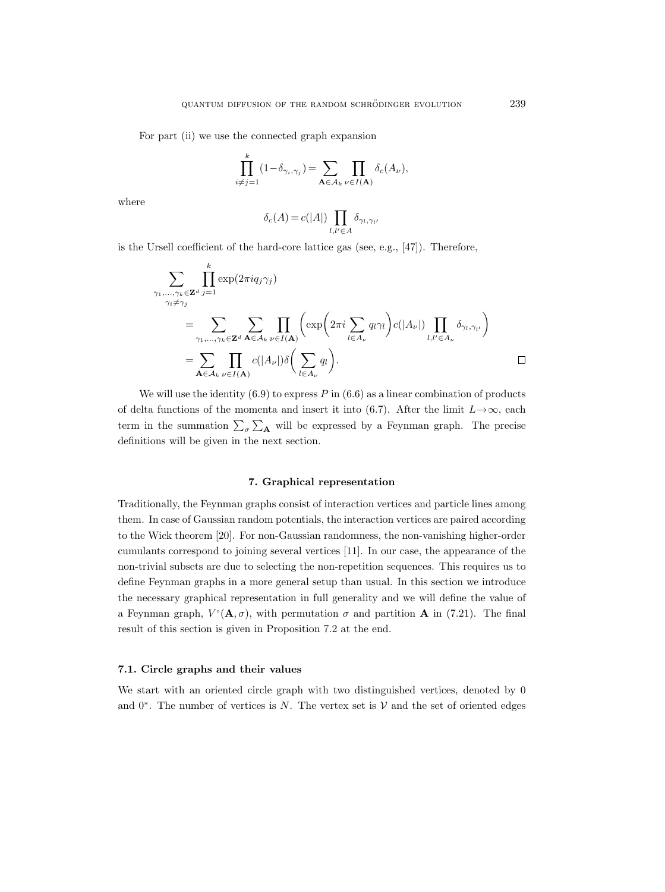For part (ii) we use the connected graph expansion

$$\prod_{i\neq j=1}^{k}(1-\delta_{\gamma_i,\gamma_j}) = \sum_{\mathbf{A}\in\mathcal{A}_k}\prod_{\nu\in I(\mathbf{A})}\delta_c(A_\nu),$$

where

$$\delta_c(A) = c(|A|)\prod_{l,l'\in A}\delta_{\gamma_l,\gamma_{l'}}$$

is the Ursell coefficient of the hard-core lattice gas (see, e.g., [47]). Therefore,

$$\begin{aligned}
\sum_{\substack{\gamma_1,\ldots,\gamma_k\in\mathbf{Z}^d\\ \gamma_i\neq\gamma_j}}\prod_{j=1}^{k}\exp(2\pi i q_j\gamma_j)
&= \sum_{\gamma_1,\ldots,\gamma_k\in\mathbf{Z}^d}\sum_{\mathbf{A}\in\mathcal{A}_k}\prod_{\nu\in I(\mathbf{A})}\biggl(\exp\biggl(2\pi i\sum_{l\in A_\nu}q_l\gamma_l\biggr)c(|A_\nu|)\prod_{l,l'\in A_\nu}\delta_{\gamma_l,\gamma_{l'}}\biggr)\\
&= \sum_{\mathbf{A}\in\mathcal{A}_k}\prod_{\nu\in I(\mathbf{A})}c(|A_\nu|)\delta\biggl(\sum_{l\in A_\nu}q_l\biggr). \qquad \square
\end{aligned}$$

We will use the identity (6.9) to express $P$ in (6.6) as a linear combination of products of delta functions of the momenta and insert it into (6.7). After the limit $L\to\infty$, each term in the summation $\sum_\sigma\sum_{\mathbf{A}}$ will be expressed by a Feynman graph. The precise definitions will be given in the next section.

## 7. Graphical representation

Traditionally, the Feynman graphs consist of interaction vertices and particle lines among them. In case of Gaussian random potentials, the interaction vertices are paired according to the Wick theorem [20]. For non-Gaussian randomness, the non-vanishing higher-order cumulants correspond to joining several vertices [11]. In our case, the appearance of the non-trivial subsets are due to selecting the non-repetition sequences. This requires us to define Feynman graphs in a more general setup than usual. In this section we introduce the necessary graphical representation in full generality and we will define the value of a Feynman graph, $V^\circ(\mathbf{A},\sigma)$, with permutation $\sigma$ and partition $\mathbf{A}$ in (7.21). The final result of this section is given in Proposition 7.2 at the end.

### 7.1. Circle graphs and their values

We start with an oriented circle graph with two distinguished vertices, denoted by 0 and $0^*$. The number of vertices is $N$. The vertex set is $\mathcal{V}$ and the set of oriented edges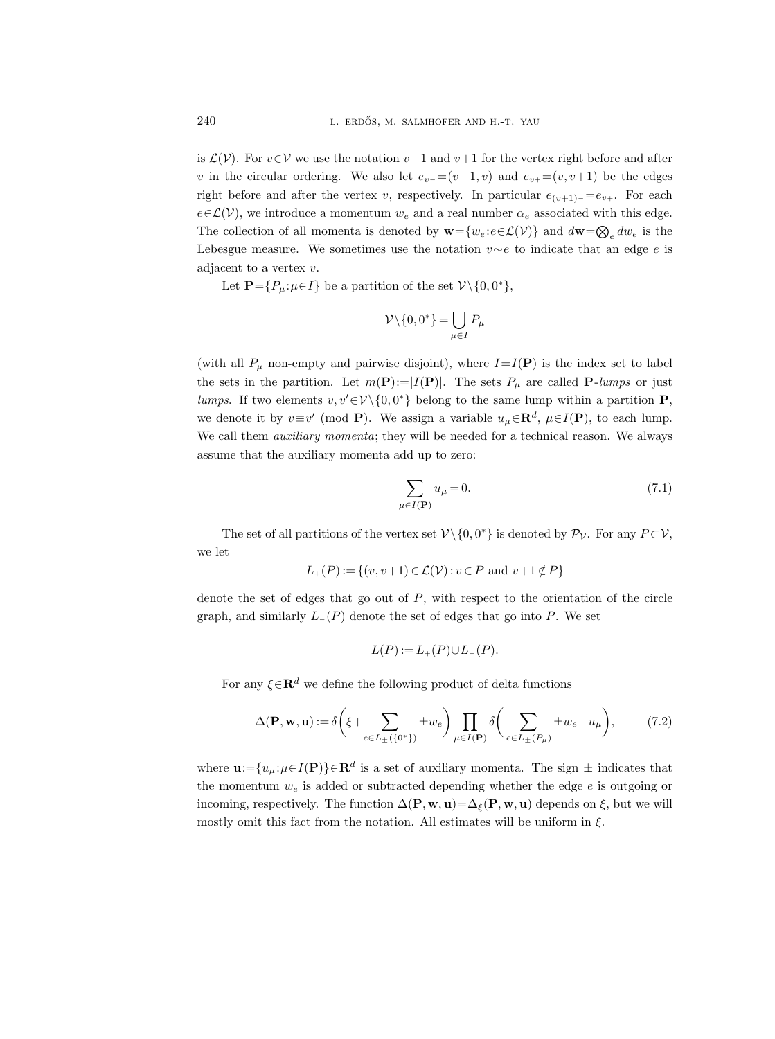is $\mathcal{L}(\mathcal{V})$. For $v\in\mathcal{V}$ we use the notation $v-1$ and $v+1$ for the vertex right before and after $v$ in the circular ordering. We also let $e_{v-}=(v-1,v)$ and $e_{v+}=(v,v+1)$ be the edges right before and after the vertex $v$, respectively. In particular $e_{(v+1)-}=e_{v+}$. For each $e\in\mathcal{L}(\mathcal{V})$, we introduce a momentum $w_e$ and a real number $\alpha_e$ associated with this edge. The collection of all momenta is denoted by $\mathbf{w}=\{w_e:e\in\mathcal{L}(\mathcal{V})\}$ and $d\mathbf{w}=\bigotimes_e dw_e$ is the Lebesgue measure. We sometimes use the notation $v\sim e$ to indicate that an edge $e$ is adjacent to a vertex $v$.

Let $\mathbf{P}=\{P_\mu:\mu\in I\}$ be a partition of the set $\mathcal{V}\setminus\{0,0^*\}$,

$$\mathcal{V}\setminus\{0,0^*\}=\bigcup_{\mu\in I}P_\mu$$

(with all $P_\mu$ non-empty and pairwise disjoint), where $I=I(\mathbf{P})$ is the index set to label the sets in the partition. Let $m(\mathbf{P}):=|I(\mathbf{P})|$. The sets $P_\mu$ are called $\mathbf{P}$-*lumps* or just *lumps*. If two elements $v,v'\in\mathcal{V}\setminus\{0,0^*\}$ belong to the same lump within a partition $\mathbf{P}$, we denote it by $v\equiv v'$ (mod $\mathbf{P}$). We assign a variable $u_\mu\in\mathbf{R}^d$, $\mu\in I(\mathbf{P})$, to each lump. We call them *auxiliary momenta*; they will be needed for a technical reason. We always assume that the auxiliary momenta add up to zero:

$$\sum_{\mu\in I(\mathbf{P})}u_\mu=0. \tag{7.1}$$

The set of all partitions of the vertex set $\mathcal{V}\setminus\{0,0^*\}$ is denoted by $\mathcal{P}_\mathcal{V}$. For any $P\subset\mathcal{V}$, we let

$$L_+(P):=\{(v,v+1)\in\mathcal{L}(\mathcal{V}):v\in P \text{ and } v+1\notin P\}$$

denote the set of edges that go out of $P$, with respect to the orientation of the circle graph, and similarly $L_-(P)$ denote the set of edges that go into $P$. We set

$$L(P):=L_+(P)\cup L_-(P).$$

For any $\xi\in\mathbf{R}^d$ we define the following product of delta functions

$$\Delta(\mathbf{P},\mathbf{w},\mathbf{u}):=\delta\biggl(\xi+\sum_{e\in L_\pm(\{0^*\})}\pm w_e\biggr)\prod_{\mu\in I(\mathbf{P})}\delta\biggl(\sum_{e\in L_\pm(P_\mu)}\pm w_e-u_\mu\biggr), \tag{7.2}$$

where $\mathbf{u}:=\{u_\mu:\mu\in I(\mathbf{P})\}\in\mathbf{R}^d$ is a set of auxiliary momenta. The sign $\pm$ indicates that the momentum $w_e$ is added or subtracted depending whether the edge $e$ is outgoing or incoming, respectively. The function $\Delta(\mathbf{P},\mathbf{w},\mathbf{u})=\Delta_\xi(\mathbf{P},\mathbf{w},\mathbf{u})$ depends on $\xi$, but we will mostly omit this fact from the notation. All estimates will be uniform in $\xi$.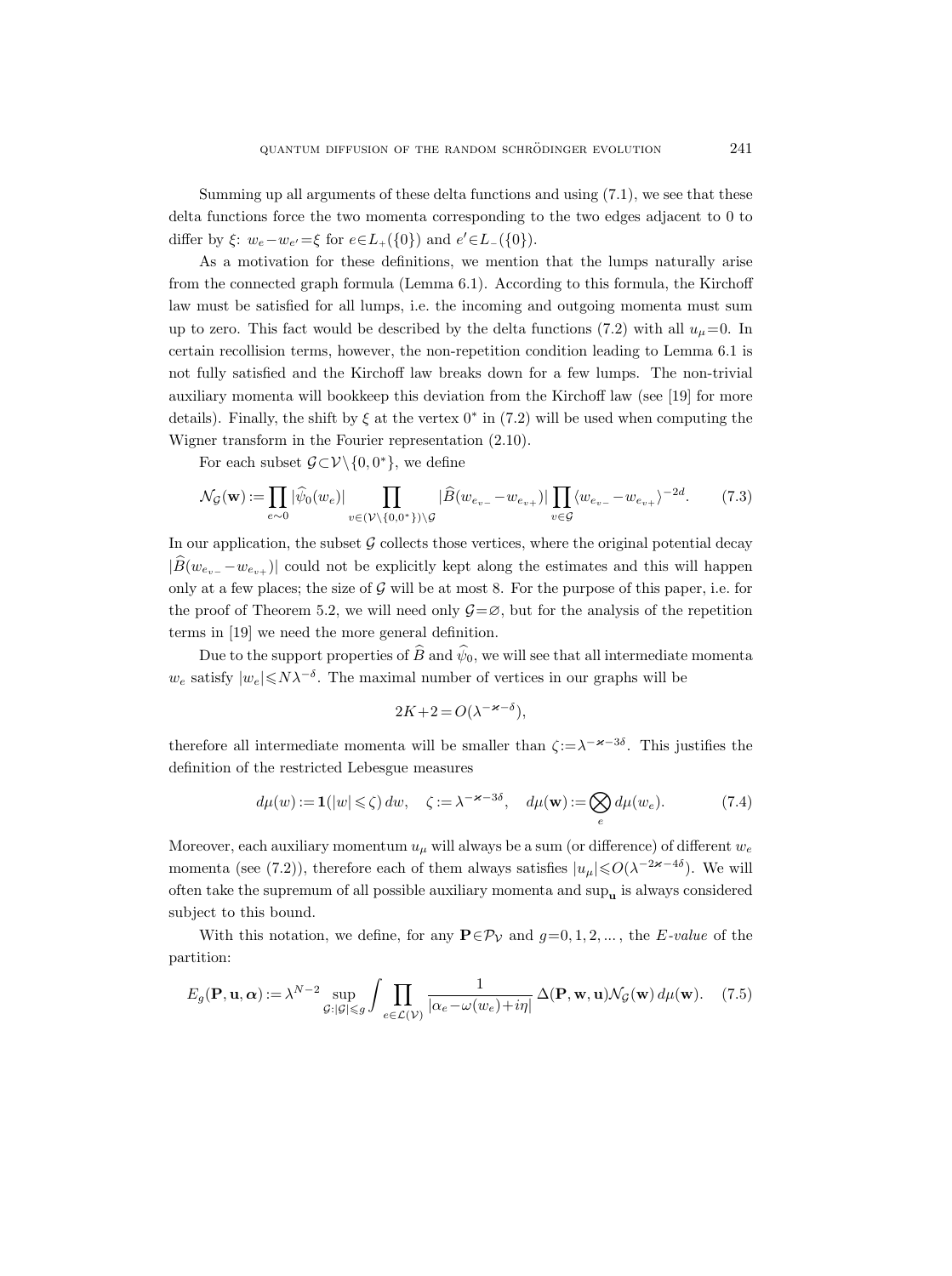Summing up all arguments of these delta functions and using (7.1), we see that these delta functions force the two momenta corresponding to the two edges adjacent to 0 to differ by $\xi$: $w_e - w_{e'} = \xi$ for $e \in L_+(\{0\})$ and $e' \in L_-(\{0\})$.

As a motivation for these definitions, we mention that the lumps naturally arise from the connected graph formula (Lemma 6.1). According to this formula, the Kirchoff law must be satisfied for all lumps, i.e. the incoming and outgoing momenta must sum up to zero. This fact would be described by the delta functions (7.2) with all $u_\mu = 0$. In certain recollision terms, however, the non-repetition condition leading to Lemma 6.1 is not fully satisfied and the Kirchoff law breaks down for a few lumps. The non-trivial auxiliary momenta will bookkeep this deviation from the Kirchoff law (see [19] for more details). Finally, the shift by $\xi$ at the vertex $0^*$ in (7.2) will be used when computing the Wigner transform in the Fourier representation (2.10).

For each subset $\mathcal{G} \subset \mathcal{V} \setminus \{0, 0^*\}$, we define

$$
\mathcal{N}_{\mathcal{G}}(\mathbf{w}) := \prod_{e \sim 0} |\widehat{\psi}_0(w_e)| \prod_{v \in (\mathcal{V} \setminus \{0, 0^*\}) \setminus \mathcal{G}} |\widehat{B}(w_{e_{v-}} - w_{e_{v+}})| \prod_{v \in \mathcal{G}} \langle w_{e_{v-}} - w_{e_{v+}} \rangle^{-2d}. \tag{7.3}
$$

In our application, the subset $\mathcal{G}$ collects those vertices, where the original potential decay $|\widehat{B}(w_{e_{v-}} - w_{e_{v+}})|$ could not be explicitly kept along the estimates and this will happen only at a few places; the size of $\mathcal{G}$ will be at most 8. For the purpose of this paper, i.e. for the proof of Theorem 5.2, we will need only $\mathcal{G} = \varnothing$, but for the analysis of the repetition terms in [19] we need the more general definition.

Due to the support properties of $\widehat{B}$ and $\widehat{\psi}_0$, we will see that all intermediate momenta $w_e$ satisfy $|w_e| \leqslant N\lambda^{-\delta}$. The maximal number of vertices in our graphs will be

$$
2K + 2 = O(\lambda^{-\varkappa - \delta}),
$$

therefore all intermediate momenta will be smaller than $\zeta := \lambda^{-\varkappa - 3\delta}$. This justifies the definition of the restricted Lebesgue measures

$$
d\mu(w) := \mathbf{1}(|w| \leqslant \zeta)\, dw, \quad \zeta := \lambda^{-\varkappa - 3\delta}, \quad d\mu(\mathbf{w}) := \bigotimes_e d\mu(w_e). \tag{7.4}
$$

Moreover, each auxiliary momentum $u_\mu$ will always be a sum (or difference) of different $w_e$ momenta (see (7.2)), therefore each of them always satisfies $|u_\mu| \leqslant O(\lambda^{-2\varkappa - 4\delta})$. We will often take the supremum of all possible auxiliary momenta and $\sup_{\mathbf{u}}$ is always considered subject to this bound.

With this notation, we define, for any $\mathbf{P} \in \mathcal{P}_{\mathcal{V}}$ and $g = 0, 1, 2, \ldots$, the *E-value* of the partition:

$$
E_g(\mathbf{P}, \mathbf{u}, \boldsymbol{\alpha}) := \lambda^{N-2} \sup_{\mathcal{G} : |\mathcal{G}| \leqslant g} \int \prod_{e \in \mathcal{L}(\mathcal{V})} \frac{1}{|\alpha_e - \omega(w_e) + i\eta|} \, \Delta(\mathbf{P}, \mathbf{w}, \mathbf{u}) \mathcal{N}_{\mathcal{G}}(\mathbf{w}) \, d\mu(\mathbf{w}). \tag{7.5}
$$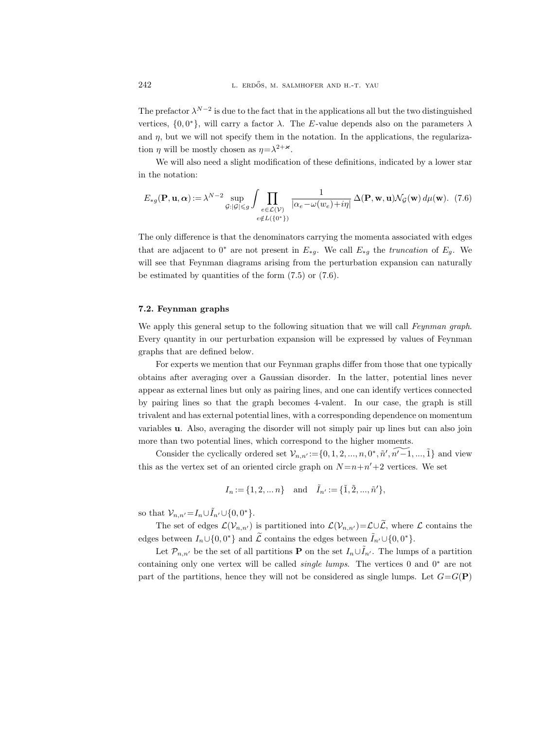The prefactor $\lambda^{N-2}$ is due to the fact that in the applications all but the two distinguished vertices, $\{0, 0^*\}$, will carry a factor $\lambda$. The $E$-value depends also on the parameters $\lambda$ and $\eta$, but we will not specify them in the notation. In the applications, the regularization $\eta$ will be mostly chosen as $\eta=\lambda^{2+\varkappa}$.

We will also need a slight modification of these definitions, indicated by a lower star in the notation:

$$E_{*g}(\mathbf{P}, \mathbf{u}, \boldsymbol{\alpha}) := \lambda^{N-2} \sup_{\mathcal{G}: |\mathcal{G}| \leqslant g} \int \prod_{\substack{e \in \mathcal{L}(\mathcal{V}) \\ e \notin L(\{0^*\})}} \frac{1}{|\alpha_e - \omega(w_e) + i\eta|} \, \Delta(\mathbf{P}, \mathbf{w}, \mathbf{u}) \mathcal{N}_{\mathcal{G}}(\mathbf{w}) \, d\mu(\mathbf{w}). \quad (7.6)$$

The only difference is that the denominators carrying the momenta associated with edges that are adjacent to $0^*$ are not present in $E_{*g}$. We call $E_{*g}$ the *truncation* of $E_g$. We will see that Feynman diagrams arising from the perturbation expansion can naturally be estimated by quantities of the form (7.5) or (7.6).

### 7.2. Feynman graphs

We apply this general setup to the following situation that we will call *Feynman graph*. Every quantity in our perturbation expansion will be expressed by values of Feynman graphs that are defined below.

For experts we mention that our Feynman graphs differ from those that one typically obtains after averaging over a Gaussian disorder. In the latter, potential lines never appear as external lines but only as pairing lines, and one can identify vertices connected by pairing lines so that the graph becomes 4-valent. In our case, the graph is still trivalent and has external potential lines, with a corresponding dependence on momentum variables $\mathbf{u}$. Also, averaging the disorder will not simply pair up lines but can also join more than two potential lines, which correspond to the higher moments.

Consider the cyclically ordered set $\mathcal{V}_{n,n'} := \{0, 1, 2, ..., n, 0^*, \tilde{n}', \widetilde{n'-1}, ..., \tilde{1}\}$ and view this as the vertex set of an oriented circle graph on $N=n+n'+2$ vertices. We set

$$I_n := \{1, 2, ... n\} \quad \text{and} \quad \tilde{I}_{n'} := \{\tilde{1}, \tilde{2}, ..., \tilde{n}'\},$$

so that $\mathcal{V}_{n,n'} = I_n \cup \tilde{I}_{n'} \cup \{0, 0^*\}$.

The set of edges $\mathcal{L}(\mathcal{V}_{n,n'})$ is partitioned into $\mathcal{L}(\mathcal{V}_{n,n'}) = \mathcal{L} \cup \widetilde{\mathcal{L}}$, where $\mathcal{L}$ contains the edges between $I_n \cup \{0, 0^*\}$ and $\widetilde{\mathcal{L}}$ contains the edges between $\tilde{I}_{n'} \cup \{0, 0^*\}$.

Let $\mathcal{P}_{n,n'}$ be the set of all partitions $\mathbf{P}$ on the set $I_n \cup \tilde{I}_{n'}$. The lumps of a partition containing only one vertex will be called *single lumps*. The vertices 0 and $0^*$ are not part of the partitions, hence they will not be considered as single lumps. Let $G=G(\mathbf{P})$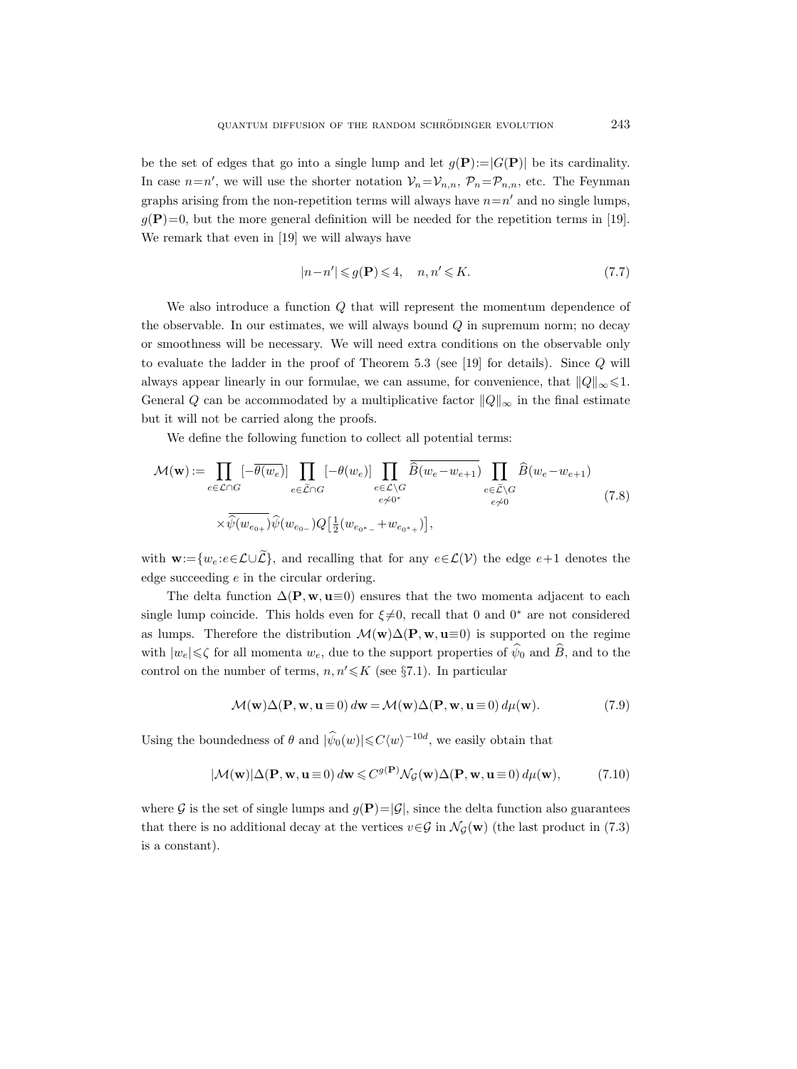be the set of edges that go into a single lump and let $g(\mathbf{P}):=|G(\mathbf{P})|$ be its cardinality. In case $n=n'$, we will use the shorter notation $\mathcal{V}_n=\mathcal{V}_{n,n}$, $\mathcal{P}_n=\mathcal{P}_{n,n}$, etc. The Feynman graphs arising from the non-repetition terms will always have $n=n'$ and no single lumps, $g(\mathbf{P})=0$, but the more general definition will be needed for the repetition terms in [19]. We remark that even in [19] we will always have

$$|n-n'|\leqslant g(\mathbf{P})\leqslant 4, \quad n,n'\leqslant K. \tag{7.7}$$

We also introduce a function $Q$ that will represent the momentum dependence of the observable. In our estimates, we will always bound $Q$ in supremum norm; no decay or smoothness will be necessary. We will need extra conditions on the observable only to evaluate the ladder in the proof of Theorem 5.3 (see [19] for details). Since $Q$ will always appear linearly in our formulae, we can assume, for convenience, that $\|Q\|_\infty\leqslant 1$. General $Q$ can be accommodated by a multiplicative factor $\|Q\|_\infty$ in the final estimate but it will not be carried along the proofs.

We define the following function to collect all potential terms:

$$\begin{aligned}\mathcal{M}(\mathbf{w}):=\prod_{e\in\mathcal{L}\cap G}[-\overline{\theta(w_e)}]\prod_{e\in\widetilde{\mathcal{L}}\cap G}[-\theta(w_e)]\prod_{\substack{e\in\mathcal{L}\setminus G\\ e\not\sim 0^*}}\overline{\widehat{B}(w_e-w_{e+1})}\prod_{\substack{e\in\widetilde{\mathcal{L}}\setminus G\\ e\not\sim 0}}\widehat{B}(w_e-w_{e+1})\\ \times\overline{\widehat{\psi}(w_{e_{0+}})}\widehat{\psi}(w_{e_{0-}})Q\big[\tfrac{1}{2}(w_{e_{0^*-}}+w_{e_{0^*+}})\big],\end{aligned} \tag{7.8}$$

with $\mathbf{w}:=\{w_e:e\in\mathcal{L}\cup\widetilde{\mathcal{L}}\}$, and recalling that for any $e\in\mathcal{L}(\mathcal{V})$ the edge $e+1$ denotes the edge succeeding $e$ in the circular ordering.

The delta function $\Delta(\mathbf{P},\mathbf{w},\mathbf{u}\equiv 0)$ ensures that the two momenta adjacent to each single lump coincide. This holds even for $\xi\neq 0$, recall that 0 and $0^*$ are not considered as lumps. Therefore the distribution $\mathcal{M}(\mathbf{w})\Delta(\mathbf{P},\mathbf{w},\mathbf{u}\equiv 0)$ is supported on the regime with $|w_e|\leqslant\zeta$ for all momenta $w_e$, due to the support properties of $\widehat{\psi}_0$ and $\widehat{B}$, and to the control on the number of terms, $n,n'\leqslant K$ (see §7.1). In particular

$$\mathcal{M}(\mathbf{w})\Delta(\mathbf{P},\mathbf{w},\mathbf{u}\equiv 0)\,d\mathbf{w}=\mathcal{M}(\mathbf{w})\Delta(\mathbf{P},\mathbf{w},\mathbf{u}\equiv 0)\,d\mu(\mathbf{w}). \tag{7.9}$$

Using the boundedness of $\theta$ and $|\widehat{\psi}_0(w)|\leqslant C\langle w\rangle^{-10d}$, we easily obtain that

$$|\mathcal{M}(\mathbf{w})|\Delta(\mathbf{P},\mathbf{w},\mathbf{u}\equiv 0)\,d\mathbf{w}\leqslant C^{g(\mathbf{P})}\mathcal{N}_{\mathcal{G}}(\mathbf{w})\Delta(\mathbf{P},\mathbf{w},\mathbf{u}\equiv 0)\,d\mu(\mathbf{w}), \tag{7.10}$$

where $\mathcal{G}$ is the set of single lumps and $g(\mathbf{P})=|\mathcal{G}|$, since the delta function also guarantees that there is no additional decay at the vertices $v\in\mathcal{G}$ in $\mathcal{N}_{\mathcal{G}}(\mathbf{w})$ (the last product in (7.3) is a constant).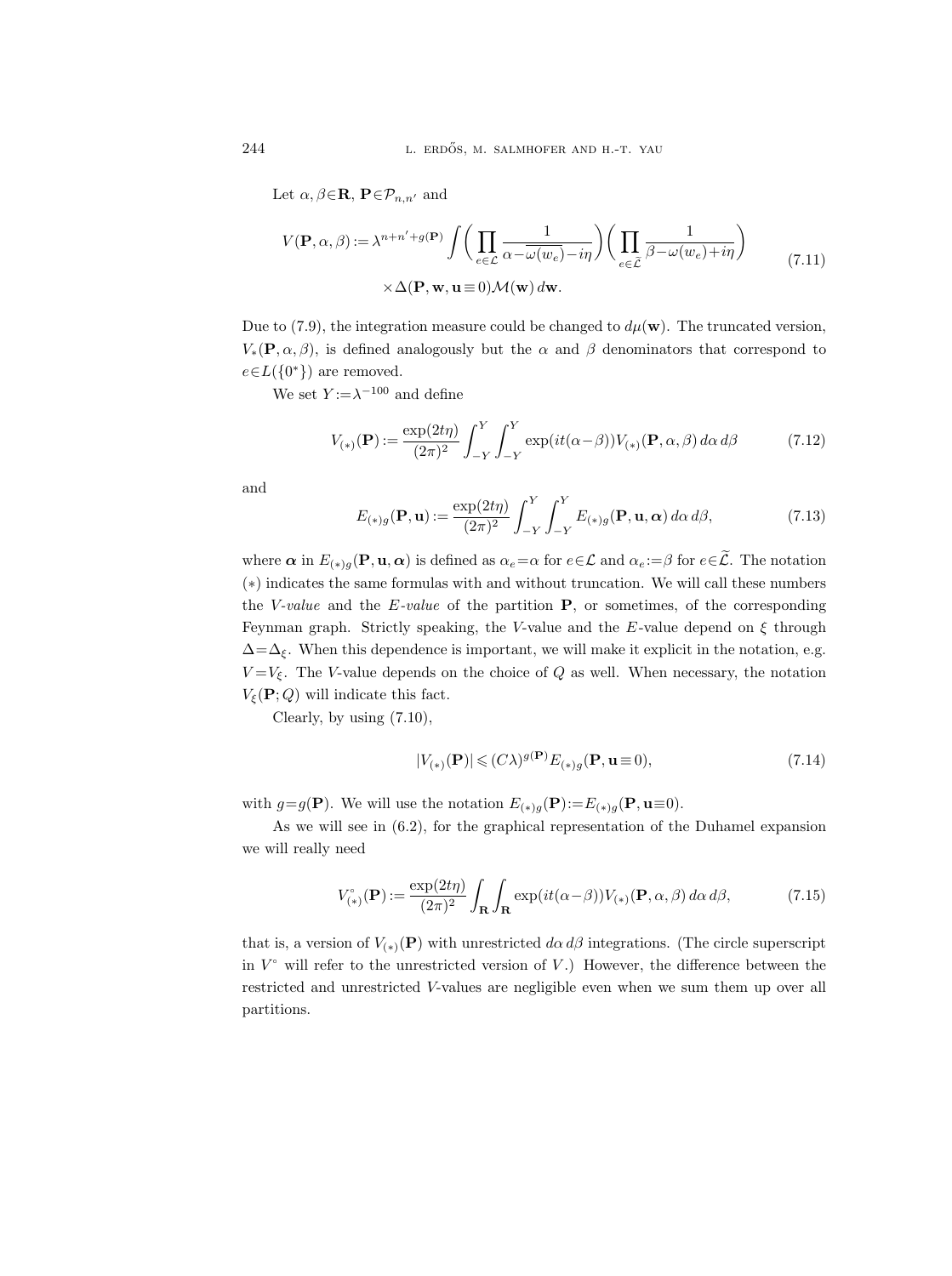Let $\alpha, \beta\in\mathbf{R}$, $\mathbf{P}\in\mathcal{P}_{n,n'}$ and

$$
\begin{aligned}
V(\mathbf{P},\alpha,\beta) := \lambda^{n+n'+g(\mathbf{P})} \int \biggl(\prod_{e\in\mathcal{L}} \frac{1}{\alpha-\overline{\omega(w_e)}-i\eta}\biggr)\biggl(\prod_{e\in\widetilde{\mathcal{L}}} \frac{1}{\beta-\omega(w_e)+i\eta}\biggr) \\
\times \Delta(\mathbf{P},\mathbf{w},\mathbf{u}\equiv 0)\mathcal{M}(\mathbf{w})\,d\mathbf{w}.
\end{aligned}
\tag{7.11}
$$

Due to (7.9), the integration measure could be changed to $d\mu(\mathbf{w})$. The truncated version, $V_*(\mathbf{P},\alpha,\beta)$, is defined analogously but the $\alpha$ and $\beta$ denominators that correspond to $e\in L(\{0^*\})$ are removed.

We set $Y:=\lambda^{-100}$ and define

$$
V_{(*)}(\mathbf{P}) := \frac{\exp(2t\eta)}{(2\pi)^2}\int_{-Y}^{Y}\int_{-Y}^{Y} \exp(it(\alpha-\beta))V_{(*)}(\mathbf{P},\alpha,\beta)\,d\alpha\,d\beta \tag{7.12}
$$

and

$$
E_{(*)g}(\mathbf{P},\mathbf{u}) := \frac{\exp(2t\eta)}{(2\pi)^2}\int_{-Y}^{Y}\int_{-Y}^{Y} E_{(*)g}(\mathbf{P},\mathbf{u},\boldsymbol{\alpha})\,d\alpha\,d\beta, \tag{7.13}
$$

where $\boldsymbol{\alpha}$ in $E_{(*)g}(\mathbf{P},\mathbf{u},\boldsymbol{\alpha})$ is defined as $\alpha_e=\alpha$ for $e\in\mathcal{L}$ and $\alpha_e:=\beta$ for $e\in\widetilde{\mathcal{L}}$. The notation $(*)$ indicates the same formulas with and without truncation. We will call these numbers the *V-value* and the *E-value* of the partition $\mathbf{P}$, or sometimes, of the corresponding Feynman graph. Strictly speaking, the $V$-value and the $E$-value depend on $\xi$ through $\Delta=\Delta_\xi$. When this dependence is important, we will make it explicit in the notation, e.g. $V=V_\xi$. The $V$-value depends on the choice of $Q$ as well. When necessary, the notation $V_\xi(\mathbf{P};Q)$ will indicate this fact.

Clearly, by using (7.10),

$$
|V_{(*)}(\mathbf{P})| \leqslant (C\lambda)^{g(\mathbf{P})}E_{(*)g}(\mathbf{P},\mathbf{u}\equiv 0), \tag{7.14}
$$

with $g=g(\mathbf{P})$. We will use the notation $E_{(*)g}(\mathbf{P}):=E_{(*)g}(\mathbf{P},\mathbf{u}\equiv 0)$.

As we will see in (6.2), for the graphical representation of the Duhamel expansion we will really need

$$
V^{\circ}_{(*)}(\mathbf{P}) := \frac{\exp(2t\eta)}{(2\pi)^2}\int_{\mathbf{R}}\int_{\mathbf{R}} \exp(it(\alpha-\beta))V_{(*)}(\mathbf{P},\alpha,\beta)\,d\alpha\,d\beta, \tag{7.15}
$$

that is, a version of $V_{(*)}(\mathbf{P})$ with unrestricted $d\alpha\,d\beta$ integrations. (The circle superscript in $V^\circ$ will refer to the unrestricted version of $V$.) However, the difference between the restricted and unrestricted $V$-values are negligible even when we sum them up over all partitions.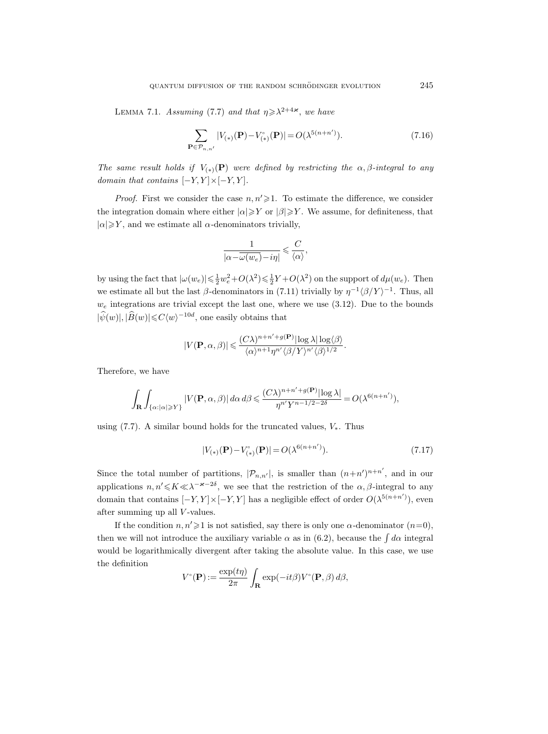Lemma 7.1. *Assuming* (7.7) *and that* $\eta \geqslant \lambda^{2+4\varkappa}$, *we have*

$$\sum_{\mathbf{P}\in\mathcal{P}_{n,n'}} |V_{(*)}(\mathbf{P}) - V^{\circ}_{(*)}(\mathbf{P})| = O(\lambda^{5(n+n')}). \tag{7.16}$$

*The same result holds if* $V_{(*)}(\mathbf{P})$ *were defined by restricting the* $\alpha,\beta$*-integral to any domain that contains* $[-Y,Y]\times[-Y,Y]$.

*Proof.* First we consider the case $n,n'\geqslant 1$. To estimate the difference, we consider the integration domain where either $|\alpha|\geqslant Y$ or $|\beta|\geqslant Y$. We assume, for definiteness, that $|\alpha|\geqslant Y$, and we estimate all $\alpha$-denominators trivially,

$$\frac{1}{|\alpha - \overline{\omega(w_e)} - i\eta|} \leqslant \frac{C}{\langle\alpha\rangle},$$

by using the fact that $|\omega(w_e)| \leqslant \frac{1}{2}w_e^2 + O(\lambda^2) \leqslant \frac{1}{2}Y + O(\lambda^2)$ on the support of $d\mu(w_e)$. Then we estimate all but the last $\beta$-denominators in (7.11) trivially by $\eta^{-1}\langle\beta/Y\rangle^{-1}$. Thus, all $w_e$ integrations are trivial except the last one, where we use (3.12). Due to the bounds $|\widehat{\psi}(w)|, |\widehat{B}(w)| \leqslant C\langle w\rangle^{-10d}$, one easily obtains that

$$|V(\mathbf{P},\alpha,\beta)| \leqslant \frac{(C\lambda)^{n+n'+g(\mathbf{P})}|\log\lambda|\log\langle\beta\rangle}{\langle\alpha\rangle^{n+1}\eta^{n'}\langle\beta/Y\rangle^{n'}\langle\beta\rangle^{1/2}}.$$

Therefore, we have

$$\int_{\mathbf{R}}\int_{\{\alpha:|\alpha|\geqslant Y\}} |V(\mathbf{P},\alpha,\beta)|\,d\alpha\,d\beta \leqslant \frac{(C\lambda)^{n+n'+g(\mathbf{P})}|\log\lambda|}{\eta^{n'}Y^{n-1/2-2\delta}} = O(\lambda^{6(n+n')}),$$

using (7.7). A similar bound holds for the truncated values, $V_*$. Thus

$$|V_{(*)}(\mathbf{P}) - V^{\circ}_{(*)}(\mathbf{P})| = O(\lambda^{6(n+n')}). \tag{7.17}$$

Since the total number of partitions, $|\mathcal{P}_{n,n'}|$, is smaller than $(n+n')^{n+n'}$, and in our applications $n,n'\leqslant K \ll \lambda^{-\varkappa-2\delta}$, we see that the restriction of the $\alpha,\beta$-integral to any domain that contains $[-Y,Y]\times[-Y,Y]$ has a negligible effect of order $O(\lambda^{5(n+n')})$, even after summing up all $V$-values.

If the condition $n,n'\geqslant 1$ is not satisfied, say there is only one $\alpha$-denominator ($n=0$), then we will not introduce the auxiliary variable $\alpha$ as in (6.2), because the $\int d\alpha$ integral would be logarithmically divergent after taking the absolute value. In this case, we use the definition

$$V^{\circ}(\mathbf{P}) := \frac{\exp(t\eta)}{2\pi}\int_{\mathbf{R}} \exp(-it\beta)V^{\circ}(\mathbf{P},\beta)\,d\beta,$$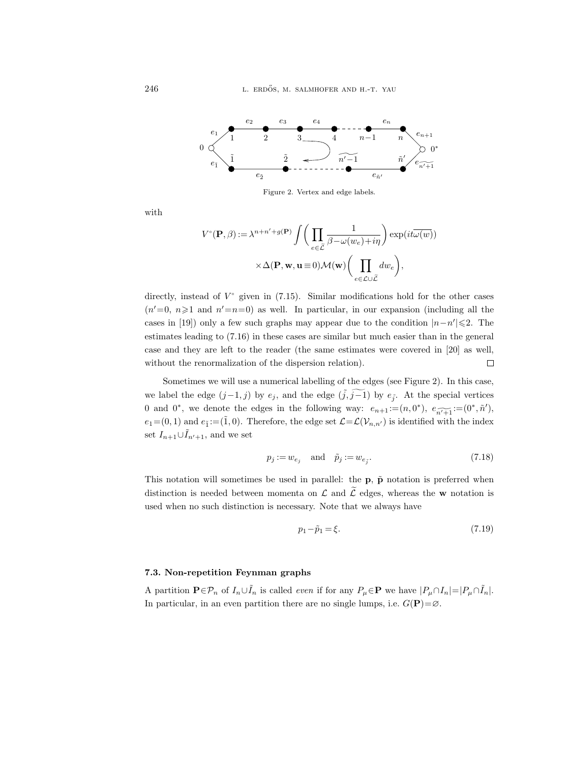Figure 2. Vertex and edge labels.

with

$$V^{\circ}(\mathbf{P},\beta) := \lambda^{n+n'+g(\mathbf{P})} \int \bigg( \prod_{e\in\widetilde{\mathcal{L}}} \frac{1}{\beta-\omega(w_e)+i\eta} \bigg) \exp(it\overline{\omega(w)})$$
$$\times \Delta(\mathbf{P},\mathbf{w},\mathbf{u}\equiv 0)\mathcal{M}(\mathbf{w}) \bigg( \prod_{e\in\mathcal{L}\cup\widetilde{\mathcal{L}}} dw_e \bigg),$$

directly, instead of $V^{\circ}$ given in (7.15). Similar modifications hold for the other cases ($n'=0$, $n\geqslant 1$ and $n'=n=0$) as well. In particular, in our expansion (including all the cases in [19]) only a few such graphs may appear due to the condition $|n-n'|\leqslant 2$. The estimates leading to (7.16) in these cases are similar but much easier than in the general case and they are left to the reader (the same estimates were covered in [20] as well, without the renormalization of the dispersion relation). $\square$

Sometimes we will use a numerical labelling of the edges (see Figure 2). In this case, we label the edge $(j-1,j)$ by $e_j$, and the edge $(\tilde{j},\widetilde{j-1})$ by $e_{\tilde{j}}$. At the special vertices 0 and $0^*$, we denote the edges in the following way: $e_{n+1}:=(n,0^*)$, $e_{\widetilde{n'+1}}:=(0^*,\tilde{n}')$, $e_1=(0,1)$ and $e_{\tilde{1}}:=(\tilde{1},0)$. Therefore, the edge set $\mathcal{L}=\mathcal{L}(\mathcal{V}_{n,n'})$ is identified with the index set $I_{n+1}\cup\tilde{I}_{n'+1}$, and we set

$$p_j := w_{e_j} \quad \text{and} \quad \tilde{p}_j := w_{e_{\tilde{j}}}. \tag{7.18}$$

This notation will sometimes be used in parallel: the $\mathbf{p}$, $\tilde{\mathbf{p}}$ notation is preferred when distinction is needed between momenta on $\mathcal{L}$ and $\widetilde{\mathcal{L}}$ edges, whereas the $\mathbf{w}$ notation is used when no such distinction is necessary. Note that we always have

$$p_1 - \tilde{p}_1 = \xi. \tag{7.19}$$

### 7.3. Non-repetition Feynman graphs

A partition $\mathbf{P}\in\mathcal{P}_n$ of $I_n\cup\tilde{I}_n$ is called *even* if for any $P_\mu\in\mathbf{P}$ we have $|P_\mu\cap I_n|=|P_\mu\cap\tilde{I}_n|$. In particular, in an even partition there are no single lumps, i.e. $G(\mathbf{P})=\varnothing$.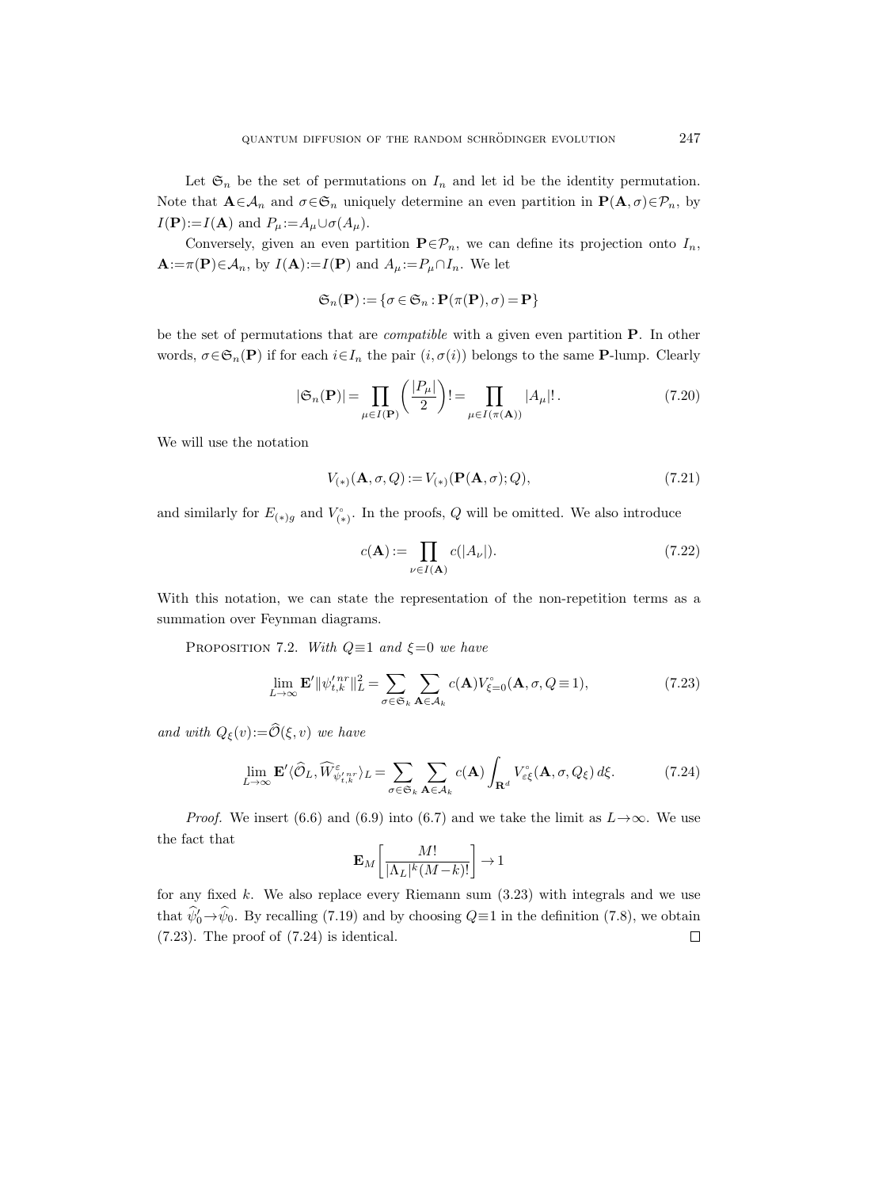Let $\mathfrak{S}_n$ be the set of permutations on $I_n$ and let id be the identity permutation. Note that $\mathbf{A}\in\mathcal{A}_n$ and $\sigma\in\mathfrak{S}_n$ uniquely determine an even partition in $\mathbf{P}(\mathbf{A},\sigma)\in\mathcal{P}_n$, by $I(\mathbf{P}):=I(\mathbf{A})$ and $P_\mu:=A_\mu\cup\sigma(A_\mu)$.

Conversely, given an even partition $\mathbf{P}\in\mathcal{P}_n$, we can define its projection onto $I_n$, $\mathbf{A}:=\pi(\mathbf{P})\in\mathcal{A}_n$, by $I(\mathbf{A}):=I(\mathbf{P})$ and $A_\mu:=P_\mu\cap I_n$. We let

$$\mathfrak{S}_n(\mathbf{P}):=\{\sigma\in\mathfrak{S}_n:\mathbf{P}(\pi(\mathbf{P}),\sigma)=\mathbf{P}\}$$

be the set of permutations that are *compatible* with a given even partition $\mathbf{P}$. In other words, $\sigma\in\mathfrak{S}_n(\mathbf{P})$ if for each $i\in I_n$ the pair $(i,\sigma(i))$ belongs to the same $\mathbf{P}$-lump. Clearly

$$|\mathfrak{S}_n(\mathbf{P})|=\prod_{\mu\in I(\mathbf{P})}\left(\frac{|P_\mu|}{2}\right)!=\prod_{\mu\in I(\pi(\mathbf{A}))}|A_\mu|!\,. \tag{7.20}$$

We will use the notation

$$V_{(*)}(\mathbf{A},\sigma,Q):=V_{(*)}(\mathbf{P}(\mathbf{A},\sigma);Q), \tag{7.21}$$

and similarly for $E_{(*)g}$ and $V^\circ_{(*)}$. In the proofs, $Q$ will be omitted. We also introduce

$$c(\mathbf{A}):=\prod_{\nu\in I(\mathbf{A})}c(|A_\nu|). \tag{7.22}$$

With this notation, we can state the representation of the non-repetition terms as a summation over Feynman diagrams.

Proposition 7.2. *With $Q\equiv 1$ and $\xi=0$ we have*

$$\lim_{L\to\infty}\mathbf{E}'\|\psi'^{\,nr}_{t,k}\|_L^2=\sum_{\sigma\in\mathfrak{S}_k}\sum_{\mathbf{A}\in\mathcal{A}_k}c(\mathbf{A})V^\circ_{\xi=0}(\mathbf{A},\sigma,Q\equiv 1), \tag{7.23}$$

*and with $Q_\xi(v):=\widehat{\mathcal{O}}(\xi,v)$ we have*

$$\lim_{L\to\infty}\mathbf{E}'\langle\widehat{\mathcal{O}}_L,\widehat{W}^{\varepsilon}_{\psi'^{\,nr}_{t,k}}\rangle_L=\sum_{\sigma\in\mathfrak{S}_k}\sum_{\mathbf{A}\in\mathcal{A}_k}c(\mathbf{A})\int_{\mathbf{R}^d}V^\circ_{\varepsilon\xi}(\mathbf{A},\sigma,Q_\xi)\,d\xi. \tag{7.24}$$

*Proof.* We insert (6.6) and (6.9) into (6.7) and we take the limit as $L\to\infty$. We use the fact that

$$\mathbf{E}_M\left[\frac{M!}{|\Lambda_L|^k(M-k)!}\right]\to 1$$

for any fixed $k$. We also replace every Riemann sum (3.23) with integrals and we use that $\widehat{\psi}'_0\to\widehat{\psi}_0$. By recalling (7.19) and by choosing $Q\equiv 1$ in the definition (7.8), we obtain (7.23). The proof of (7.24) is identical. $\square$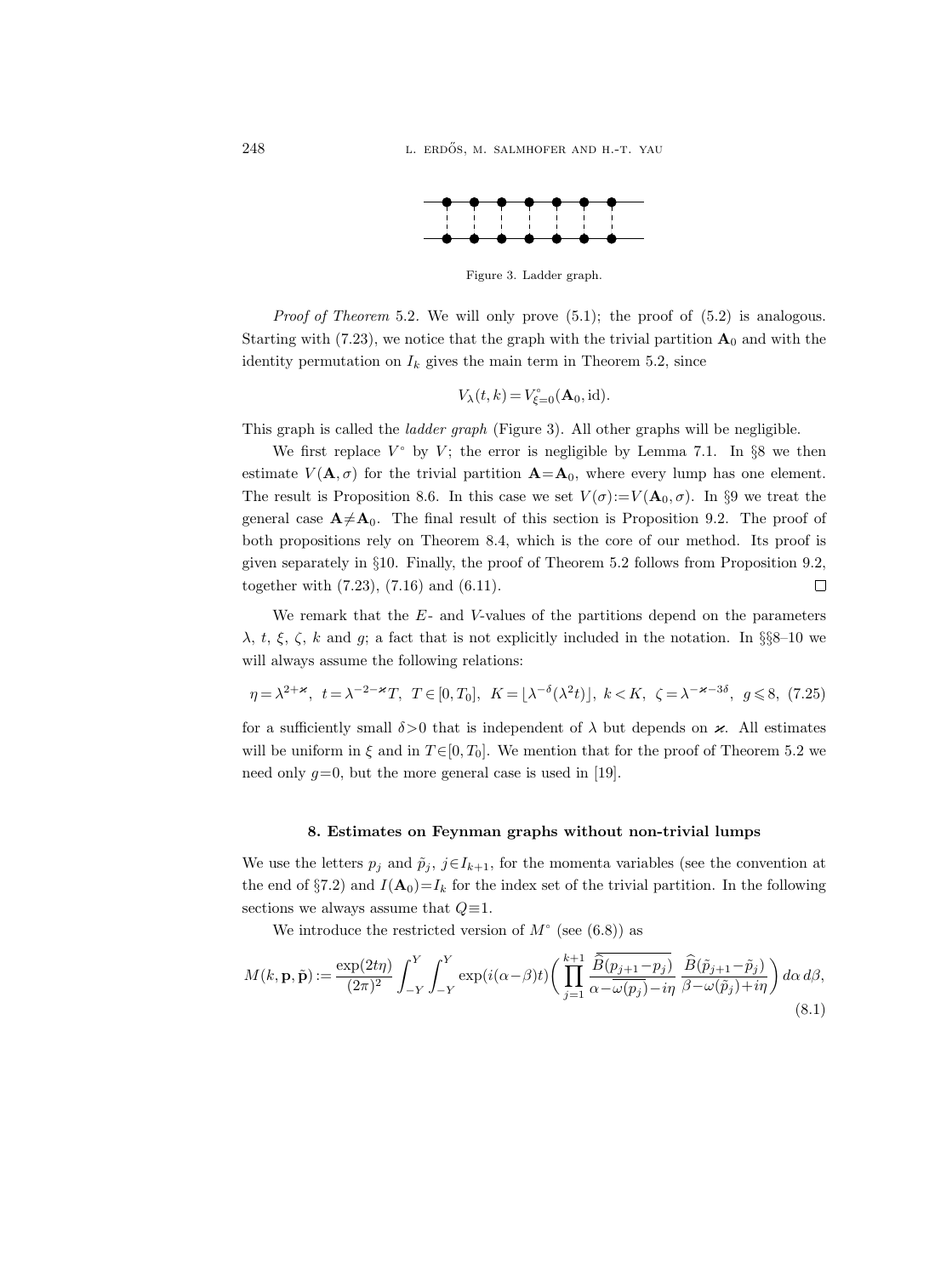Figure 3. Ladder graph.

*Proof of Theorem* 5.2. We will only prove (5.1); the proof of (5.2) is analogous. Starting with (7.23), we notice that the graph with the trivial partition $\mathbf{A}_0$ and with the identity permutation on $I_k$ gives the main term in Theorem 5.2, since

$$V_\lambda(t,k) = V^\circ_{\xi=0}(\mathbf{A}_0, \mathrm{id}).$$

This graph is called the *ladder graph* (Figure 3). All other graphs will be negligible.

We first replace $V^\circ$ by $V$; the error is negligible by Lemma 7.1. In §8 we then estimate $V(\mathbf{A},\sigma)$ for the trivial partition $\mathbf{A}=\mathbf{A}_0$, where every lump has one element. The result is Proposition 8.6. In this case we set $V(\sigma):=V(\mathbf{A}_0,\sigma)$. In §9 we treat the general case $\mathbf{A}\neq\mathbf{A}_0$. The final result of this section is Proposition 9.2. The proof of both propositions rely on Theorem 8.4, which is the core of our method. Its proof is given separately in §10. Finally, the proof of Theorem 5.2 follows from Proposition 9.2, together with (7.23), (7.16) and (6.11). $\square$

We remark that the $E$- and $V$-values of the partitions depend on the parameters $\lambda$, $t$, $\xi$, $\zeta$, $k$ and $g$; a fact that is not explicitly included in the notation. In §§8–10 we will always assume the following relations:

$$\eta=\lambda^{2+\varkappa},\ t=\lambda^{-2-\varkappa}T,\ T\in[0,T_0],\ K=\lfloor\lambda^{-\delta}(\lambda^2 t)\rfloor,\ k<K,\ \zeta=\lambda^{-\varkappa-3\delta},\ g\leqslant 8, \quad (7.25)$$

for a sufficiently small $\delta>0$ that is independent of $\lambda$ but depends on $\varkappa$. All estimates will be uniform in $\xi$ and in $T\in[0,T_0]$. We mention that for the proof of Theorem 5.2 we need only $g=0$, but the more general case is used in [19].

## 8. Estimates on Feynman graphs without non-trivial lumps

We use the letters $p_j$ and $\tilde p_j$, $j\in I_{k+1}$, for the momenta variables (see the convention at the end of §7.2) and $I(\mathbf{A}_0)=I_k$ for the index set of the trivial partition. In the following sections we always assume that $Q\equiv 1$.

We introduce the restricted version of $M^\circ$ (see (6.8)) as

$$M(k,\mathbf{p},\tilde{\mathbf{p}}) := \frac{\exp(2t\eta)}{(2\pi)^2}\int_{-Y}^{Y}\int_{-Y}^{Y}\exp(i(\alpha-\beta)t)\biggl(\prod_{j=1}^{k+1}\frac{\overline{\widehat B(p_{j+1}-p_j)}}{\alpha-\overline{\omega(p_j)}-i\eta}\,\frac{\widehat B(\tilde p_{j+1}-\tilde p_j)}{\beta-\omega(\tilde p_j)+i\eta}\biggr)\,d\alpha\,d\beta, \tag{8.1}$$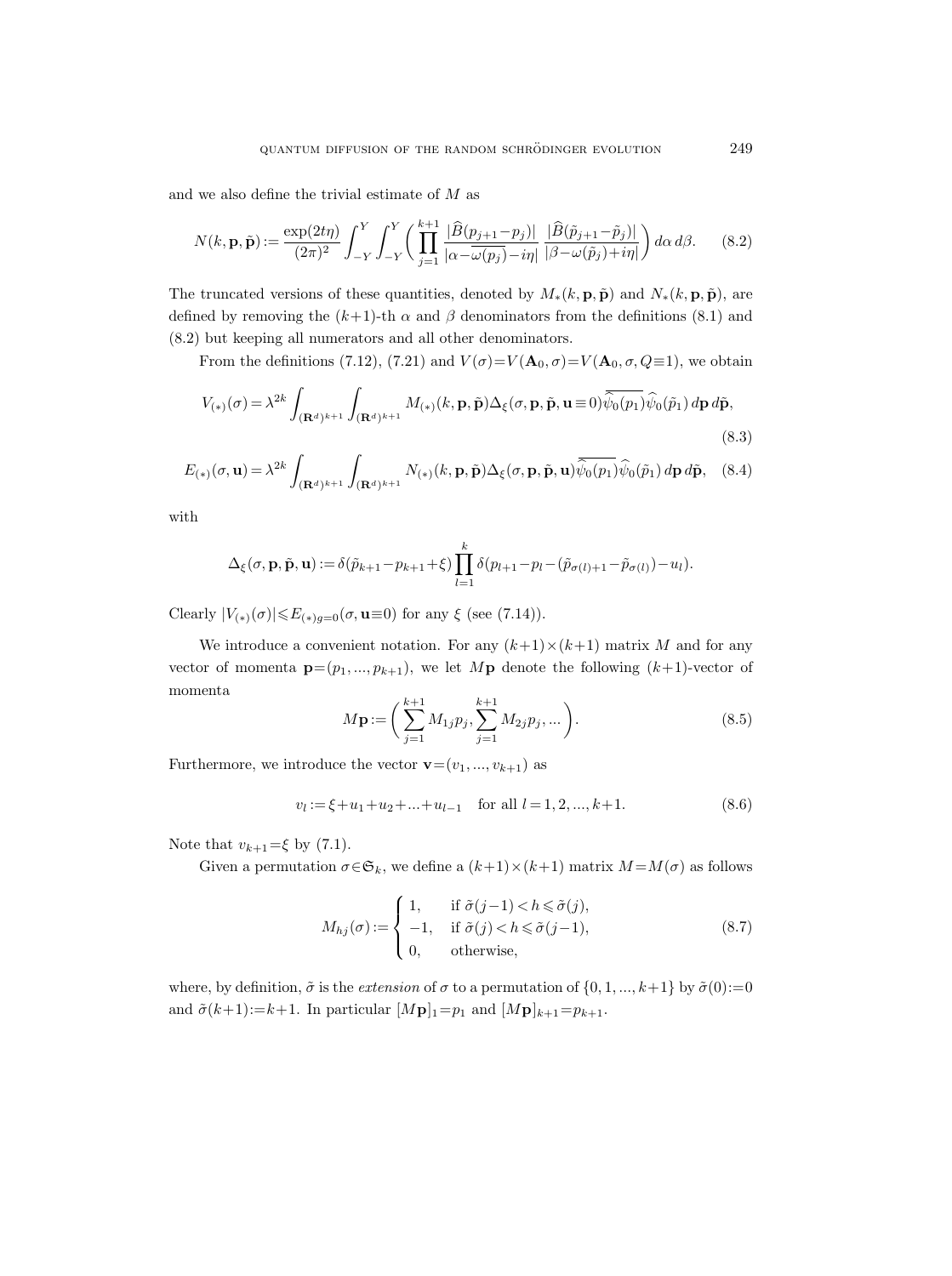and we also define the trivial estimate of $M$ as

$$N(k,\mathbf{p},\tilde{\mathbf{p}}) := \frac{\exp(2t\eta)}{(2\pi)^2}\int_{-Y}^{Y}\int_{-Y}^{Y}\bigg(\prod_{j=1}^{k+1}\frac{|\widehat{B}(p_{j+1}-p_j)|}{|\alpha-\overline{\omega(p_j)}-i\eta|}\,\frac{|\widehat{B}(\tilde{p}_{j+1}-\tilde{p}_j)|}{|\beta-\omega(\tilde{p}_j)+i\eta|}\bigg)\,d\alpha\,d\beta. \tag{8.2}$$

The truncated versions of these quantities, denoted by $M_*(k,\mathbf{p},\tilde{\mathbf{p}})$ and $N_*(k,\mathbf{p},\tilde{\mathbf{p}})$, are defined by removing the $(k+1)$-th $\alpha$ and $\beta$ denominators from the definitions (8.1) and (8.2) but keeping all numerators and all other denominators.

From the definitions (7.12), (7.21) and $V(\sigma)=V(\mathbf{A}_0,\sigma)=V(\mathbf{A}_0,\sigma,Q\equiv 1)$, we obtain

$$V_{(*)}(\sigma) = \lambda^{2k}\int_{(\mathbf{R}^d)^{k+1}}\int_{(\mathbf{R}^d)^{k+1}} M_{(*)}(k,\mathbf{p},\tilde{\mathbf{p}})\Delta_\xi(\sigma,\mathbf{p},\tilde{\mathbf{p}},\mathbf{u}\equiv 0)\overline{\widehat{\psi}_0(p_1)}\widehat{\psi}_0(\tilde{p}_1)\,d\mathbf{p}\,d\tilde{\mathbf{p}}, \tag{8.3}$$

$$E_{(*)}(\sigma,\mathbf{u}) = \lambda^{2k}\int_{(\mathbf{R}^d)^{k+1}}\int_{(\mathbf{R}^d)^{k+1}} N_{(*)}(k,\mathbf{p},\tilde{\mathbf{p}})\Delta_\xi(\sigma,\mathbf{p},\tilde{\mathbf{p}},\mathbf{u})\overline{\widehat{\psi}_0(p_1)}\widehat{\psi}_0(\tilde{p}_1)\,d\mathbf{p}\,d\tilde{\mathbf{p}}, \tag{8.4}$$

with

$$\Delta_\xi(\sigma,\mathbf{p},\tilde{\mathbf{p}},\mathbf{u}) := \delta(\tilde{p}_{k+1}-p_{k+1}+\xi)\prod_{l=1}^{k}\delta(p_{l+1}-p_l-(\tilde{p}_{\sigma(l)+1}-\tilde{p}_{\sigma(l)})-u_l).$$

Clearly $|V_{(*)}(\sigma)|\leqslant E_{(*)g=0}(\sigma,\mathbf{u}\equiv 0)$ for any $\xi$ (see (7.14)).

We introduce a convenient notation. For any $(k+1)\times(k+1)$ matrix $M$ and for any vector of momenta $\mathbf{p}=(p_1,...,p_{k+1})$, we let $M\mathbf{p}$ denote the following $(k+1)$-vector of momenta

$$M\mathbf{p} := \bigg(\sum_{j=1}^{k+1}M_{1j}p_j, \sum_{j=1}^{k+1}M_{2j}p_j, ...\bigg). \tag{8.5}$$

Furthermore, we introduce the vector $\mathbf{v}=(v_1,...,v_{k+1})$ as

$$v_l := \xi+u_1+u_2+...+u_{l-1} \quad \text{for all } l=1,2,...,k+1. \tag{8.6}$$

Note that $v_{k+1}=\xi$ by (7.1).

Given a permutation $\sigma\in\mathfrak{S}_k$, we define a $(k+1)\times(k+1)$ matrix $M=M(\sigma)$ as follows

$$M_{hj}(\sigma) := \begin{cases} 1, & \text{if } \tilde{\sigma}(j-1)<h\leqslant\tilde{\sigma}(j), \\ -1, & \text{if } \tilde{\sigma}(j)<h\leqslant\tilde{\sigma}(j-1), \\ 0, & \text{otherwise}, \end{cases} \tag{8.7}$$

where, by definition, $\tilde{\sigma}$ is the *extension* of $\sigma$ to a permutation of $\{0,1,...,k+1\}$ by $\tilde{\sigma}(0):=0$ and $\tilde{\sigma}(k+1):=k+1$. In particular $[M\mathbf{p}]_1=p_1$ and $[M\mathbf{p}]_{k+1}=p_{k+1}$.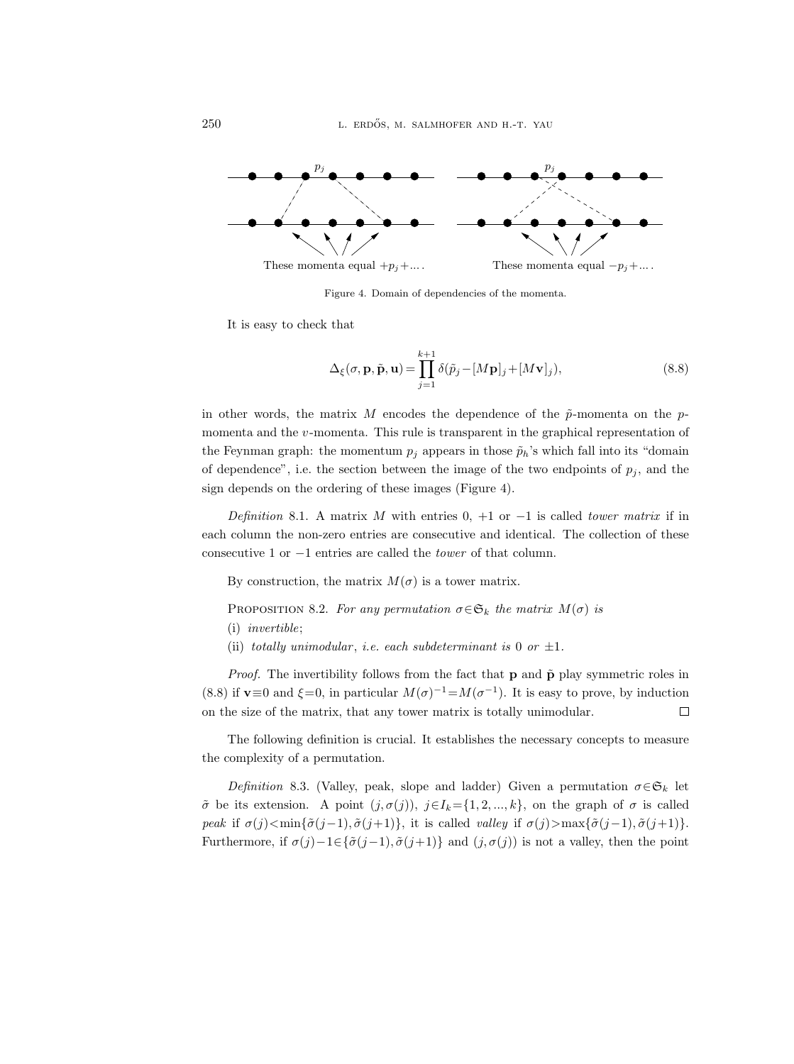These momenta equal $+p_j + \ldots$ . These momenta equal $-p_j + \ldots$ .

Figure 4. Domain of dependencies of the momenta.

It is easy to check that

$$\Delta_\xi(\sigma, \mathbf{p}, \tilde{\mathbf{p}}, \mathbf{u}) = \prod_{j=1}^{k+1} \delta(\tilde{p}_j - [M\mathbf{p}]_j + [M\mathbf{v}]_j), \tag{8.8}$$

in other words, the matrix $M$ encodes the dependence of the $\tilde{p}$-momenta on the $p$-momenta and the $v$-momenta. This rule is transparent in the graphical representation of the Feynman graph: the momentum $p_j$ appears in those $\tilde{p}_h$'s which fall into its "domain of dependence", i.e. the section between the image of the two endpoints of $p_j$, and the sign depends on the ordering of these images (Figure 4).

*Definition* 8.1. A matrix $M$ with entries 0, $+1$ or $-1$ is called *tower matrix* if in each column the non-zero entries are consecutive and identical. The collection of these consecutive 1 or $-1$ entries are called the *tower* of that column.

By construction, the matrix $M(\sigma)$ is a tower matrix.

PROPOSITION 8.2. *For any permutation $\sigma \in \mathfrak{S}_k$ the matrix $M(\sigma)$ is*
(i) *invertible*;
(ii) *totally unimodular*, *i.e. each subdeterminant is* 0 *or* $\pm 1$.

*Proof.* The invertibility follows from the fact that $\mathbf{p}$ and $\tilde{\mathbf{p}}$ play symmetric roles in (8.8) if $\mathbf{v} \equiv 0$ and $\xi = 0$, in particular $M(\sigma)^{-1} = M(\sigma^{-1})$. It is easy to prove, by induction on the size of the matrix, that any tower matrix is totally unimodular. □

The following definition is crucial. It establishes the necessary concepts to measure the complexity of a permutation.

*Definition* 8.3. (Valley, peak, slope and ladder) Given a permutation $\sigma \in \mathfrak{S}_k$ let $\tilde{\sigma}$ be its extension. A point $(j, \sigma(j))$, $j \in I_k = \{1, 2, \ldots, k\}$, on the graph of $\sigma$ is called *peak* if $\sigma(j) < \min\{\tilde{\sigma}(j-1), \tilde{\sigma}(j+1)\}$, it is called *valley* if $\sigma(j) > \max\{\tilde{\sigma}(j-1), \tilde{\sigma}(j+1)\}$. Furthermore, if $\sigma(j) - 1 \in \{\tilde{\sigma}(j-1), \tilde{\sigma}(j+1)\}$ and $(j, \sigma(j))$ is not a valley, then the point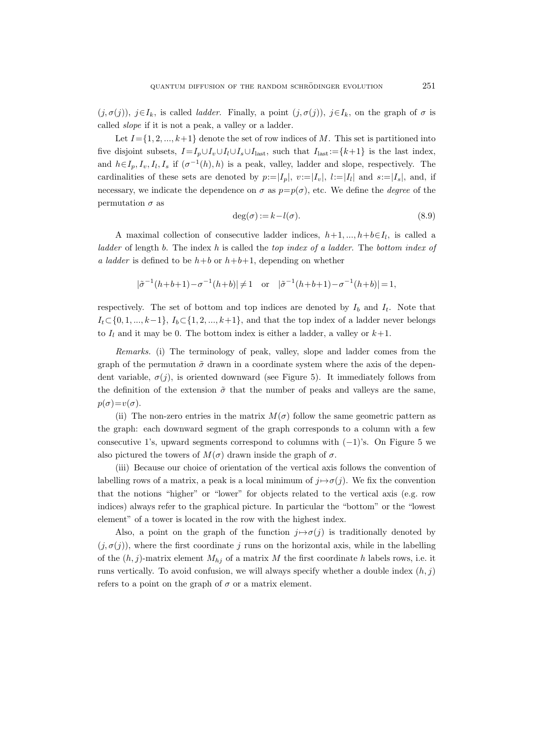$(j, \sigma(j))$, $j \in I_k$, is called *ladder*. Finally, a point $(j, \sigma(j))$, $j \in I_k$, on the graph of $\sigma$ is called *slope* if it is not a peak, a valley or a ladder.

Let $I = \{1, 2, ..., k+1\}$ denote the set of row indices of $M$. This set is partitioned into five disjoint subsets, $I = I_p \cup I_v \cup I_l \cup I_s \cup I_{\text{last}}$, such that $I_{\text{last}} := \{k+1\}$ is the last index, and $h \in I_p, I_v, I_l, I_s$ if $(\sigma^{-1}(h), h)$ is a peak, valley, ladder and slope, respectively. The cardinalities of these sets are denoted by $p := |I_p|$, $v := |I_v|$, $l := |I_l|$ and $s := |I_s|$, and, if necessary, we indicate the dependence on $\sigma$ as $p = p(\sigma)$, etc. We define the *degree* of the permutation $\sigma$ as

$$\deg(\sigma) := k - l(\sigma). \tag{8.9}$$

A maximal collection of consecutive ladder indices, $h+1, ..., h+b \in I_l$, is called a *ladder* of length $b$. The index $h$ is called the *top index of a ladder*. The *bottom index of a ladder* is defined to be $h+b$ or $h+b+1$, depending on whether

$$|\tilde{\sigma}^{-1}(h+b+1) - \sigma^{-1}(h+b)| \neq 1 \quad \text{or} \quad |\tilde{\sigma}^{-1}(h+b+1) - \sigma^{-1}(h+b)| = 1,$$

respectively. The set of bottom and top indices are denoted by $I_b$ and $I_t$. Note that $I_t \subset \{0, 1, ..., k-1\}$, $I_b \subset \{1, 2, ..., k+1\}$, and that the top index of a ladder never belongs to $I_l$ and it may be 0. The bottom index is either a ladder, a valley or $k+1$.

*Remarks.* (i) The terminology of peak, valley, slope and ladder comes from the graph of the permutation $\tilde{\sigma}$ drawn in a coordinate system where the axis of the dependent variable, $\sigma(j)$, is oriented downward (see Figure 5). It immediately follows from the definition of the extension $\tilde{\sigma}$ that the number of peaks and valleys are the same, $p(\sigma) = v(\sigma)$.

(ii) The non-zero entries in the matrix $M(\sigma)$ follow the same geometric pattern as the graph: each downward segment of the graph corresponds to a column with a few consecutive 1's, upward segments correspond to columns with $(-1)$'s. On Figure 5 we also pictured the towers of $M(\sigma)$ drawn inside the graph of $\sigma$.

(iii) Because our choice of orientation of the vertical axis follows the convention of labelling rows of a matrix, a peak is a local minimum of $j \mapsto \sigma(j)$. We fix the convention that the notions "higher" or "lower" for objects related to the vertical axis (e.g. row indices) always refer to the graphical picture. In particular the "bottom" or the "lowest element" of a tower is located in the row with the highest index.

Also, a point on the graph of the function $j \mapsto \sigma(j)$ is traditionally denoted by $(j, \sigma(j))$, where the first coordinate $j$ runs on the horizontal axis, while in the labelling of the $(h, j)$-matrix element $M_{hj}$ of a matrix $M$ the first coordinate $h$ labels rows, i.e. it runs vertically. To avoid confusion, we will always specify whether a double index $(h, j)$ refers to a point on the graph of $\sigma$ or a matrix element.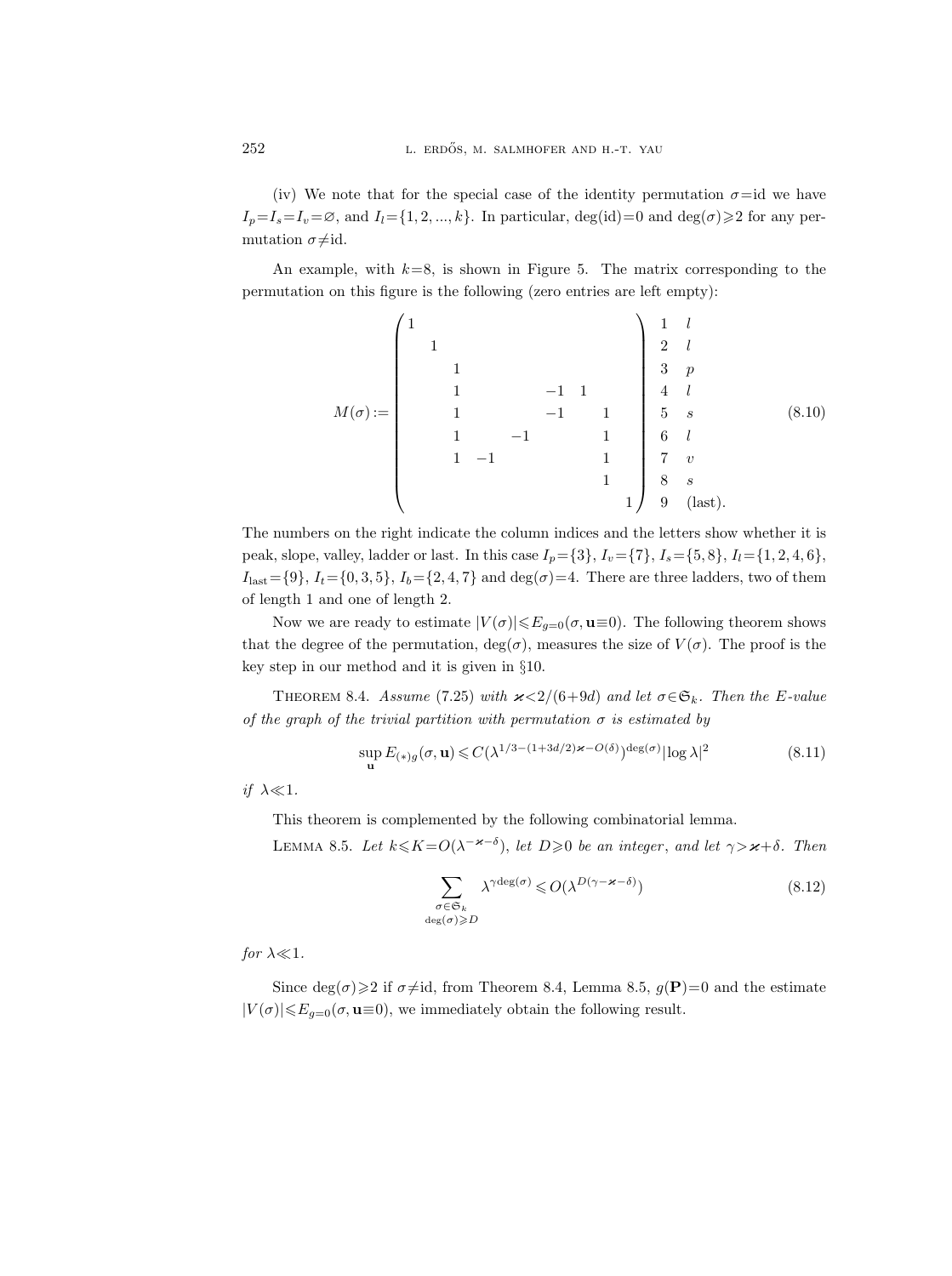(iv) We note that for the special case of the identity permutation $\sigma=\mathrm{id}$ we have $I_p=I_s=I_v=\varnothing$, and $I_l=\{1,2,...,k\}$. In particular, $\deg(\mathrm{id})=0$ and $\deg(\sigma)\geqslant 2$ for any permutation $\sigma\neq\mathrm{id}$.

An example, with $k=8$, is shown in Figure 5. The matrix corresponding to the permutation on this figure is the following (zero entries are left empty):

$$
M(\sigma):=\left(\begin{array}{ccccccccc}
1 & & & & & & & & \\
 & 1 & & & & & & & \\
 & & 1 & & & & & & \\
 & & 1 & & & -1 & 1 & & \\
 & & 1 & & & -1 & & 1 & \\
 & & 1 & & -1 & & & 1 & \\
 & & 1 & -1 & & & & 1 & \\
 & & & & & & & 1 & \\
 & & & & & & & & 1
\end{array}\right)
\begin{array}{ll}
1 & l \\
2 & l \\
3 & p \\
4 & l \\
5 & s \\
6 & l \\
7 & v \\
8 & s \\
9 & (\text{last}).
\end{array}
\tag{8.10}
$$

The numbers on the right indicate the column indices and the letters show whether it is peak, slope, valley, ladder or last. In this case $I_p=\{3\}$, $I_v=\{7\}$, $I_s=\{5,8\}$, $I_l=\{1,2,4,6\}$, $I_{\text{last}}=\{9\}$, $I_t=\{0,3,5\}$, $I_b=\{2,4,7\}$ and $\deg(\sigma)=4$. There are three ladders, two of them of length 1 and one of length 2.

Now we are ready to estimate $|V(\sigma)|\leqslant E_{g=0}(\sigma,\mathbf{u}\equiv 0)$. The following theorem shows that the degree of the permutation, $\deg(\sigma)$, measures the size of $V(\sigma)$. The proof is the key step in our method and it is given in §10.

**Theorem 8.4.** *Assume* (7.25) *with* $\varkappa<2/(6+9d)$ *and let* $\sigma\in\mathfrak{S}_k$. *Then the E-value of the graph of the trivial partition with permutation* $\sigma$ *is estimated by*

$$
\sup_{\mathbf{u}} E_{(*)g}(\sigma,\mathbf{u})\leqslant C\big(\lambda^{1/3-(1+3d/2)\varkappa-O(\delta)}\big)^{\deg(\sigma)}|\log\lambda|^2 \tag{8.11}
$$

*if* $\lambda\ll 1$.

This theorem is complemented by the following combinatorial lemma.

**Lemma 8.5.** *Let* $k\leqslant K=O(\lambda^{-\varkappa-\delta})$, *let* $D\geqslant 0$ *be an integer, and let* $\gamma>\varkappa+\delta$. *Then*

$$
\sum_{\substack{\sigma\in\mathfrak{S}_k\\ \deg(\sigma)\geqslant D}} \lambda^{\gamma\deg(\sigma)}\leqslant O(\lambda^{D(\gamma-\varkappa-\delta)}) \tag{8.12}
$$

*for* $\lambda\ll 1$.

Since $\deg(\sigma)\geqslant 2$ if $\sigma\neq\mathrm{id}$, from Theorem 8.4, Lemma 8.5, $g(\mathbf{P})=0$ and the estimate $|V(\sigma)|\leqslant E_{g=0}(\sigma,\mathbf{u}\equiv 0)$, we immediately obtain the following result.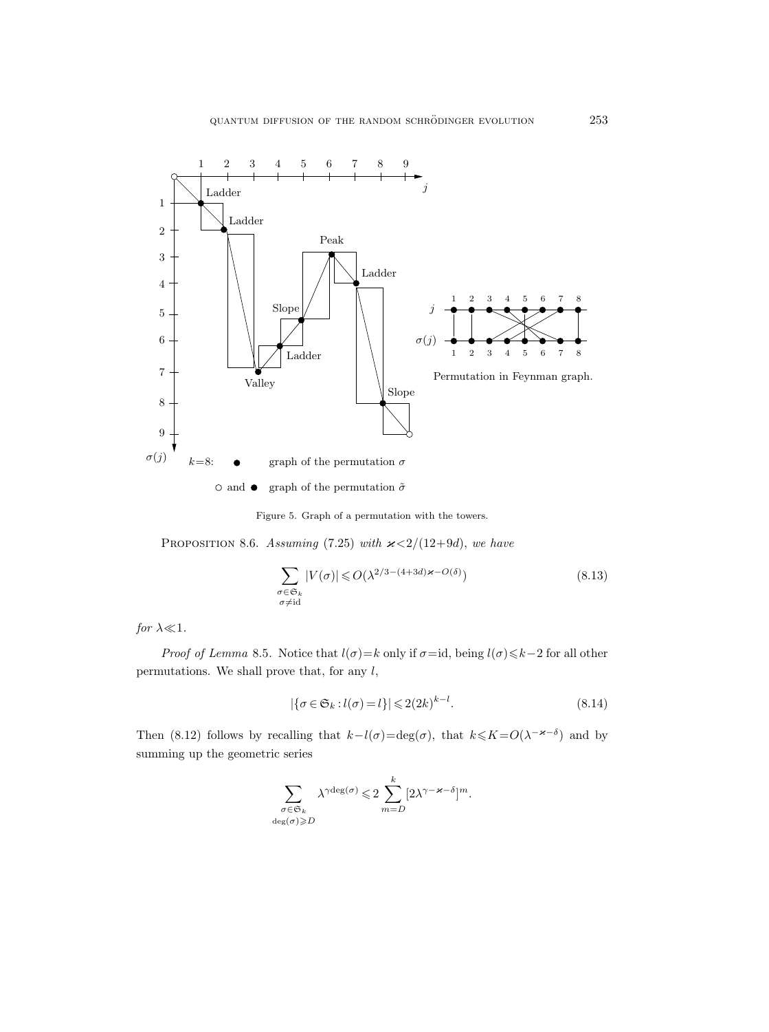Figure 5. Graph of a permutation with the towers.

PROPOSITION 8.6. *Assuming* (7.25) *with* $\varkappa < 2/(12+9d)$, *we have*

$$\sum_{\substack{\sigma \in \mathfrak{S}_k \\ \sigma \neq \mathrm{id}}} |V(\sigma)| \leqslant O(\lambda^{2/3-(4+3d)\varkappa - O(\delta)}) \tag{8.13}$$

*for* $\lambda \ll 1$.

*Proof of Lemma* 8.5. Notice that $l(\sigma) = k$ only if $\sigma = \mathrm{id}$, being $l(\sigma) \leqslant k-2$ for all other permutations. We shall prove that, for any $l$,

$$|\{\sigma \in \mathfrak{S}_k : l(\sigma) = l\}| \leqslant 2(2k)^{k-l}. \tag{8.14}$$

Then (8.12) follows by recalling that $k - l(\sigma) = \deg(\sigma)$, that $k \leqslant K = O(\lambda^{-\varkappa-\delta})$ and by summing up the geometric series

$$\sum_{\substack{\sigma \in \mathfrak{S}_k \\ \deg(\sigma) \geqslant D}} \lambda^{\gamma \deg(\sigma)} \leqslant 2 \sum_{m=D}^{k} [2\lambda^{\gamma-\varkappa-\delta}]^m.$$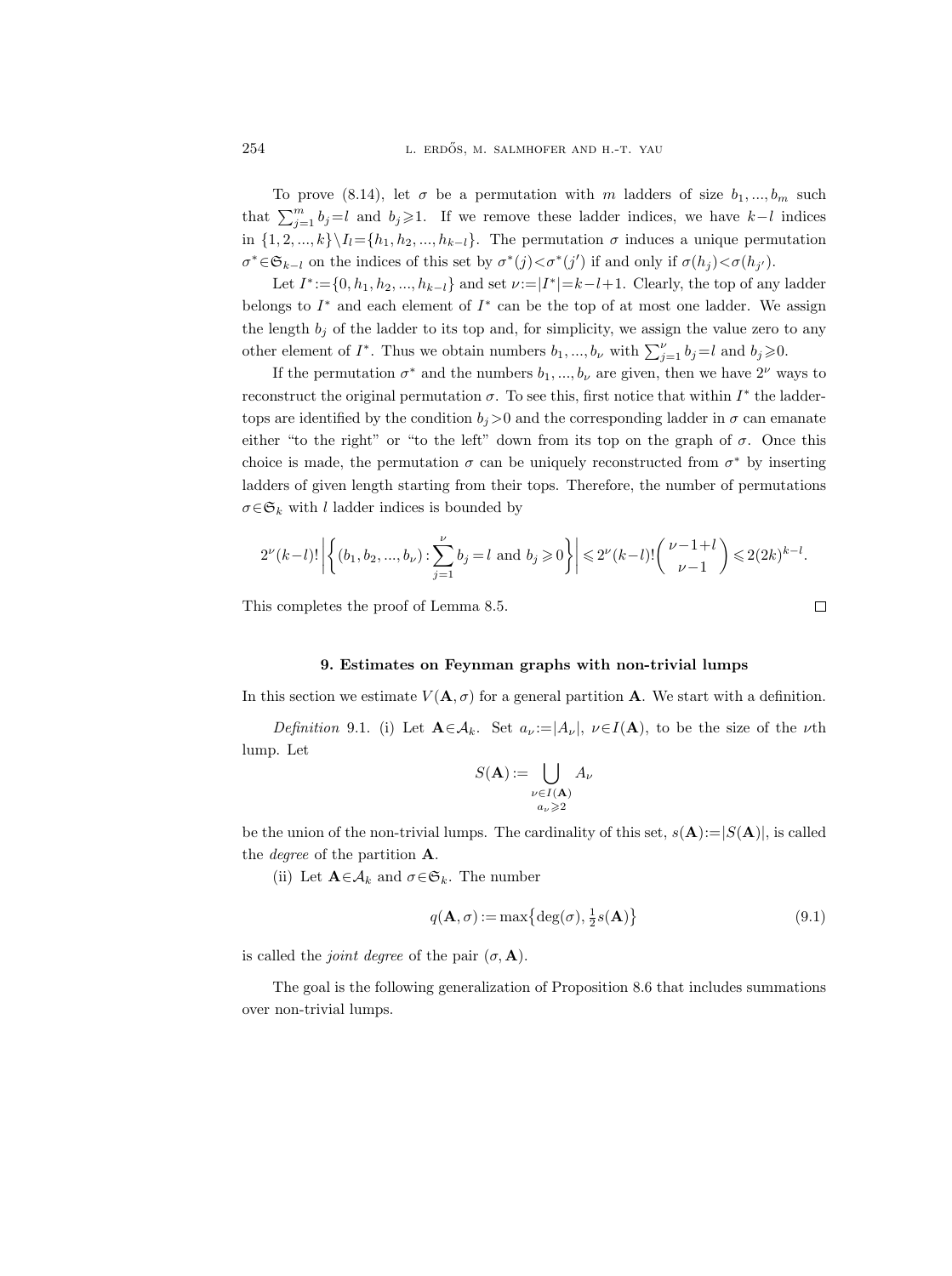To prove (8.14), let $\sigma$ be a permutation with $m$ ladders of size $b_1, ..., b_m$ such that $\sum_{j=1}^m b_j = l$ and $b_j \geqslant 1$. If we remove these ladder indices, we have $k-l$ indices in $\{1, 2, ..., k\} \setminus I_l = \{h_1, h_2, ..., h_{k-l}\}$. The permutation $\sigma$ induces a unique permutation $\sigma^* \in \mathfrak{S}_{k-l}$ on the indices of this set by $\sigma^*(j) < \sigma^*(j')$ if and only if $\sigma(h_j) < \sigma(h_{j'})$.

Let $I^* := \{0, h_1, h_2, ..., h_{k-l}\}$ and set $\nu := |I^*| = k-l+1$. Clearly, the top of any ladder belongs to $I^*$ and each element of $I^*$ can be the top of at most one ladder. We assign the length $b_j$ of the ladder to its top and, for simplicity, we assign the value zero to any other element of $I^*$. Thus we obtain numbers $b_1, ..., b_\nu$ with $\sum_{j=1}^\nu b_j = l$ and $b_j \geqslant 0$.

If the permutation $\sigma^*$ and the numbers $b_1, ..., b_\nu$ are given, then we have $2^\nu$ ways to reconstruct the original permutation $\sigma$. To see this, first notice that within $I^*$ the ladder-tops are identified by the condition $b_j > 0$ and the corresponding ladder in $\sigma$ can emanate either "to the right" or "to the left" down from its top on the graph of $\sigma$. Once this choice is made, the permutation $\sigma$ can be uniquely reconstructed from $\sigma^*$ by inserting ladders of given length starting from their tops. Therefore, the number of permutations $\sigma \in \mathfrak{S}_k$ with $l$ ladder indices is bounded by

$$2^\nu (k-l)! \left| \left\{ (b_1, b_2, ..., b_\nu) : \sum_{j=1}^\nu b_j = l \text{ and } b_j \geqslant 0 \right\} \right| \leqslant 2^\nu (k-l)! \binom{\nu-1+l}{\nu-1} \leqslant 2(2k)^{k-l}.$$

This completes the proof of Lemma 8.5. $\square$

### 9. Estimates on Feynman graphs with non-trivial lumps

In this section we estimate $V(\mathbf{A}, \sigma)$ for a general partition $\mathbf{A}$. We start with a definition.

*Definition* 9.1. (i) Let $\mathbf{A} \in \mathcal{A}_k$. Set $a_\nu := |A_\nu|$, $\nu \in I(\mathbf{A})$, to be the size of the $\nu$th lump. Let

$$S(\mathbf{A}) := \bigcup_{\substack{\nu \in I(\mathbf{A}) \\ a_\nu \geqslant 2}} A_\nu$$

be the union of the non-trivial lumps. The cardinality of this set, $s(\mathbf{A}) := |S(\mathbf{A})|$, is called the *degree* of the partition $\mathbf{A}$.

(ii) Let $\mathbf{A} \in \mathcal{A}_k$ and $\sigma \in \mathfrak{S}_k$. The number

$$q(\mathbf{A}, \sigma) := \max\left\{ \deg(\sigma), \tfrac{1}{2} s(\mathbf{A}) \right\} \tag{9.1}$$

is called the *joint degree* of the pair $(\sigma, \mathbf{A})$.

The goal is the following generalization of Proposition 8.6 that includes summations over non-trivial lumps.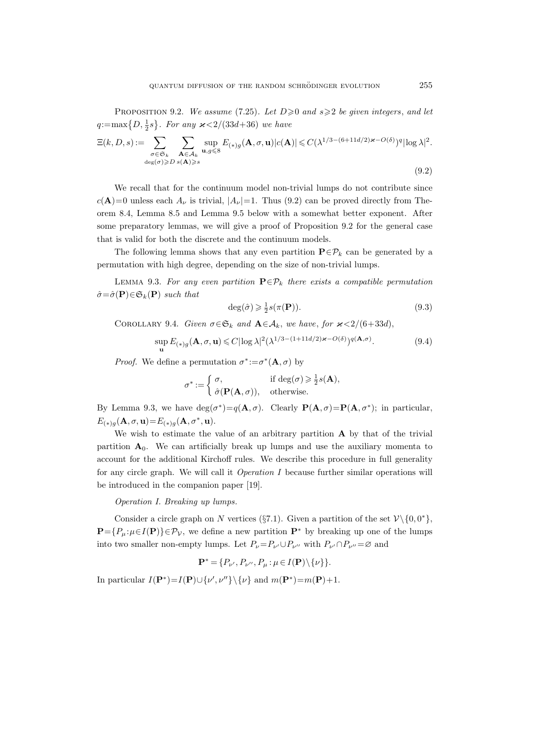Proposition 9.2. *We assume* (7.25). *Let* $D\geqslant 0$ *and* $s\geqslant 2$ *be given integers*, *and let* $q:=\max\{D, \frac{1}{2}s\}$. *For any* $\varkappa<2/(33d+36)$ *we have*

$$\Xi(k,D,s):=\sum_{\substack{\sigma\in\mathfrak{S}_k\\ \deg(\sigma)\geqslant D}}\sum_{\substack{\mathbf{A}\in\mathcal{A}_k\\ s(\mathbf{A})\geqslant s}}\sup_{\mathbf{u},g\leqslant 8}E_{(*)g}(\mathbf{A},\sigma,\mathbf{u})|c(\mathbf{A})|\leqslant C(\lambda^{1/3-(6+11d/2)\varkappa-O(\delta)})^q|\log\lambda|^2. \tag{9.2}$$

We recall that for the continuum model non-trivial lumps do not contribute since $c(\mathbf{A})=0$ unless each $A_\nu$ is trivial, $|A_\nu|=1$. Thus (9.2) can be proved directly from Theorem 8.4, Lemma 8.5 and Lemma 9.5 below with a somewhat better exponent. After some preparatory lemmas, we will give a proof of Proposition 9.2 for the general case that is valid for both the discrete and the continuum models.

The following lemma shows that any even partition $\mathbf{P}\in\mathcal{P}_k$ can be generated by a permutation with high degree, depending on the size of non-trivial lumps.

Lemma 9.3. *For any even partition* $\mathbf{P}\in\mathcal{P}_k$ *there exists a compatible permutation* $\hat{\sigma}=\hat{\sigma}(\mathbf{P})\in\mathfrak{S}_k(\mathbf{P})$ *such that*

$$\deg(\hat{\sigma})\geqslant\tfrac{1}{2}s(\pi(\mathbf{P})). \tag{9.3}$$

Corollary 9.4. *Given* $\sigma\in\mathfrak{S}_k$ *and* $\mathbf{A}\in\mathcal{A}_k$, *we have*, *for* $\varkappa<2/(6+33d)$,

$$\sup_{\mathbf{u}}E_{(*)g}(\mathbf{A},\sigma,\mathbf{u})\leqslant C|\log\lambda|^2(\lambda^{1/3-(1+11d/2)\varkappa-O(\delta)})^{q(\mathbf{A},\sigma)}. \tag{9.4}$$

*Proof.* We define a permutation $\sigma^*:=\sigma^*(\mathbf{A},\sigma)$ by

$$\sigma^*:=\begin{cases}\sigma, & \text{if } \deg(\sigma)\geqslant\frac{1}{2}s(\mathbf{A}),\\ \hat{\sigma}(\mathbf{P}(\mathbf{A},\sigma)), & \text{otherwise.}\end{cases}$$

By Lemma 9.3, we have $\deg(\sigma^*)=q(\mathbf{A},\sigma)$. Clearly $\mathbf{P}(\mathbf{A},\sigma)=\mathbf{P}(\mathbf{A},\sigma^*)$; in particular, $E_{(*)g}(\mathbf{A},\sigma,\mathbf{u})=E_{(*)g}(\mathbf{A},\sigma^*,\mathbf{u})$.

We wish to estimate the value of an arbitrary partition $\mathbf{A}$ by that of the trivial partition $\mathbf{A}_0$. We can artificially break up lumps and use the auxiliary momenta to account for the additional Kirchoff rules. We describe this procedure in full generality for any circle graph. We will call it *Operation I* because further similar operations will be introduced in the companion paper [19].

*Operation I. Breaking up lumps.*

Consider a circle graph on $N$ vertices (§7.1). Given a partition of the set $\mathcal{V}\setminus\{0,0^*\}$, $\mathbf{P}=\{P_\mu:\mu\in I(\mathbf{P})\}\in\mathcal{P}_\mathcal{V}$, we define a new partition $\mathbf{P}^*$ by breaking up one of the lumps into two smaller non-empty lumps. Let $P_\nu=P_{\nu'}\cup P_{\nu''}$ with $P_{\nu'}\cap P_{\nu''}=\varnothing$ and

$$\mathbf{P}^*=\{P_{\nu'},P_{\nu''},P_\mu:\mu\in I(\mathbf{P})\setminus\{\nu\}\}.$$

In particular $I(\mathbf{P}^*)=I(\mathbf{P})\cup\{\nu',\nu''\}\setminus\{\nu\}$ and $m(\mathbf{P}^*)=m(\mathbf{P})+1$.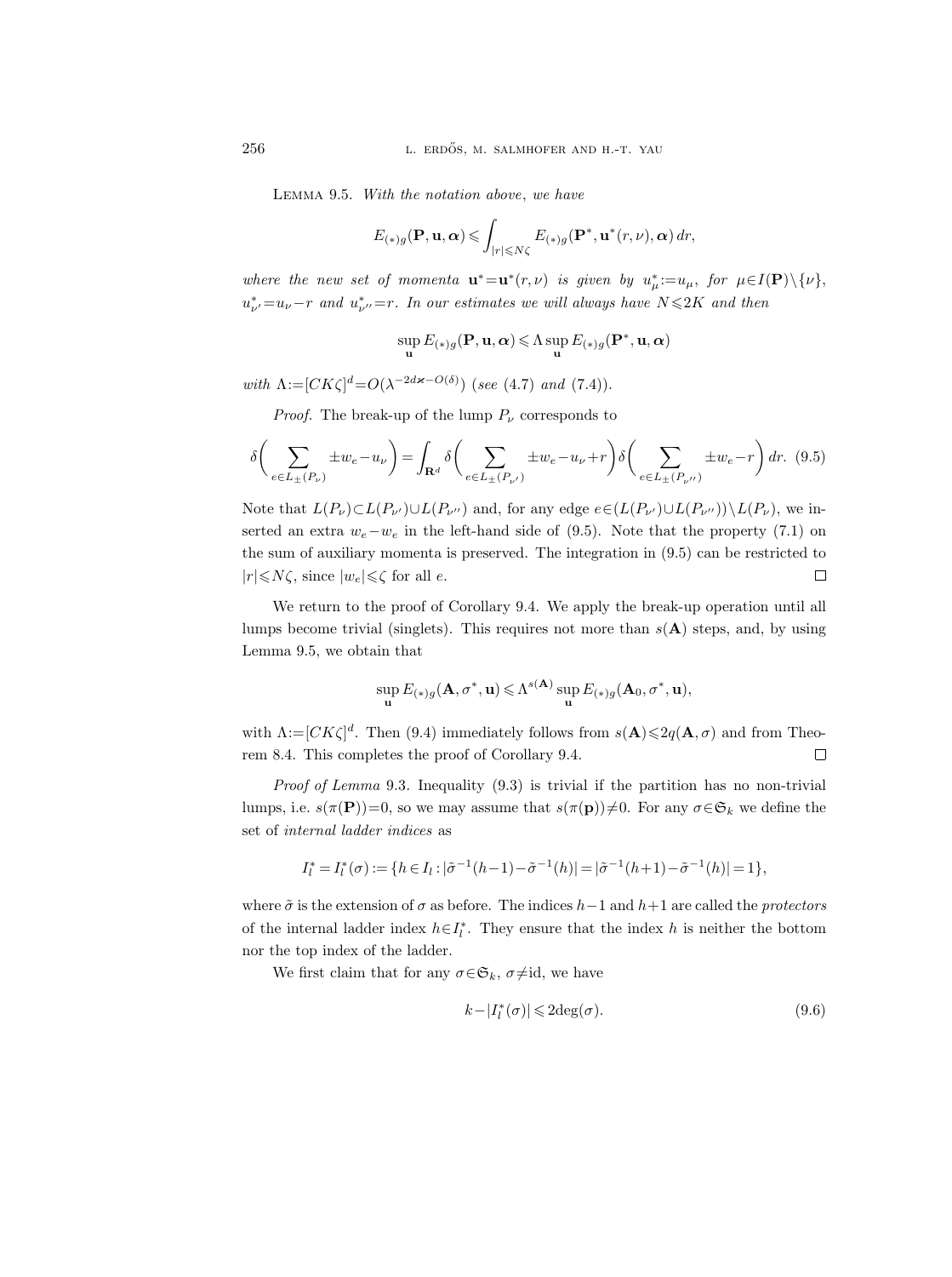Lemma 9.5. *With the notation above, we have*

$$E_{(*)g}(\mathbf{P},\mathbf{u},\boldsymbol{\alpha})\leqslant \int_{|r|\leqslant N\zeta} E_{(*)g}(\mathbf{P}^*,\mathbf{u}^*(r,\nu),\boldsymbol{\alpha})\,dr,$$

*where the new set of momenta* $\mathbf{u}^*=\mathbf{u}^*(r,\nu)$ *is given by* $u^*_\mu:=u_\mu$, *for* $\mu\in I(\mathbf{P})\setminus\{\nu\}$, $u^*_{\nu'}=u_\nu-r$ *and* $u^*_{\nu''}=r$. *In our estimates we will always have* $N\leqslant 2K$ *and then*

$$\sup_{\mathbf{u}} E_{(*)g}(\mathbf{P},\mathbf{u},\boldsymbol{\alpha})\leqslant \Lambda \sup_{\mathbf{u}} E_{(*)g}(\mathbf{P}^*,\mathbf{u},\boldsymbol{\alpha})$$

*with* $\Lambda:=[CK\zeta]^d=O(\lambda^{-2d\varkappa-O(\delta)})$ *(see* (4.7) *and* (7.4)*).*

*Proof.* The break-up of the lump $P_\nu$ corresponds to

$$\delta\bigg(\sum_{e\in L_\pm(P_\nu)} \pm w_e-u_\nu\bigg)=\int_{\mathbf{R}^d}\delta\bigg(\sum_{e\in L_\pm(P_{\nu'})}\pm w_e-u_\nu+r\bigg)\delta\bigg(\sum_{e\in L_\pm(P_{\nu''})}\pm w_e-r\bigg)\,dr. \quad (9.5)$$

Note that $L(P_\nu)\subset L(P_{\nu'})\cup L(P_{\nu''})$ and, for any edge $e\in(L(P_{\nu'})\cup L(P_{\nu''}))\setminus L(P_\nu)$, we inserted an extra $w_e-w_e$ in the left-hand side of (9.5). Note that the property (7.1) on the sum of auxiliary momenta is preserved. The integration in (9.5) can be restricted to $|r|\leqslant N\zeta$, since $|w_e|\leqslant\zeta$ for all $e$. □

We return to the proof of Corollary 9.4. We apply the break-up operation until all lumps become trivial (singlets). This requires not more than $s(\mathbf{A})$ steps, and, by using Lemma 9.5, we obtain that

$$\sup_{\mathbf{u}} E_{(*)g}(\mathbf{A},\sigma^*,\mathbf{u})\leqslant \Lambda^{s(\mathbf{A})}\sup_{\mathbf{u}} E_{(*)g}(\mathbf{A}_0,\sigma^*,\mathbf{u}),$$

with $\Lambda:=[CK\zeta]^d$. Then (9.4) immediately follows from $s(\mathbf{A})\leqslant 2q(\mathbf{A},\sigma)$ and from Theorem 8.4. This completes the proof of Corollary 9.4. □

*Proof of Lemma* 9.3. Inequality (9.3) is trivial if the partition has no non-trivial lumps, i.e. $s(\pi(\mathbf{P}))=0$, so we may assume that $s(\pi(\mathbf{p}))\neq 0$. For any $\sigma\in\mathfrak{S}_k$ we define the set of *internal ladder indices* as

$$I^*_l=I^*_l(\sigma):=\{h\in I_l:|\tilde\sigma^{-1}(h-1)-\tilde\sigma^{-1}(h)|=|\tilde\sigma^{-1}(h+1)-\tilde\sigma^{-1}(h)|=1\},$$

where $\tilde\sigma$ is the extension of $\sigma$ as before. The indices $h-1$ and $h+1$ are called the *protectors* of the internal ladder index $h\in I^*_l$. They ensure that the index $h$ is neither the bottom nor the top index of the ladder.

We first claim that for any $\sigma\in\mathfrak{S}_k$, $\sigma\neq\mathrm{id}$, we have

$$k-|I^*_l(\sigma)|\leqslant 2\deg(\sigma). \quad (9.6)$$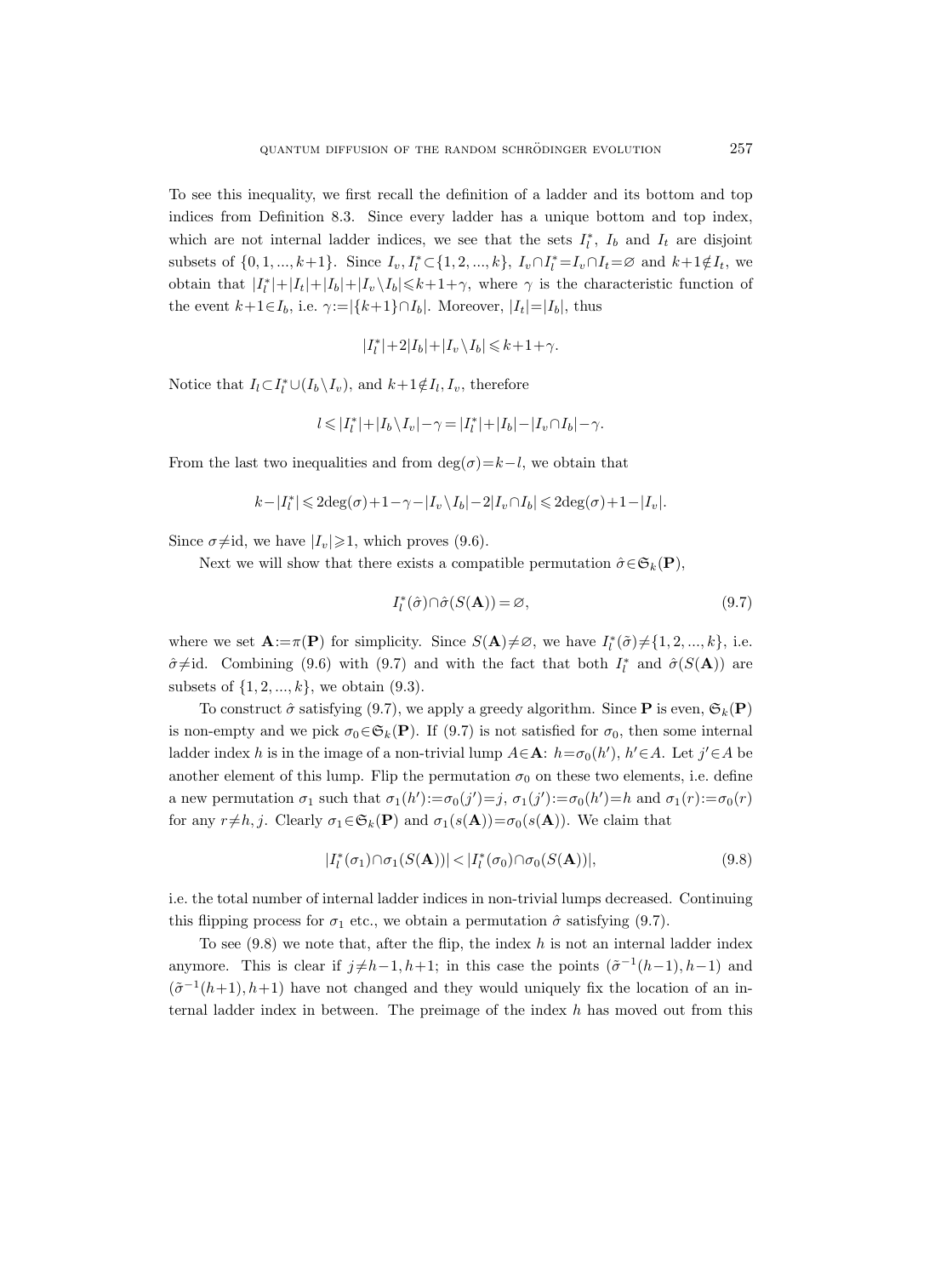To see this inequality, we first recall the definition of a ladder and its bottom and top indices from Definition 8.3. Since every ladder has a unique bottom and top index, which are not internal ladder indices, we see that the sets $I_l^*$, $I_b$ and $I_t$ are disjoint subsets of $\{0,1,...,k+1\}$. Since $I_v, I_l^* \subset \{1,2,...,k\}$, $I_v \cap I_l^* = I_v \cap I_t = \varnothing$ and $k+1 \notin I_t$, we obtain that $|I_l^*|+|I_t|+|I_b|+|I_v \setminus I_b| \leqslant k+1+\gamma$, where $\gamma$ is the characteristic function of the event $k+1 \in I_b$, i.e. $\gamma := |\{k+1\} \cap I_b|$. Moreover, $|I_t| = |I_b|$, thus

$$|I_l^*|+2|I_b|+|I_v \setminus I_b| \leqslant k+1+\gamma.$$

Notice that $I_l \subset I_l^* \cup (I_b \setminus I_v)$, and $k+1 \notin I_l, I_v$, therefore

$$l \leqslant |I_l^*|+|I_b \setminus I_v|-\gamma = |I_l^*|+|I_b|-|I_v \cap I_b|-\gamma.$$

From the last two inequalities and from $\deg(\sigma)=k-l$, we obtain that

$$k-|I_l^*| \leqslant 2\deg(\sigma)+1-\gamma-|I_v \setminus I_b|-2|I_v \cap I_b| \leqslant 2\deg(\sigma)+1-|I_v|.$$

Since $\sigma \neq \mathrm{id}$, we have $|I_v| \geqslant 1$, which proves (9.6).

Next we will show that there exists a compatible permutation $\hat{\sigma} \in \mathfrak{S}_k(\mathbf{P})$,

$$I_l^*(\hat{\sigma}) \cap \hat{\sigma}(S(\mathbf{A})) = \varnothing, \tag{9.7}$$

where we set $\mathbf{A} := \pi(\mathbf{P})$ for simplicity. Since $S(\mathbf{A}) \neq \varnothing$, we have $I_l^*(\tilde{\sigma}) \neq \{1,2,...,k\}$, i.e. $\hat{\sigma} \neq \mathrm{id}$. Combining (9.6) with (9.7) and with the fact that both $I_l^*$ and $\hat{\sigma}(S(\mathbf{A}))$ are subsets of $\{1,2,...,k\}$, we obtain (9.3).

To construct $\hat{\sigma}$ satisfying (9.7), we apply a greedy algorithm. Since $\mathbf{P}$ is even, $\mathfrak{S}_k(\mathbf{P})$ is non-empty and we pick $\sigma_0 \in \mathfrak{S}_k(\mathbf{P})$. If (9.7) is not satisfied for $\sigma_0$, then some internal ladder index $h$ is in the image of a non-trivial lump $A \in \mathbf{A}$: $h = \sigma_0(h')$, $h' \in A$. Let $j' \in A$ be another element of this lump. Flip the permutation $\sigma_0$ on these two elements, i.e. define a new permutation $\sigma_1$ such that $\sigma_1(h') := \sigma_0(j') = j$, $\sigma_1(j') := \sigma_0(h') = h$ and $\sigma_1(r) := \sigma_0(r)$ for any $r \neq h, j$. Clearly $\sigma_1 \in \mathfrak{S}_k(\mathbf{P})$ and $\sigma_1(s(\mathbf{A})) = \sigma_0(s(\mathbf{A}))$. We claim that

$$|I_l^*(\sigma_1) \cap \sigma_1(S(\mathbf{A}))| < |I_l^*(\sigma_0) \cap \sigma_0(S(\mathbf{A}))|, \tag{9.8}$$

i.e. the total number of internal ladder indices in non-trivial lumps decreased. Continuing this flipping process for $\sigma_1$ etc., we obtain a permutation $\hat{\sigma}$ satisfying (9.7).

To see (9.8) we note that, after the flip, the index $h$ is not an internal ladder index anymore. This is clear if $j \neq h-1, h+1$; in this case the points $(\tilde{\sigma}^{-1}(h-1), h-1)$ and $(\tilde{\sigma}^{-1}(h+1), h+1)$ have not changed and they would uniquely fix the location of an internal ladder index in between. The preimage of the index $h$ has moved out from this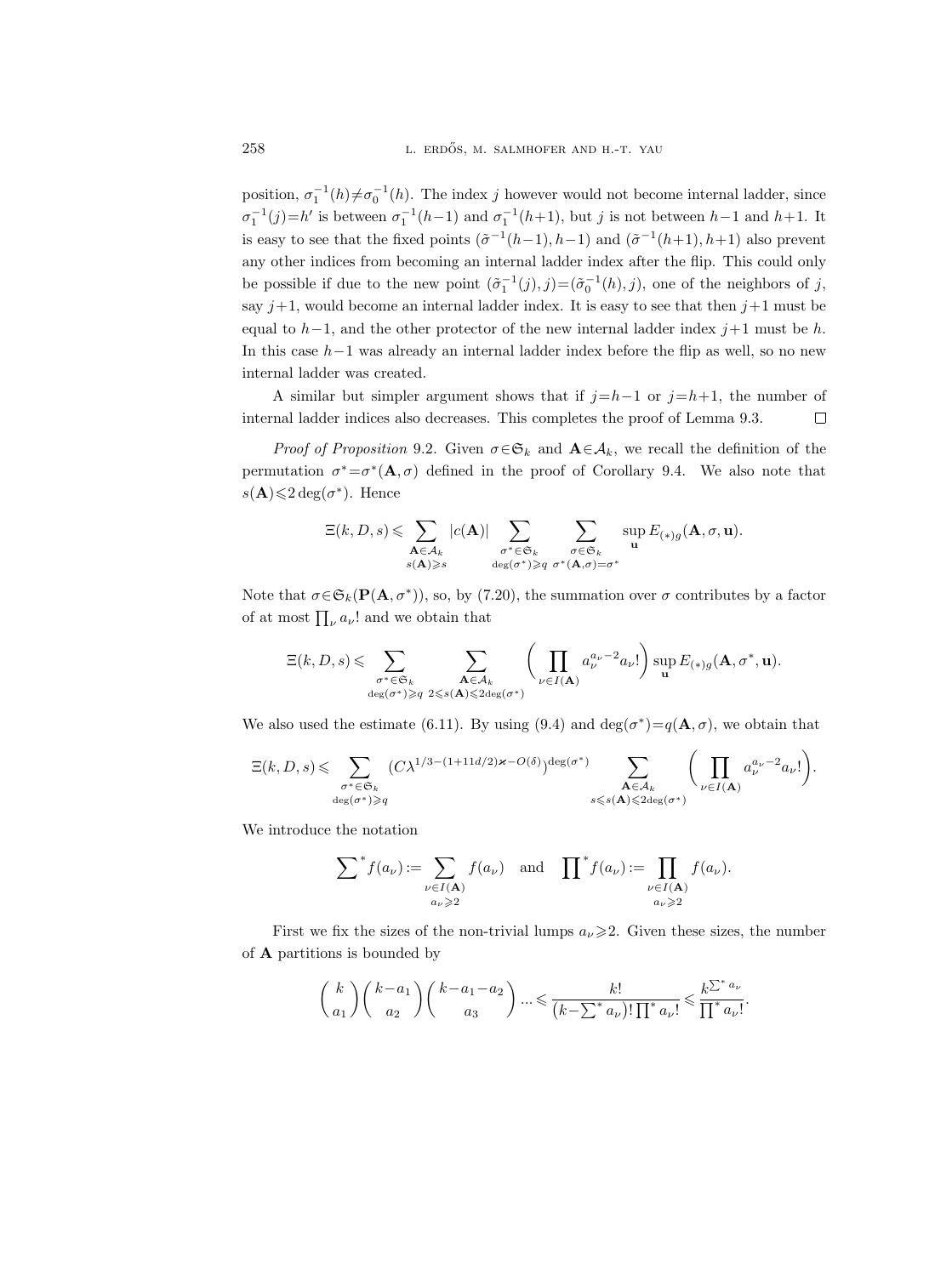position, $\sigma_1^{-1}(h)\neq\sigma_0^{-1}(h)$. The index $j$ however would not become internal ladder, since $\sigma_1^{-1}(j)=h'$ is between $\sigma_1^{-1}(h-1)$ and $\sigma_1^{-1}(h+1)$, but $j$ is not between $h-1$ and $h+1$. It is easy to see that the fixed points $(\tilde\sigma^{-1}(h-1),h-1)$ and $(\tilde\sigma^{-1}(h+1),h+1)$ also prevent any other indices from becoming an internal ladder index after the flip. This could only be possible if due to the new point $(\tilde\sigma_1^{-1}(j),j)=(\tilde\sigma_0^{-1}(h),j)$, one of the neighbors of $j$, say $j+1$, would become an internal ladder index. It is easy to see that then $j+1$ must be equal to $h-1$, and the other protector of the new internal ladder index $j+1$ must be $h$. In this case $h-1$ was already an internal ladder index before the flip as well, so no new internal ladder was created.

A similar but simpler argument shows that if $j=h-1$ or $j=h+1$, the number of internal ladder indices also decreases. This completes the proof of Lemma 9.3. $\square$

*Proof of Proposition* 9.2. Given $\sigma\in\mathfrak{S}_k$ and $\mathbf{A}\in\mathcal{A}_k$, we recall the definition of the permutation $\sigma^*=\sigma^*(\mathbf{A},\sigma)$ defined in the proof of Corollary 9.4. We also note that $s(\mathbf{A})\leqslant 2\deg(\sigma^*)$. Hence

$$\Xi(k,D,s)\leqslant \sum_{\substack{\mathbf{A}\in\mathcal{A}_k\\ s(\mathbf{A})\geqslant s}}|c(\mathbf{A})|\sum_{\substack{\sigma^*\in\mathfrak{S}_k\\ \deg(\sigma^*)\geqslant q}}\sum_{\substack{\sigma\in\mathfrak{S}_k\\ \sigma^*(\mathbf{A},\sigma)=\sigma^*}}\sup_{\mathbf{u}}E_{(*)g}(\mathbf{A},\sigma,\mathbf{u}).$$

Note that $\sigma\in\mathfrak{S}_k(\mathbf{P}(\mathbf{A},\sigma^*))$, so, by (7.20), the summation over $\sigma$ contributes by a factor of at most $\prod_\nu a_\nu!$ and we obtain that

$$\Xi(k,D,s)\leqslant \sum_{\substack{\sigma^*\in\mathfrak{S}_k\\ \deg(\sigma^*)\geqslant q}}\sum_{\substack{\mathbf{A}\in\mathcal{A}_k\\ 2\leqslant s(\mathbf{A})\leqslant 2\deg(\sigma^*)}}\biggl(\prod_{\nu\in I(\mathbf{A})}a_\nu^{a_\nu-2}a_\nu!\biggr)\sup_{\mathbf{u}}E_{(*)g}(\mathbf{A},\sigma^*,\mathbf{u}).$$

We also used the estimate (6.11). By using (9.4) and $\deg(\sigma^*)=q(\mathbf{A},\sigma)$, we obtain that

$$\Xi(k,D,s)\leqslant \sum_{\substack{\sigma^*\in\mathfrak{S}_k\\ \deg(\sigma^*)\geqslant q}}\bigl(C\lambda^{1/3-(1+11d/2)\varkappa-O(\delta)}\bigr)^{\deg(\sigma^*)}\sum_{\substack{\mathbf{A}\in\mathcal{A}_k\\ s\leqslant s(\mathbf{A})\leqslant 2\deg(\sigma^*)}}\biggl(\prod_{\nu\in I(\mathbf{A})}a_\nu^{a_\nu-2}a_\nu!\biggr).$$

We introduce the notation

$$\sum\nolimits^* f(a_\nu):=\sum_{\substack{\nu\in I(\mathbf{A})\\ a_\nu\geqslant 2}}f(a_\nu)\quad\text{and}\quad\prod\nolimits^* f(a_\nu):=\prod_{\substack{\nu\in I(\mathbf{A})\\ a_\nu\geqslant 2}}f(a_\nu).$$

First we fix the sizes of the non-trivial lumps $a_\nu\geqslant 2$. Given these sizes, the number of $\mathbf{A}$ partitions is bounded by

$$\binom{k}{a_1}\binom{k-a_1}{a_2}\binom{k-a_1-a_2}{a_3}\cdots\leqslant\frac{k!}{(k-\sum^* a_\nu)!\prod^* a_\nu!}\leqslant\frac{k^{\sum^* a_\nu}}{\prod^* a_\nu!}.$$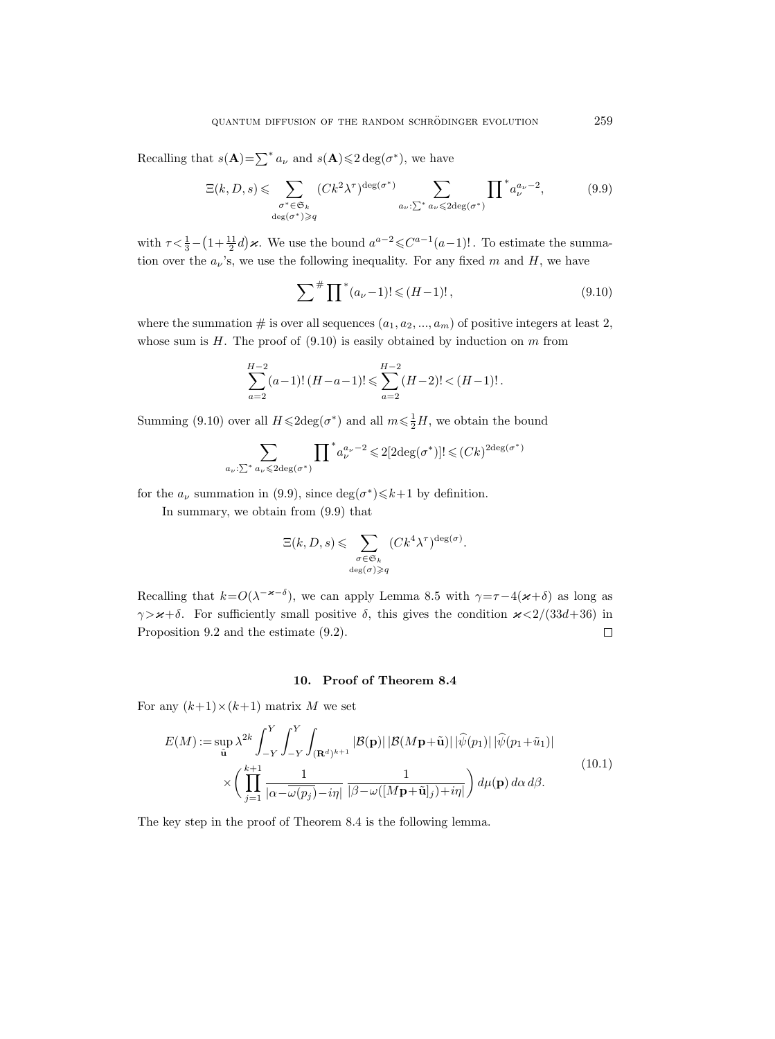Recalling that $s(\mathbf{A})=\sum^* a_\nu$ and $s(\mathbf{A})\leqslant 2\deg(\sigma^*)$, we have

$$
\Xi(k,D,s)\leqslant \sum_{\substack{\sigma^*\in\mathfrak{S}_k\\ \deg(\sigma^*)\geqslant q}} (Ck^2\lambda^\tau)^{\deg(\sigma^*)} \sum_{a_\nu:\sum^* a_\nu\leqslant 2\deg(\sigma^*)} \prod{}^* a_\nu^{a_\nu-2}, \tag{9.9}
$$

with $\tau<\frac{1}{3}-\left(1+\frac{11}{2}d\right)\varkappa$. We use the bound $a^{a-2}\leqslant C^{a-1}(a-1)!$. To estimate the summation over the $a_\nu$'s, we use the following inequality. For any fixed $m$ and $H$, we have

$$
\sum{}^{\#} \prod{}^* (a_\nu-1)!\leqslant (H-1)!, \tag{9.10}
$$

where the summation $\#$ is over all sequences $(a_1,a_2,...,a_m)$ of positive integers at least 2, whose sum is $H$. The proof of (9.10) is easily obtained by induction on $m$ from

$$
\sum_{a=2}^{H-2}(a-1)!\,(H-a-1)!\leqslant \sum_{a=2}^{H-2}(H-2)!<(H-1)!\,.
$$

Summing (9.10) over all $H\leqslant 2\deg(\sigma^*)$ and all $m\leqslant\frac{1}{2}H$, we obtain the bound

$$
\sum_{a_\nu:\sum^* a_\nu\leqslant 2\deg(\sigma^*)} \prod{}^* a_\nu^{a_\nu-2}\leqslant 2[2\deg(\sigma^*)]!\leqslant (Ck)^{2\deg(\sigma^*)}
$$

for the $a_\nu$ summation in (9.9), since $\deg(\sigma^*)\leqslant k+1$ by definition.

In summary, we obtain from (9.9) that

$$
\Xi(k,D,s)\leqslant \sum_{\substack{\sigma\in\mathfrak{S}_k\\ \deg(\sigma)\geqslant q}} (Ck^4\lambda^\tau)^{\deg(\sigma)}.
$$

Recalling that $k=O(\lambda^{-\varkappa-\delta})$, we can apply Lemma 8.5 with $\gamma=\tau-4(\varkappa+\delta)$ as long as $\gamma>\varkappa+\delta$. For sufficiently small positive $\delta$, this gives the condition $\varkappa<2/(33d+36)$ in Proposition 9.2 and the estimate (9.2). $\square$

## 10. Proof of Theorem 8.4

For any $(k+1)\times(k+1)$ matrix $M$ we set

$$
\begin{aligned}
E(M):=\sup_{\tilde{\mathbf{u}}}\lambda^{2k}\int_{-Y}^{Y}\int_{-Y}^{Y}\int_{(\mathbf{R}^d)^{k+1}} &|\mathcal{B}(\mathbf{p})|\,|\mathcal{B}(M\mathbf{p}+\tilde{\mathbf{u}})|\,|\widehat{\psi}(p_1)|\,|\widehat{\psi}(p_1+\tilde{u}_1)| \\
&\times\left(\prod_{j=1}^{k+1}\frac{1}{|\alpha-\overline{\omega(p_j)}-i\eta|}\,\frac{1}{|\beta-\omega([M\mathbf{p}+\tilde{\mathbf{u}}]_j)+i\eta|}\right)d\mu(\mathbf{p})\,d\alpha\,d\beta.
\end{aligned}
\tag{10.1}
$$

The key step in the proof of Theorem 8.4 is the following lemma.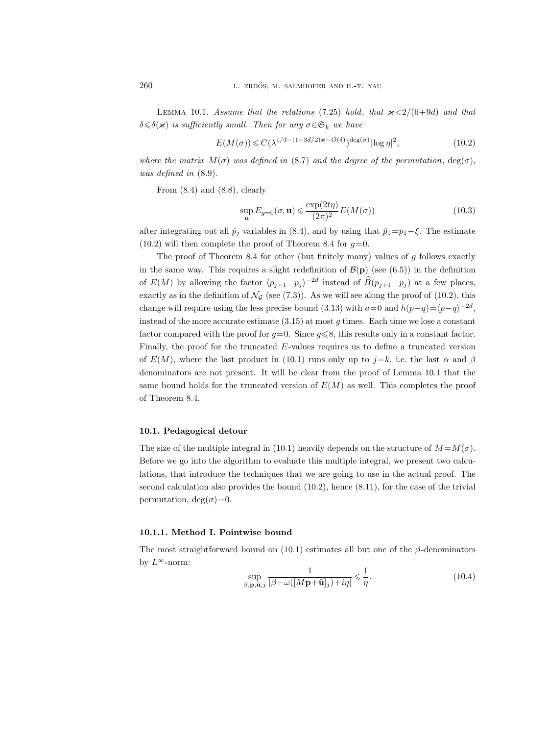Lemma 10.1. *Assume that the relations* (7.25) *hold*, *that* $\varkappa<2/(6+9d)$ *and that* $\delta\leqslant\delta(\varkappa)$ *is sufficiently small. Then for any* $\sigma\in\mathfrak{S}_k$ *we have*

$$E(M(\sigma))\leqslant C(\lambda^{1/3-(1+3d/2)\varkappa-O(\delta)})^{\deg(\sigma)}|\log\eta|^2, \tag{10.2}$$

*where the matrix* $M(\sigma)$ *was defined in* (8.7) *and the degree of the permutation*, $\deg(\sigma)$, *was defined in* (8.9).

From (8.4) and (8.8), clearly

$$\sup_{\mathbf{u}} E_{g=0}(\sigma,\mathbf{u})\leqslant \frac{\exp(2t\eta)}{(2\pi)^2}E(M(\sigma)) \tag{10.3}$$

after integrating out all $\tilde{p}_j$ variables in (8.4), and by using that $\tilde{p}_1=p_1-\xi$. The estimate (10.2) will then complete the proof of Theorem 8.4 for $g=0$.

The proof of Theorem 8.4 for other (but finitely many) values of $g$ follows exactly in the same way. This requires a slight redefinition of $\mathcal{B}(\mathbf{p})$ (see (6.5)) in the definition of $E(M)$ by allowing the factor $\langle p_{j+1}-p_j\rangle^{-2d}$ instead of $\widehat{B}(p_{j+1}-p_j)$ at a few places, exactly as in the definition of $\mathcal{N}_{\mathcal{G}}$ (see (7.3)). As we will see along the proof of (10.2), this change will require using the less precise bound (3.13) with $a=0$ and $h(p-q)=\langle p-q\rangle^{-2d}$, instead of the more accurate estimate (3.15) at most $g$ times. Each time we lose a constant factor compared with the proof for $g=0$. Since $g\leqslant 8$, this results only in a constant factor. Finally, the proof for the truncated $E$-values requires us to define a truncated version of $E(M)$, where the last product in (10.1) runs only up to $j=k$, i.e. the last $\alpha$ and $\beta$ denominators are not present. It will be clear from the proof of Lemma 10.1 that the same bound holds for the truncated version of $E(M)$ as well. This completes the proof of Theorem 8.4.

### 10.1. Pedagogical detour

The size of the multiple integral in (10.1) heavily depends on the structure of $M=M(\sigma)$. Before we go into the algorithm to evaluate this multiple integral, we present two calculations, that introduce the techniques that we are going to use in the actual proof. The second calculation also provides the bound (10.2), hence (8.11), for the case of the trivial permutation, $\deg(\sigma)=0$.

#### 10.1.1. Method I. Pointwise bound

The most straightforward bound on (10.1) estimates all but one of the $\beta$-denominators by $L^\infty$-norm:

$$\sup_{\beta,\mathbf{p},\tilde{\mathbf{u}},j}\frac{1}{|\beta-\omega([M\mathbf{p}+\tilde{\mathbf{u}}]_j)+i\eta|}\leqslant\frac{1}{\eta}. \tag{10.4}$$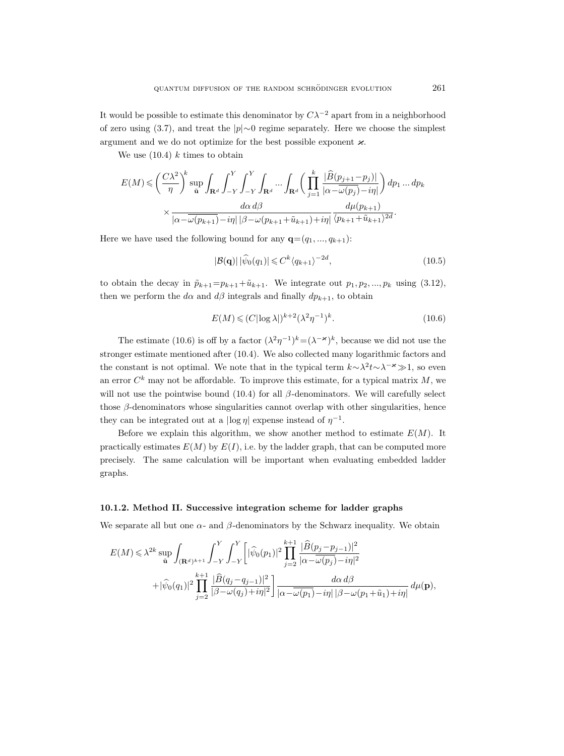It would be possible to estimate this denominator by $C\lambda^{-2}$ apart from in a neighborhood of zero using (3.7), and treat the $|p|\sim 0$ regime separately. Here we choose the simplest argument and we do not optimize for the best possible exponent $\varkappa$.

We use (10.4) $k$ times to obtain

$$E(M) \leqslant \left(\frac{C\lambda^2}{\eta}\right)^k \sup_{\tilde{\mathbf{u}}} \int_{\mathbf{R}^d} \int_{-Y}^{Y} \int_{-Y}^{Y} \int_{\mathbf{R}^d} \dots \int_{\mathbf{R}^d} \left( \prod_{j=1}^{k} \frac{|\widehat{B}(p_{j+1}-p_j)|}{|\alpha - \overline{\omega(p_j)} - i\eta|} \right) dp_1 \dots dp_k$$

$$\times \frac{d\alpha\, d\beta}{|\alpha - \overline{\omega(p_{k+1})} - i\eta|\, |\beta - \omega(p_{k+1}+\tilde{u}_{k+1}) + i\eta|} \frac{d\mu(p_{k+1})}{\langle p_{k+1}+\tilde{u}_{k+1}\rangle^{2d}}.$$

Here we have used the following bound for any $\mathbf{q}=(q_1, \dots, q_{k+1})$:

$$|\mathcal{B}(\mathbf{q})|\, |\widehat{\psi}_0(q_1)| \leqslant C^k \langle q_{k+1}\rangle^{-2d}, \tag{10.5}$$

to obtain the decay in $\tilde{p}_{k+1}=p_{k+1}+\tilde{u}_{k+1}$. We integrate out $p_1, p_2, \dots, p_k$ using (3.12), then we perform the $d\alpha$ and $d\beta$ integrals and finally $dp_{k+1}$, to obtain

$$E(M) \leqslant (C|\log \lambda|)^{k+2} (\lambda^2 \eta^{-1})^k. \tag{10.6}$$

The estimate (10.6) is off by a factor $(\lambda^2\eta^{-1})^k = (\lambda^{-\varkappa})^k$, because we did not use the stronger estimate mentioned after (10.4). We also collected many logarithmic factors and the constant is not optimal. We note that in the typical term $k\sim\lambda^2 t \sim \lambda^{-\varkappa} \gg 1$, so even an error $C^k$ may not be affordable. To improve this estimate, for a typical matrix $M$, we will not use the pointwise bound (10.4) for all $\beta$-denominators. We will carefully select those $\beta$-denominators whose singularities cannot overlap with other singularities, hence they can be integrated out at a $|\log \eta|$ expense instead of $\eta^{-1}$.

Before we explain this algorithm, we show another method to estimate $E(M)$. It practically estimates $E(M)$ by $E(I)$, i.e. by the ladder graph, that can be computed more precisely. The same calculation will be important when evaluating embedded ladder graphs.

#### 10.1.2. Method II. Successive integration scheme for ladder graphs

We separate all but one $\alpha$- and $\beta$-denominators by the Schwarz inequality. We obtain

$$E(M) \leqslant \lambda^{2k} \sup_{\tilde{\mathbf{u}}} \int_{(\mathbf{R}^d)^{k+1}} \int_{-Y}^{Y} \int_{-Y}^{Y} \left[ |\widehat{\psi}_0(p_1)|^2 \prod_{j=2}^{k+1} \frac{|\widehat{B}(p_j - p_{j-1})|^2}{|\alpha - \overline{\omega(p_j)} - i\eta|^2} \right.$$

$$\left. + |\widehat{\psi}_0(q_1)|^2 \prod_{j=2}^{k+1} \frac{|\widehat{B}(q_j - q_{j-1})|^2}{|\beta - \omega(q_j) + i\eta|^2} \right] \frac{d\alpha\, d\beta}{|\alpha - \overline{\omega(p_1)} - i\eta|\, |\beta - \omega(p_1 + \tilde{u}_1) + i\eta|}\, d\mu(\mathbf{p}),$$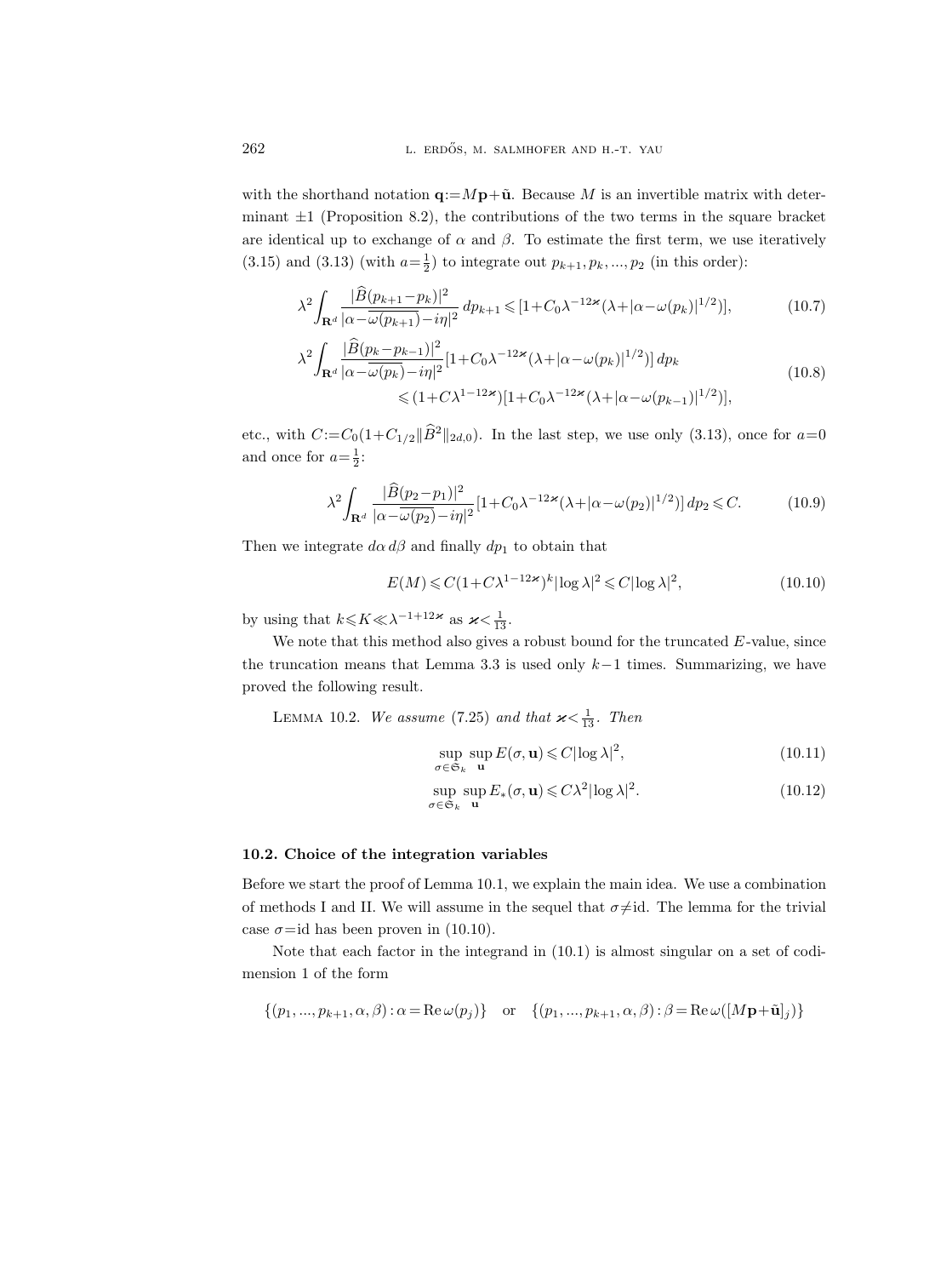with the shorthand notation $\mathbf{q}:=M\mathbf{p}+\tilde{\mathbf{u}}$. Because $M$ is an invertible matrix with determinant $\pm 1$ (Proposition 8.2), the contributions of the two terms in the square bracket are identical up to exchange of $\alpha$ and $\beta$. To estimate the first term, we use iteratively (3.15) and (3.13) (with $a=\frac{1}{2}$) to integrate out $p_{k+1}, p_k, ..., p_2$ (in this order):

$$\lambda^2 \int_{\mathbf{R}^d} \frac{|\widehat{B}(p_{k+1}-p_k)|^2}{|\alpha-\overline{\omega(p_{k+1})}-i\eta|^2}\, dp_{k+1} \leqslant [1+C_0\lambda^{-12\varkappa}(\lambda+|\alpha-\omega(p_k)|^{1/2})], \tag{10.7}$$

$$\begin{aligned}\lambda^2 \int_{\mathbf{R}^d} \frac{|\widehat{B}(p_k-p_{k-1})|^2}{|\alpha-\overline{\omega(p_k)}-i\eta|^2}&[1+C_0\lambda^{-12\varkappa}(\lambda+|\alpha-\omega(p_k)|^{1/2})]\, dp_k \\ &\leqslant (1+C\lambda^{1-12\varkappa})[1+C_0\lambda^{-12\varkappa}(\lambda+|\alpha-\omega(p_{k-1})|^{1/2})],\end{aligned} \tag{10.8}$$

etc., with $C:=C_0(1+C_{1/2}\|\widehat{B}^2\|_{2d,0})$. In the last step, we use only (3.13), once for $a=0$ and once for $a=\frac{1}{2}$:

$$\lambda^2 \int_{\mathbf{R}^d} \frac{|\widehat{B}(p_2-p_1)|^2}{|\alpha-\overline{\omega(p_2)}-i\eta|^2}[1+C_0\lambda^{-12\varkappa}(\lambda+|\alpha-\omega(p_2)|^{1/2})]\, dp_2 \leqslant C. \tag{10.9}$$

Then we integrate $d\alpha\, d\beta$ and finally $dp_1$ to obtain that

$$E(M) \leqslant C(1+C\lambda^{1-12\varkappa})^k |\log\lambda|^2 \leqslant C|\log\lambda|^2, \tag{10.10}$$

by using that $k\leqslant K \ll \lambda^{-1+12\varkappa}$ as $\varkappa<\frac{1}{13}$.

We note that this method also gives a robust bound for the truncated $E$-value, since the truncation means that Lemma 3.3 is used only $k-1$ times. Summarizing, we have proved the following result.

LEMMA 10.2. *We assume* (7.25) *and that* $\varkappa<\frac{1}{13}$. *Then*

$$\sup_{\sigma\in\mathfrak{S}_k} \sup_{\mathbf{u}} E(\sigma,\mathbf{u}) \leqslant C|\log\lambda|^2, \tag{10.11}$$

$$\sup_{\sigma\in\mathfrak{S}_k} \sup_{\mathbf{u}} E_*(\sigma,\mathbf{u}) \leqslant C\lambda^2|\log\lambda|^2. \tag{10.12}$$

### 10.2. Choice of the integration variables

Before we start the proof of Lemma 10.1, we explain the main idea. We use a combination of methods I and II. We will assume in the sequel that $\sigma\neq\mathrm{id}$. The lemma for the trivial case $\sigma=\mathrm{id}$ has been proven in (10.10).

Note that each factor in the integrand in (10.1) is almost singular on a set of codimension 1 of the form

$$\{(p_1, ..., p_{k+1}, \alpha, \beta) : \alpha = \operatorname{Re}\omega(p_j)\} \quad \text{or} \quad \{(p_1, ..., p_{k+1}, \alpha, \beta) : \beta = \operatorname{Re}\omega([M\mathbf{p}+\tilde{\mathbf{u}}]_j)\}$$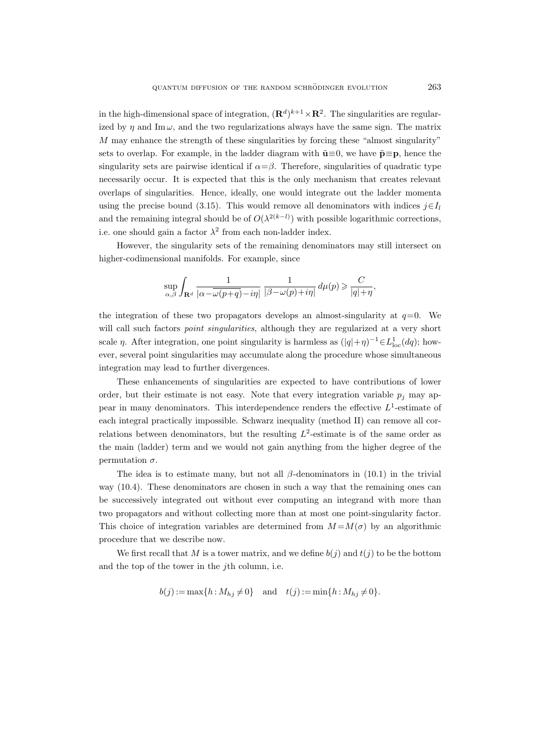in the high-dimensional space of integration, $(\mathbf{R}^d)^{k+1}\times\mathbf{R}^2$. The singularities are regularized by $\eta$ and $\operatorname{Im}\omega$, and the two regularizations always have the same sign. The matrix $M$ may enhance the strength of these singularities by forcing these "almost singularity" sets to overlap. For example, in the ladder diagram with $\tilde{\mathbf{u}}\equiv 0$, we have $\tilde{\mathbf{p}}\equiv\mathbf{p}$, hence the singularity sets are pairwise identical if $\alpha=\beta$. Therefore, singularities of quadratic type necessarily occur. It is expected that this is the only mechanism that creates relevant overlaps of singularities. Hence, ideally, one would integrate out the ladder momenta using the precise bound (3.15). This would remove all denominators with indices $j\in I_l$ and the remaining integral should be of $O(\lambda^{2(k-l)})$ with possible logarithmic corrections, i.e. one should gain a factor $\lambda^2$ from each non-ladder index.

However, the singularity sets of the remaining denominators may still intersect on higher-codimensional manifolds. For example, since

$$\sup_{\alpha,\beta}\int_{\mathbf{R}^d}\frac{1}{|\alpha-\overline{\omega(p+q)}-i\eta|}\,\frac{1}{|\beta-\omega(p)+i\eta|}\,d\mu(p)\geqslant\frac{C}{|q|+\eta},$$

the integration of these two propagators develops an almost-singularity at $q=0$. We will call such factors *point singularities*, although they are regularized at a very short scale $\eta$. After integration, one point singularity is harmless as $(|q|+\eta)^{-1}\in L^1_{\mathrm{loc}}(dq)$; however, several point singularities may accumulate along the procedure whose simultaneous integration may lead to further divergences.

These enhancements of singularities are expected to have contributions of lower order, but their estimate is not easy. Note that every integration variable $p_j$ may appear in many denominators. This interdependence renders the effective $L^1$-estimate of each integral practically impossible. Schwarz inequality (method II) can remove all correlations between denominators, but the resulting $L^2$-estimate is of the same order as the main (ladder) term and we would not gain anything from the higher degree of the permutation $\sigma$.

The idea is to estimate many, but not all $\beta$-denominators in (10.1) in the trivial way (10.4). These denominators are chosen in such a way that the remaining ones can be successively integrated out without ever computing an integrand with more than two propagators and without collecting more than at most one point-singularity factor. This choice of integration variables are determined from $M=M(\sigma)$ by an algorithmic procedure that we describe now.

We first recall that $M$ is a tower matrix, and we define $b(j)$ and $t(j)$ to be the bottom and the top of the tower in the $j$th column, i.e.

$$b(j):=\max\{h:M_{hj}\neq 0\}\quad\text{and}\quad t(j):=\min\{h:M_{hj}\neq 0\}.$$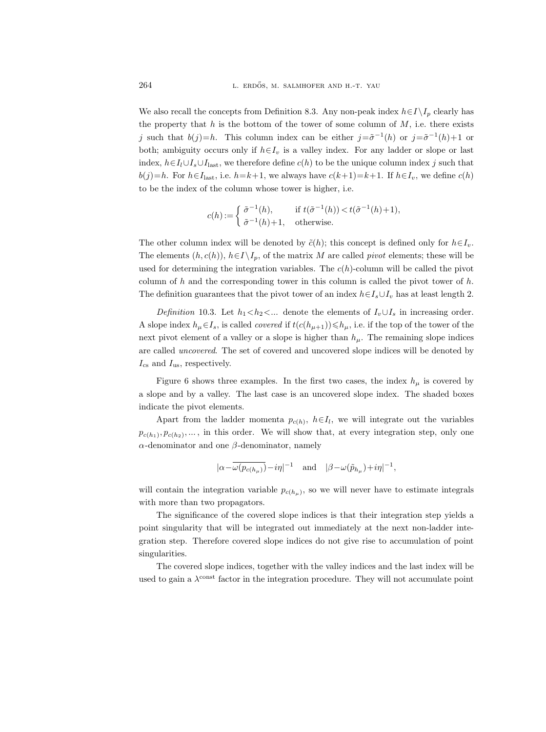We also recall the concepts from Definition 8.3. Any non-peak index $h\in I\setminus I_p$ clearly has the property that $h$ is the bottom of the tower of some column of $M$, i.e. there exists $j$ such that $b(j)=h$. This column index can be either $j=\tilde\sigma^{-1}(h)$ or $j=\tilde\sigma^{-1}(h)+1$ or both; ambiguity occurs only if $h\in I_v$ is a valley index. For any ladder or slope or last index, $h\in I_l\cup I_s\cup I_{\rm last}$, we therefore define $c(h)$ to be the unique column index $j$ such that $b(j)=h$. For $h\in I_{\rm last}$, i.e. $h=k+1$, we always have $c(k+1)=k+1$. If $h\in I_v$, we define $c(h)$ to be the index of the column whose tower is higher, i.e.

$$c(h):=\begin{cases}\tilde\sigma^{-1}(h), & \text{if } t(\tilde\sigma^{-1}(h))<t(\tilde\sigma^{-1}(h)+1),\\ \tilde\sigma^{-1}(h)+1, & \text{otherwise.}\end{cases}$$

The other column index will be denoted by $\tilde c(h)$; this concept is defined only for $h\in I_v$. The elements $(h,c(h))$, $h\in I\setminus I_p$, of the matrix $M$ are called *pivot* elements; these will be used for determining the integration variables. The $c(h)$-column will be called the pivot column of $h$ and the corresponding tower in this column is called the pivot tower of $h$. The definition guarantees that the pivot tower of an index $h\in I_s\cup I_v$ has at least length 2.

*Definition* 10.3. Let $h_1<h_2<\ldots$ denote the elements of $I_v\cup I_s$ in increasing order. A slope index $h_\mu\in I_s$, is called *covered* if $t(c(h_{\mu+1}))\leqslant h_\mu$, i.e. if the top of the tower of the next pivot element of a valley or a slope is higher than $h_\mu$. The remaining slope indices are called *uncovered*. The set of covered and uncovered slope indices will be denoted by $I_{\rm cs}$ and $I_{\rm us}$, respectively.

Figure 6 shows three examples. In the first two cases, the index $h_\mu$ is covered by a slope and by a valley. The last case is an uncovered slope index. The shaded boxes indicate the pivot elements.

Apart from the ladder momenta $p_{c(h)}$, $h\in I_l$, we will integrate out the variables $p_{c(h_1)}, p_{c(h_2)},\ldots$, in this order. We will show that, at every integration step, only one $\alpha$-denominator and one $\beta$-denominator, namely

$$|\alpha-\overline{\omega(p_{c(h_\mu)})}-i\eta|^{-1}\quad\text{and}\quad|\beta-\omega(\tilde p_{h_\mu})+i\eta|^{-1},$$

will contain the integration variable $p_{c(h_\mu)}$, so we will never have to estimate integrals with more than two propagators.

The significance of the covered slope indices is that their integration step yields a point singularity that will be integrated out immediately at the next non-ladder integration step. Therefore covered slope indices do not give rise to accumulation of point singularities.

The covered slope indices, together with the valley indices and the last index will be used to gain a $\lambda^{\rm const}$ factor in the integration procedure. They will not accumulate point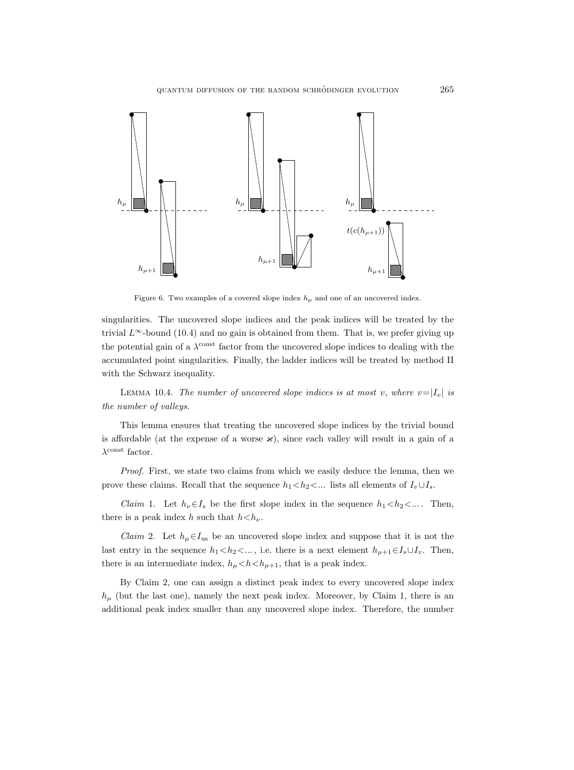Figure 6. Two examples of a covered slope index $h_\mu$ and one of an uncovered index.

singularities. The uncovered slope indices and the peak indices will be treated by the trivial $L^\infty$-bound (10.4) and no gain is obtained from them. That is, we prefer giving up the potential gain of a $\lambda^{\text{const}}$ factor from the uncovered slope indices to dealing with the accumulated point singularities. Finally, the ladder indices will be treated by method II with the Schwarz inequality.

LEMMA 10.4. *The number of uncovered slope indices is at most $v$, where $v=|I_v|$ is the number of valleys.*

This lemma ensures that treating the uncovered slope indices by the trivial bound is affordable (at the expense of a worse $\varkappa$), since each valley will result in a gain of a $\lambda^{\text{const}}$ factor.

*Proof.* First, we state two claims from which we easily deduce the lemma, then we prove these claims. Recall that the sequence $h_1<h_2<...$ lists all elements of $I_v\cup I_s$.

*Claim* 1. Let $h_\nu\in I_s$ be the first slope index in the sequence $h_1<h_2<...$. Then, there is a peak index $h$ such that $h<h_\nu$.

*Claim* 2. Let $h_\mu\in I_{\text{us}}$ be an uncovered slope index and suppose that it is not the last entry in the sequence $h_1<h_2<...$, i.e. there is a next element $h_{\mu+1}\in I_s\cup I_v$. Then, there is an intermediate index, $h_\mu<h<h_{\mu+1}$, that is a peak index.

By Claim 2, one can assign a distinct peak index to every uncovered slope index $h_\mu$ (but the last one), namely the next peak index. Moreover, by Claim 1, there is an additional peak index smaller than any uncovered slope index. Therefore, the number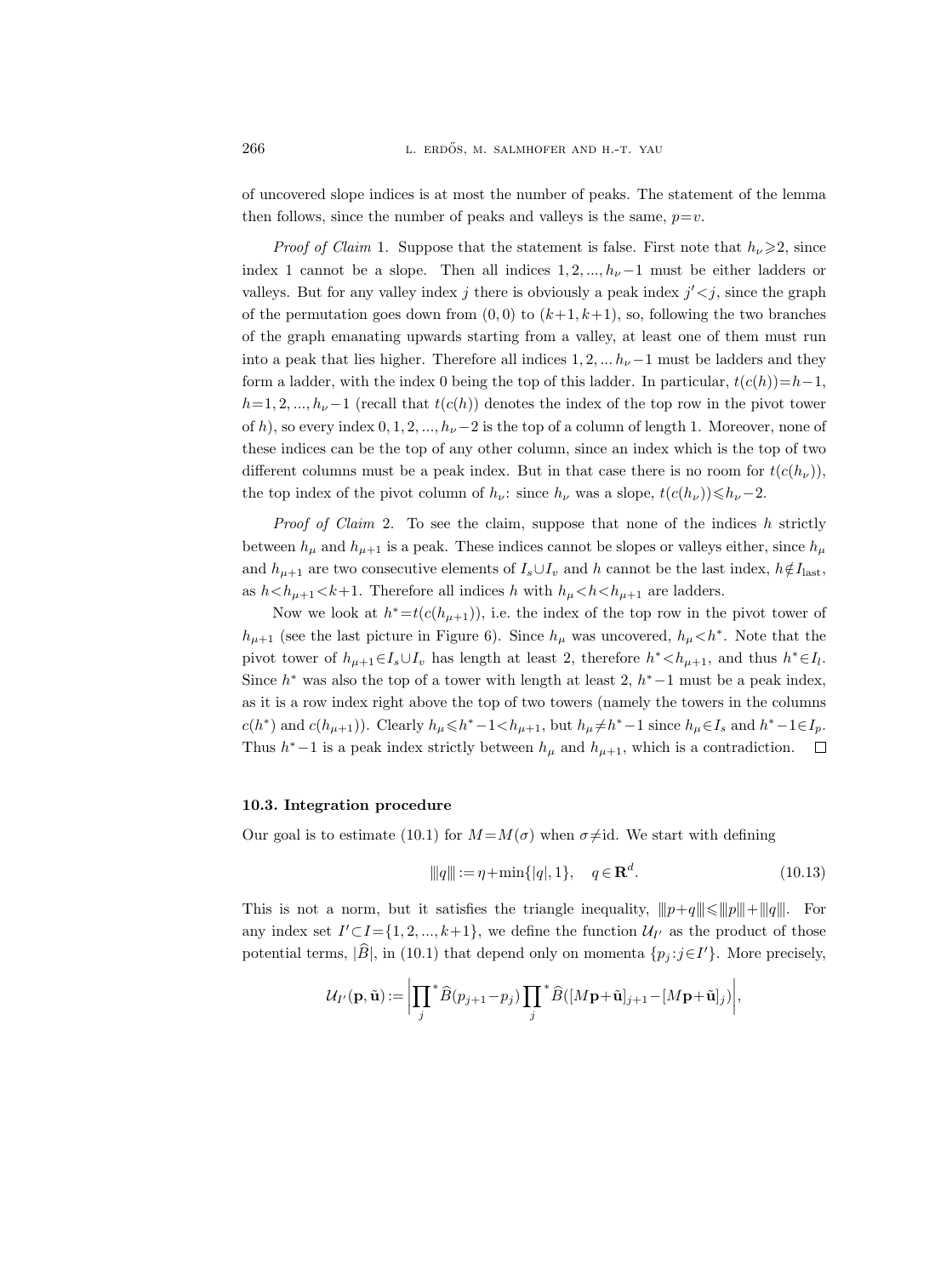of uncovered slope indices is at most the number of peaks. The statement of the lemma then follows, since the number of peaks and valleys is the same, $p=v$.

*Proof of Claim* 1. Suppose that the statement is false. First note that $h_\nu \geqslant 2$, since index 1 cannot be a slope. Then all indices $1, 2, ..., h_\nu - 1$ must be either ladders or valleys. But for any valley index $j$ there is obviously a peak index $j' < j$, since the graph of the permutation goes down from $(0,0)$ to $(k+1, k+1)$, so, following the two branches of the graph emanating upwards starting from a valley, at least one of them must run into a peak that lies higher. Therefore all indices $1, 2, ... h_\nu - 1$ must be ladders and they form a ladder, with the index 0 being the top of this ladder. In particular, $t(c(h)) = h-1$, $h = 1, 2, ..., h_\nu - 1$ (recall that $t(c(h))$ denotes the index of the top row in the pivot tower of $h$), so every index $0, 1, 2, ..., h_\nu - 2$ is the top of a column of length 1. Moreover, none of these indices can be the top of any other column, since an index which is the top of two different columns must be a peak index. But in that case there is no room for $t(c(h_\nu))$, the top index of the pivot column of $h_\nu$: since $h_\nu$ was a slope, $t(c(h_\nu)) \leqslant h_\nu - 2$.

*Proof of Claim* 2. To see the claim, suppose that none of the indices $h$ strictly between $h_\mu$ and $h_{\mu+1}$ is a peak. These indices cannot be slopes or valleys either, since $h_\mu$ and $h_{\mu+1}$ are two consecutive elements of $I_s \cup I_v$ and $h$ cannot be the last index, $h \notin I_{\rm last}$, as $h < h_{\mu+1} < k+1$. Therefore all indices $h$ with $h_\mu < h < h_{\mu+1}$ are ladders.

Now we look at $h^* = t(c(h_{\mu+1}))$, i.e. the index of the top row in the pivot tower of $h_{\mu+1}$ (see the last picture in Figure 6). Since $h_\mu$ was uncovered, $h_\mu < h^*$. Note that the pivot tower of $h_{\mu+1} \in I_s \cup I_v$ has length at least 2, therefore $h^* < h_{\mu+1}$, and thus $h^* \in I_l$. Since $h^*$ was also the top of a tower with length at least 2, $h^* - 1$ must be a peak index, as it is a row index right above the top of two towers (namely the towers in the columns $c(h^*)$ and $c(h_{\mu+1})$). Clearly $h_\mu \leqslant h^* - 1 < h_{\mu+1}$, but $h_\mu \neq h^* - 1$ since $h_\mu \in I_s$ and $h^* - 1 \in I_p$. Thus $h^* - 1$ is a peak index strictly between $h_\mu$ and $h_{\mu+1}$, which is a contradiction. $\square$

### 10.3. Integration procedure

Our goal is to estimate (10.1) for $M = M(\sigma)$ when $\sigma \neq \mathrm{id}$. We start with defining

$$
|||q||| := \eta + \min\{|q|, 1\}, \quad q \in \mathbf{R}^d. \tag{10.13}
$$

This is not a norm, but it satisfies the triangle inequality, $|||p+q||| \leqslant |||p||| + |||q|||$. For any index set $I' \subset I = \{1, 2, ..., k+1\}$, we define the function $\mathcal{U}_{I'}$ as the product of those potential terms, $|\widehat{B}|$, in (10.1) that depend only on momenta $\{p_j : j \in I'\}$. More precisely,

$$
\mathcal{U}_{I'}(\mathbf{p}, \tilde{\mathbf{u}}) := \left| \prod_j{}^* \widehat{B}(p_{j+1} - p_j) \prod_j{}^* \widehat{B}([M\mathbf{p} + \tilde{\mathbf{u}}]_{j+1} - [M\mathbf{p} + \tilde{\mathbf{u}}]_j) \right|,
$$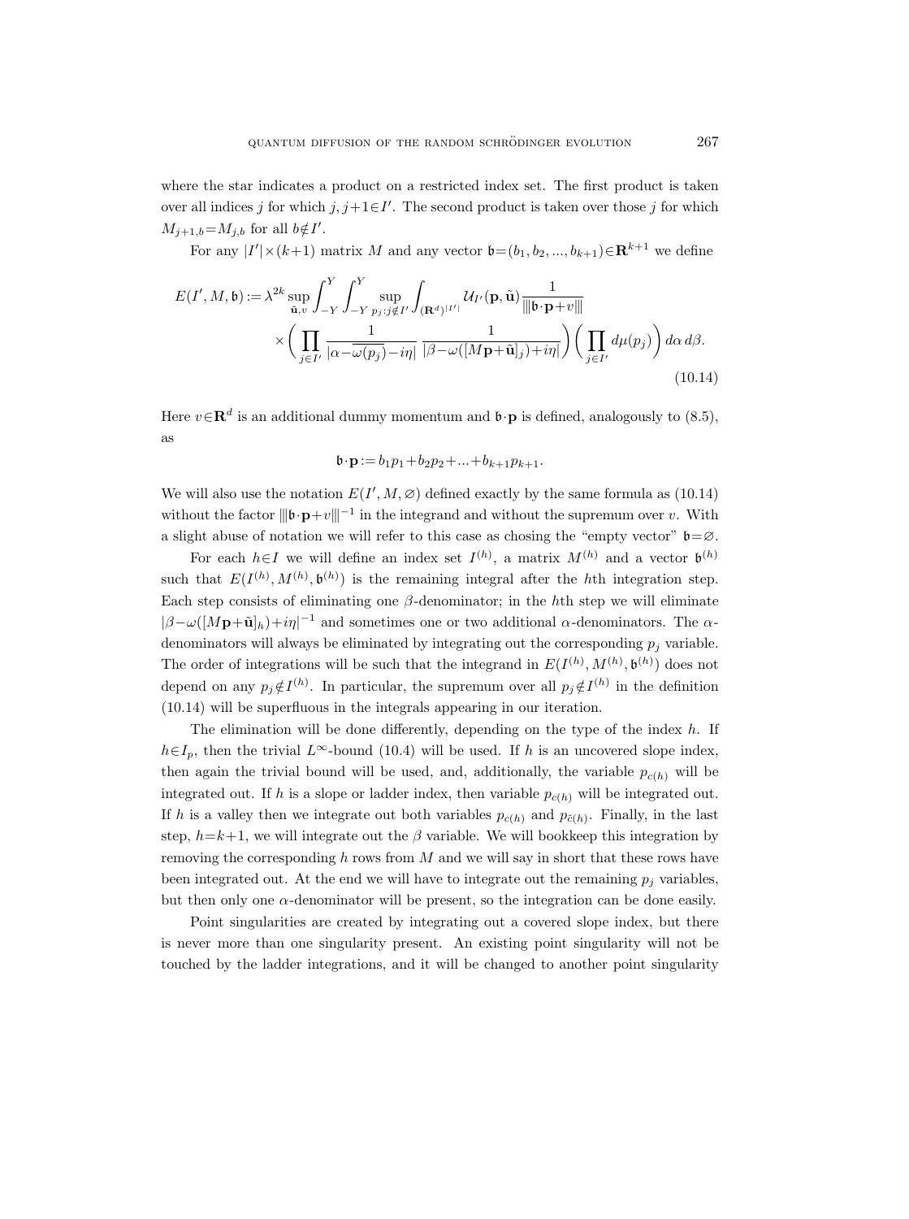where the star indicates a product on a restricted index set. The first product is taken over all indices $j$ for which $j, j+1 \in I'$. The second product is taken over those $j$ for which $M_{j+1,b} = M_{j,b}$ for all $b \notin I'$.

For any $|I'| \times (k+1)$ matrix $M$ and any vector $\mathfrak{b} = (b_1, b_2, ..., b_{k+1}) \in \mathbf{R}^{k+1}$ we define

$$
\begin{aligned}
E(I', M, \mathfrak{b}) := \lambda^{2k} \sup_{\tilde{\mathbf{u}}, v} \int_{-Y}^{Y} \int_{-Y}^{Y} \sup_{p_j : j \notin I'} \int_{(\mathbf{R}^d)^{|I'|}} \mathcal{U}_{I'}(\mathbf{p}, \tilde{\mathbf{u}}) \frac{1}{|||\mathfrak{b} \cdot \mathbf{p} + v|||} \\
\times \bigg( \prod_{j \in I'} \frac{1}{|\alpha - \overline{\omega(p_j)} - i\eta|} \frac{1}{|\beta - \omega([M\mathbf{p} + \tilde{\mathbf{u}}]_j) + i\eta|} \bigg) \bigg( \prod_{j \in I'} d\mu(p_j) \bigg) \, d\alpha \, d\beta.
\end{aligned}
\tag{10.14}
$$

Here $v \in \mathbf{R}^d$ is an additional dummy momentum and $\mathfrak{b} \cdot \mathbf{p}$ is defined, analogously to (8.5), as

$$
\mathfrak{b} \cdot \mathbf{p} := b_1 p_1 + b_2 p_2 + ... + b_{k+1} p_{k+1}.
$$

We will also use the notation $E(I', M, \varnothing)$ defined exactly by the same formula as (10.14) without the factor $|||\mathfrak{b} \cdot \mathbf{p} + v|||^{-1}$ in the integrand and without the supremum over $v$. With a slight abuse of notation we will refer to this case as chosing the "empty vector" $\mathfrak{b} = \varnothing$.

For each $h \in I$ we will define an index set $I^{(h)}$, a matrix $M^{(h)}$ and a vector $\mathfrak{b}^{(h)}$ such that $E(I^{(h)}, M^{(h)}, \mathfrak{b}^{(h)})$ is the remaining integral after the $h$th integration step. Each step consists of eliminating one $\beta$-denominator; in the $h$th step we will eliminate $|\beta - \omega([M\mathbf{p} + \tilde{\mathbf{u}}]_h) + i\eta|^{-1}$ and sometimes one or two additional $\alpha$-denominators. The $\alpha$-denominators will always be eliminated by integrating out the corresponding $p_j$ variable. The order of integrations will be such that the integrand in $E(I^{(h)}, M^{(h)}, \mathfrak{b}^{(h)})$ does not depend on any $p_j \notin I^{(h)}$. In particular, the supremum over all $p_j \notin I^{(h)}$ in the definition (10.14) will be superfluous in the integrals appearing in our iteration.

The elimination will be done differently, depending on the type of the index $h$. If $h \in I_p$, then the trivial $L^\infty$-bound (10.4) will be used. If $h$ is an uncovered slope index, then again the trivial bound will be used, and, additionally, the variable $p_{c(h)}$ will be integrated out. If $h$ is a slope or ladder index, then variable $p_{c(h)}$ will be integrated out. If $h$ is a valley then we integrate out both variables $p_{c(h)}$ and $p_{\tilde{c}(h)}$. Finally, in the last step, $h = k+1$, we will integrate out the $\beta$ variable. We will bookkeep this integration by removing the corresponding $h$ rows from $M$ and we will say in short that these rows have been integrated out. At the end we will have to integrate out the remaining $p_j$ variables, but then only one $\alpha$-denominator will be present, so the integration can be done easily.

Point singularities are created by integrating out a covered slope index, but there is never more than one singularity present. An existing point singularity will not be touched by the ladder integrations, and it will be changed to another point singularity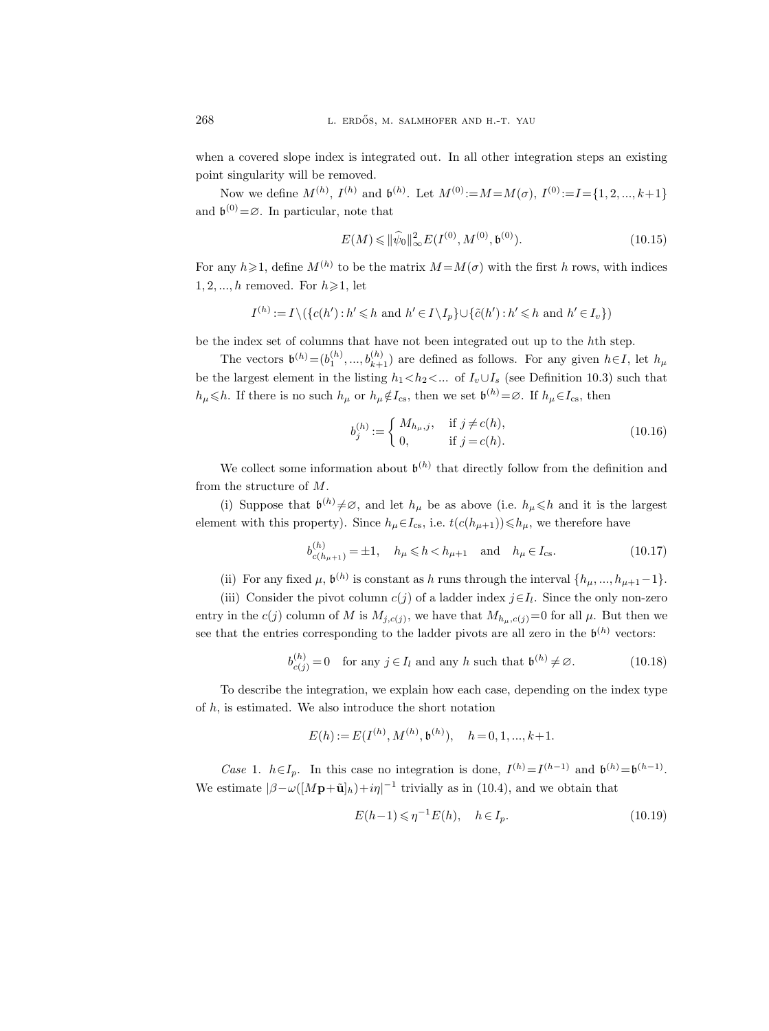when a covered slope index is integrated out. In all other integration steps an existing point singularity will be removed.

Now we define $M^{(h)}$, $I^{(h)}$ and $\mathfrak{b}^{(h)}$. Let $M^{(0)}:=M=M(\sigma)$, $I^{(0)}:=I=\{1,2,...,k+1\}$ and $\mathfrak{b}^{(0)}=\varnothing$. In particular, note that

$$E(M) \leqslant \|\widehat{\psi}_0\|_\infty^2 E(I^{(0)}, M^{(0)}, \mathfrak{b}^{(0)}). \tag{10.15}$$

For any $h\geqslant 1$, define $M^{(h)}$ to be the matrix $M=M(\sigma)$ with the first $h$ rows, with indices $1,2,...,h$ removed. For $h\geqslant 1$, let

$$I^{(h)} := I\setminus(\{c(h'): h'\leqslant h \text{ and } h'\in I\setminus I_p\}\cup\{\tilde{c}(h'): h'\leqslant h \text{ and } h'\in I_v\})$$

be the index set of columns that have not been integrated out up to the $h$th step.

The vectors $\mathfrak{b}^{(h)}=(b_1^{(h)},...,b_{k+1}^{(h)})$ are defined as follows. For any given $h\in I$, let $h_\mu$ be the largest element in the listing $h_1<h_2<...$ of $I_v\cup I_s$ (see Definition 10.3) such that $h_\mu\leqslant h$. If there is no such $h_\mu$ or $h_\mu\notin I_{\rm cs}$, then we set $\mathfrak{b}^{(h)}=\varnothing$. If $h_\mu\in I_{\rm cs}$, then

$$b_j^{(h)} := \begin{cases} M_{h_\mu, j}, & \text{if } j\neq c(h), \\ 0, & \text{if } j = c(h). \end{cases} \tag{10.16}$$

We collect some information about $\mathfrak{b}^{(h)}$ that directly follow from the definition and from the structure of $M$.

(i) Suppose that $\mathfrak{b}^{(h)}\neq\varnothing$, and let $h_\mu$ be as above (i.e. $h_\mu\leqslant h$ and it is the largest element with this property). Since $h_\mu\in I_{\rm cs}$, i.e. $t(c(h_{\mu+1}))\leqslant h_\mu$, we therefore have

$$b^{(h)}_{c(h_{\mu+1})} = \pm 1, \quad h_\mu \leqslant h < h_{\mu+1} \quad \text{and} \quad h_\mu\in I_{\rm cs}. \tag{10.17}$$

(ii) For any fixed $\mu$, $\mathfrak{b}^{(h)}$ is constant as $h$ runs through the interval $\{h_\mu, ..., h_{\mu+1}-1\}$.

(iii) Consider the pivot column $c(j)$ of a ladder index $j\in I_l$. Since the only non-zero entry in the $c(j)$ column of $M$ is $M_{j,c(j)}$, we have that $M_{h_\mu, c(j)}=0$ for all $\mu$. But then we see that the entries corresponding to the ladder pivots are all zero in the $\mathfrak{b}^{(h)}$ vectors:

$$b^{(h)}_{c(j)} = 0 \quad \text{for any } j\in I_l \text{ and any } h \text{ such that } \mathfrak{b}^{(h)}\neq\varnothing. \tag{10.18}$$

To describe the integration, we explain how each case, depending on the index type of $h$, is estimated. We also introduce the short notation

$$E(h) := E(I^{(h)}, M^{(h)}, \mathfrak{b}^{(h)}), \quad h = 0,1,...,k+1.$$

*Case* 1. $h\in I_p$. In this case no integration is done, $I^{(h)}=I^{(h-1)}$ and $\mathfrak{b}^{(h)}=\mathfrak{b}^{(h-1)}$. We estimate $|\beta-\omega([M\mathbf{p}+\tilde{\mathbf{u}}]_h)+i\eta|^{-1}$ trivially as in (10.4), and we obtain that

$$E(h-1) \leqslant \eta^{-1} E(h), \quad h\in I_p. \tag{10.19}$$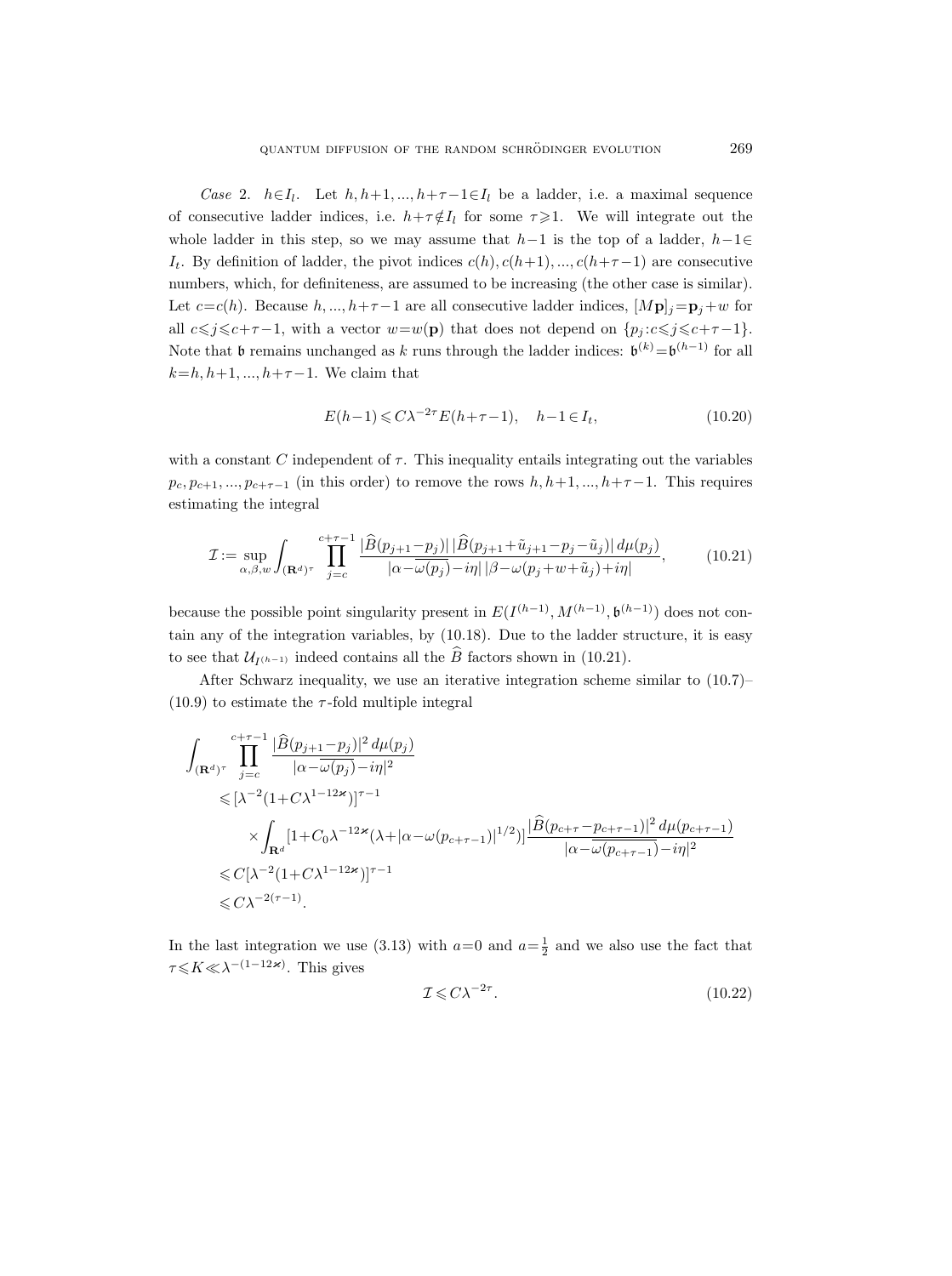*Case* 2. $h \in I_l$. Let $h, h+1, ..., h+\tau-1 \in I_l$ be a ladder, i.e. a maximal sequence of consecutive ladder indices, i.e. $h+\tau \notin I_l$ for some $\tau \geqslant 1$. We will integrate out the whole ladder in this step, so we may assume that $h-1$ is the top of a ladder, $h-1 \in I_t$. By definition of ladder, the pivot indices $c(h), c(h+1), ..., c(h+\tau-1)$ are consecutive numbers, which, for definiteness, are assumed to be increasing (the other case is similar). Let $c = c(h)$. Because $h, ..., h+\tau-1$ are all consecutive ladder indices, $[M\mathbf{p}]_j = \mathbf{p}_j + w$ for all $c \leqslant j \leqslant c+\tau-1$, with a vector $w = w(\mathbf{p})$ that does not depend on $\{p_j : c \leqslant j \leqslant c+\tau-1\}$. Note that $\mathfrak{b}$ remains unchanged as $k$ runs through the ladder indices: $\mathfrak{b}^{(k)} = \mathfrak{b}^{(h-1)}$ for all $k = h, h+1, ..., h+\tau-1$. We claim that

$$E(h-1) \leqslant C\lambda^{-2\tau} E(h+\tau-1), \quad h-1 \in I_t, \tag{10.20}$$

with a constant $C$ independent of $\tau$. This inequality entails integrating out the variables $p_c, p_{c+1}, ..., p_{c+\tau-1}$ (in this order) to remove the rows $h, h+1, ..., h+\tau-1$. This requires estimating the integral

$$\mathcal{I} := \sup_{\alpha,\beta,w} \int_{(\mathbf{R}^d)^\tau} \prod_{j=c}^{c+\tau-1} \frac{|\widehat{B}(p_{j+1}-p_j)|\,|\widehat{B}(p_{j+1}+\tilde{u}_{j+1}-p_j-\tilde{u}_j)|\,d\mu(p_j)}{|\alpha-\omega(p_j)-i\eta|\,|\beta-\omega(p_j+w+\tilde{u}_j)+i\eta|}, \tag{10.21}$$

because the possible point singularity present in $E(I^{(h-1)}, M^{(h-1)}, \mathfrak{b}^{(h-1)})$ does not contain any of the integration variables, by (10.18). Due to the ladder structure, it is easy to see that $\mathcal{U}_{I^{(h-1)}}$ indeed contains all the $\widehat{B}$ factors shown in (10.21).

After Schwarz inequality, we use an iterative integration scheme similar to (10.7)–(10.9) to estimate the $\tau$-fold multiple integral

$$\begin{aligned}
\int_{(\mathbf{R}^d)^\tau} & \prod_{j=c}^{c+\tau-1} \frac{|\widehat{B}(p_{j+1}-p_j)|^2\,d\mu(p_j)}{|\alpha-\overline{\omega(p_j)}-i\eta|^2} \\
&\leqslant [\lambda^{-2}(1+C\lambda^{1-12\varkappa})]^{\tau-1} \\
&\qquad \times \int_{\mathbf{R}^d} [1+C_0\lambda^{-12\varkappa}(\lambda+|\alpha-\omega(p_{c+\tau-1})|^{1/2})] \frac{|\widehat{B}(p_{c+\tau}-p_{c+\tau-1})|^2\,d\mu(p_{c+\tau-1})}{|\alpha-\overline{\omega(p_{c+\tau-1})}-i\eta|^2} \\
&\leqslant C[\lambda^{-2}(1+C\lambda^{1-12\varkappa})]^{\tau-1} \\
&\leqslant C\lambda^{-2(\tau-1)}.
\end{aligned}$$

In the last integration we use (3.13) with $a=0$ and $a=\frac{1}{2}$ and we also use the fact that $\tau \leqslant K \ll \lambda^{-(1-12\varkappa)}$. This gives

$$\mathcal{I} \leqslant C\lambda^{-2\tau}. \tag{10.22}$$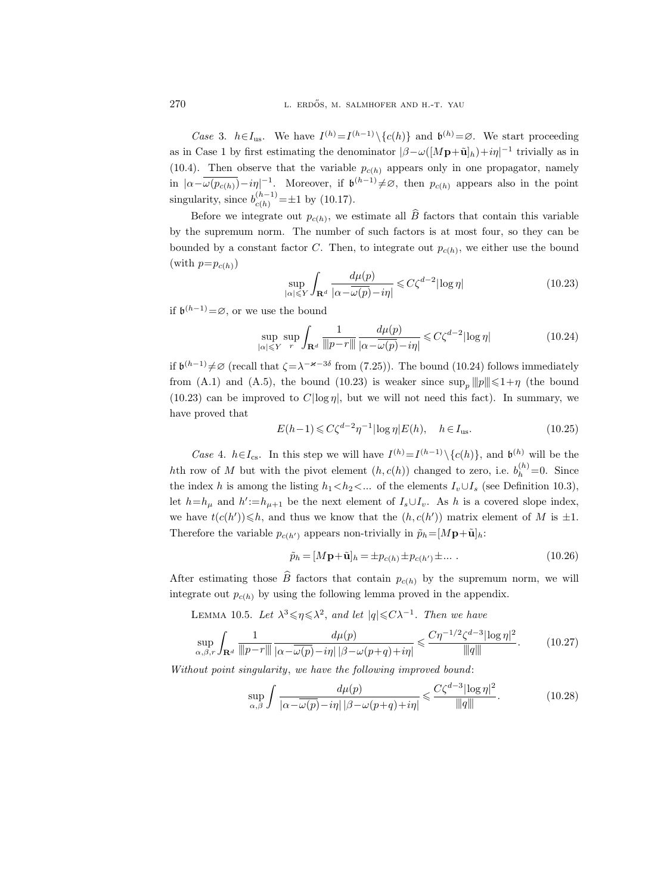*Case* 3. $h \in I_{\rm us}$. We have $I^{(h)} = I^{(h-1)} \setminus \{c(h)\}$ and $\mathfrak{b}^{(h)} = \varnothing$. We start proceeding as in Case 1 by first estimating the denominator $|\beta - \omega([M\mathbf{p} + \tilde{\mathbf{u}}]_h) + i\eta|^{-1}$ trivially as in (10.4). Then observe that the variable $p_{c(h)}$ appears only in one propagator, namely in $|\alpha - \overline{\omega(p_{c(h)})} - i\eta|^{-1}$. Moreover, if $\mathfrak{b}^{(h-1)} \neq \varnothing$, then $p_{c(h)}$ appears also in the point singularity, since $b^{(h-1)}_{c(h)} = \pm 1$ by (10.17).

Before we integrate out $p_{c(h)}$, we estimate all $\widehat{B}$ factors that contain this variable by the supremum norm. The number of such factors is at most four, so they can be bounded by a constant factor $C$. Then, to integrate out $p_{c(h)}$, we either use the bound (with $p = p_{c(h)}$)

$$\sup_{|\alpha| \leqslant Y} \int_{\mathbf{R}^d} \frac{d\mu(p)}{|\alpha - \overline{\omega(p)} - i\eta|} \leqslant C\zeta^{d-2} |\log \eta| \tag{10.23}$$

if $\mathfrak{b}^{(h-1)} = \varnothing$, or we use the bound

$$\sup_{|\alpha| \leqslant Y} \sup_{r} \int_{\mathbf{R}^d} \frac{1}{|\!|\!|p - r|\!|\!|} \frac{d\mu(p)}{|\alpha - \overline{\omega(p)} - i\eta|} \leqslant C\zeta^{d-2} |\log \eta| \tag{10.24}$$

if $\mathfrak{b}^{(h-1)} \neq \varnothing$ (recall that $\zeta = \lambda^{-\varkappa - 3\delta}$ from (7.25)). The bound (10.24) follows immediately from (A.1) and (A.5), the bound (10.23) is weaker since $\sup_p |\!|\!|p|\!|\!| \leqslant 1 + \eta$ (the bound (10.23) can be improved to $C|\log \eta|$, but we will not need this fact). In summary, we have proved that

$$E(h-1) \leqslant C\zeta^{d-2} \eta^{-1} |\log \eta| E(h), \quad h \in I_{\rm us}. \tag{10.25}$$

*Case* 4. $h \in I_{\rm cs}$. In this step we will have $I^{(h)} = I^{(h-1)} \setminus \{c(h)\}$, and $\mathfrak{b}^{(h)}$ will be the $h$th row of $M$ but with the pivot element $(h, c(h))$ changed to zero, i.e. $b^{(h)}_h = 0$. Since the index $h$ is among the listing $h_1 < h_2 < \ldots$ of the elements $I_v \cup I_s$ (see Definition 10.3), let $h = h_\mu$ and $h' := h_{\mu+1}$ be the next element of $I_s \cup I_v$. As $h$ is a covered slope index, we have $t(c(h')) \leqslant h$, and thus we know that the $(h, c(h'))$ matrix element of $M$ is $\pm 1$. Therefore the variable $p_{c(h')}$ appears non-trivially in $\tilde{p}_h = [M\mathbf{p} + \tilde{\mathbf{u}}]_h$:

$$\tilde{p}_h = [M\mathbf{p} + \tilde{\mathbf{u}}]_h = \pm p_{c(h)} \pm p_{c(h')} \pm \ldots \,. \tag{10.26}$$

After estimating those $\widehat{B}$ factors that contain $p_{c(h)}$ by the supremum norm, we will integrate out $p_{c(h)}$ by using the following lemma proved in the appendix.

Lemma 10.5. *Let* $\lambda^3 \leqslant \eta \leqslant \lambda^2$, *and let* $|q| \leqslant C\lambda^{-1}$. *Then we have*

$$\sup_{\alpha, \beta, r} \int_{\mathbf{R}^d} \frac{1}{|\!|\!|p - r|\!|\!|} \frac{d\mu(p)}{|\alpha - \overline{\omega(p)} - i\eta|\, |\beta - \omega(p+q) + i\eta|} \leqslant \frac{C\eta^{-1/2} \zeta^{d-3} |\log \eta|^2}{|\!|\!|q|\!|\!|}. \tag{10.27}$$

*Without point singularity, we have the following improved bound*:

$$\sup_{\alpha, \beta} \int \frac{d\mu(p)}{|\alpha - \overline{\omega(p)} - i\eta|\, |\beta - \omega(p+q) + i\eta|} \leqslant \frac{C\zeta^{d-3} |\log \eta|^2}{|\!|\!|q|\!|\!|}. \tag{10.28}$$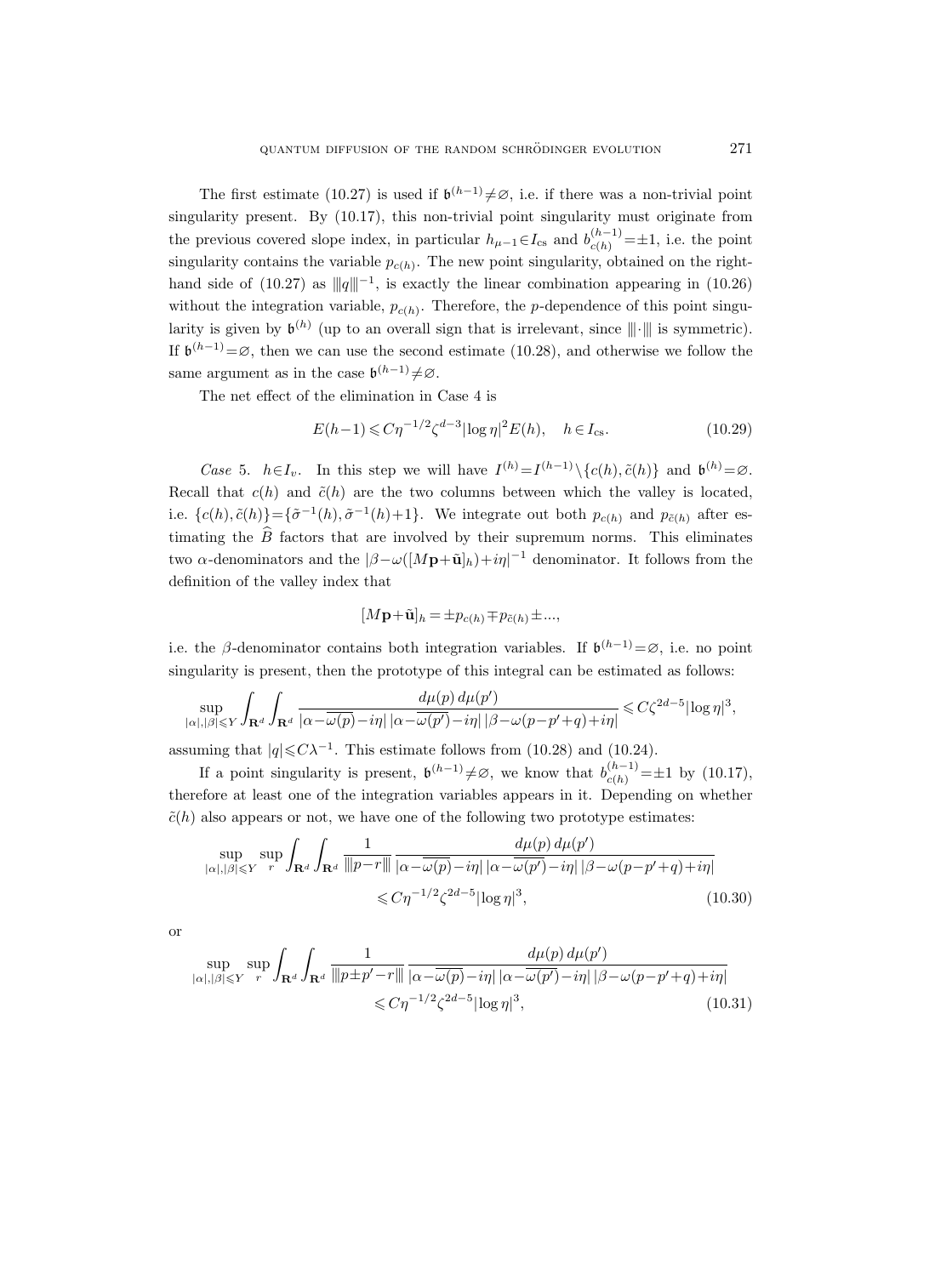The first estimate (10.27) is used if $\mathfrak{b}^{(h-1)}\neq\varnothing$, i.e. if there was a non-trivial point singularity present. By (10.17), this non-trivial point singularity must originate from the previous covered slope index, in particular $h_{\mu-1}\in I_{\rm cs}$ and $b^{(h-1)}_{c(h)}=\pm 1$, i.e. the point singularity contains the variable $p_{c(h)}$. The new point singularity, obtained on the right-hand side of (10.27) as $|||q|||^{-1}$, is exactly the linear combination appearing in (10.26) without the integration variable, $p_{c(h)}$. Therefore, the $p$-dependence of this point singularity is given by $\mathfrak{b}^{(h)}$ (up to an overall sign that is irrelevant, since $|||\cdot|||$ is symmetric). If $\mathfrak{b}^{(h-1)}=\varnothing$, then we can use the second estimate (10.28), and otherwise we follow the same argument as in the case $\mathfrak{b}^{(h-1)}\neq\varnothing$.

The net effect of the elimination in Case 4 is

$$E(h-1)\leqslant C\eta^{-1/2}\zeta^{d-3}|\log\eta|^2 E(h),\quad h\in I_{\rm cs}. \tag{10.29}$$

*Case* 5. $h\in I_v$. In this step we will have $I^{(h)}=I^{(h-1)}\setminus\{c(h),\tilde c(h)\}$ and $\mathfrak{b}^{(h)}=\varnothing$. Recall that $c(h)$ and $\tilde c(h)$ are the two columns between which the valley is located, i.e. $\{c(h),\tilde c(h)\}=\{\tilde\sigma^{-1}(h),\tilde\sigma^{-1}(h)+1\}$. We integrate out both $p_{c(h)}$ and $p_{\tilde c(h)}$ after estimating the $\widehat B$ factors that are involved by their supremum norms. This eliminates two $\alpha$-denominators and the $|\beta-\omega([M\mathbf{p}+\tilde{\mathbf{u}}]_h)+i\eta|^{-1}$ denominator. It follows from the definition of the valley index that

$$[M\mathbf{p}+\tilde{\mathbf{u}}]_h=\pm p_{c(h)}\mp p_{\tilde c(h)}\pm\ldots,$$

i.e. the $\beta$-denominator contains both integration variables. If $\mathfrak{b}^{(h-1)}=\varnothing$, i.e. no point singularity is present, then the prototype of this integral can be estimated as follows:

$$\sup_{|\alpha|,|\beta|\leqslant Y}\int_{\mathbf{R}^d}\int_{\mathbf{R}^d}\frac{d\mu(p)\,d\mu(p')}{|\alpha-\overline{\omega(p)}-i\eta|\,|\alpha-\overline{\omega(p')}-i\eta|\,|\beta-\omega(p-p'+q)+i\eta|}\leqslant C\zeta^{2d-5}|\log\eta|^3,$$

assuming that $|q|\leqslant C\lambda^{-1}$. This estimate follows from (10.28) and (10.24).

If a point singularity is present, $\mathfrak{b}^{(h-1)}\neq\varnothing$, we know that $b^{(h-1)}_{c(h)}=\pm 1$ by (10.17), therefore at least one of the integration variables appears in it. Depending on whether $\tilde c(h)$ also appears or not, we have one of the following two prototype estimates:

$$\sup_{|\alpha|,|\beta|\leqslant Y}\sup_r\int_{\mathbf{R}^d}\int_{\mathbf{R}^d}\frac{1}{|||p-r|||}\,\frac{d\mu(p)\,d\mu(p')}{|\alpha-\overline{\omega(p)}-i\eta|\,|\alpha-\overline{\omega(p')}-i\eta|\,|\beta-\omega(p-p'+q)+i\eta|}$$
$$\leqslant C\eta^{-1/2}\zeta^{2d-5}|\log\eta|^3, \tag{10.30}$$

or

$$\sup_{|\alpha|,|\beta|\leqslant Y}\sup_r\int_{\mathbf{R}^d}\int_{\mathbf{R}^d}\frac{1}{|||p\pm p'-r|||}\,\frac{d\mu(p)\,d\mu(p')}{|\alpha-\overline{\omega(p)}-i\eta|\,|\alpha-\overline{\omega(p')}-i\eta|\,|\beta-\omega(p-p'+q)+i\eta|}$$
$$\leqslant C\eta^{-1/2}\zeta^{2d-5}|\log\eta|^3, \tag{10.31}$$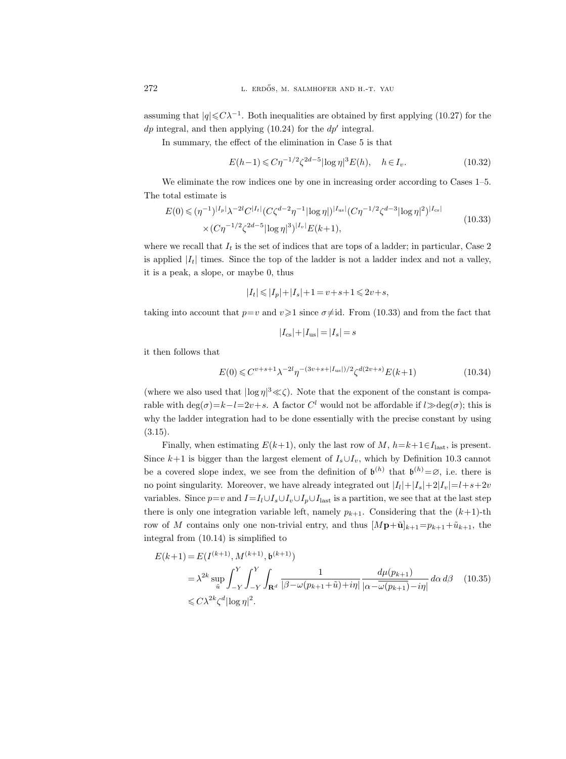assuming that $|q| \leqslant C\lambda^{-1}$. Both inequalities are obtained by first applying (10.27) for the $dp$ integral, and then applying (10.24) for the $dp'$ integral.

In summary, the effect of the elimination in Case 5 is that

$$E(h-1) \leqslant C\eta^{-1/2}\zeta^{2d-5}|\log\eta|^3 E(h), \quad h \in I_v. \tag{10.32}$$

We eliminate the row indices one by one in increasing order according to Cases 1–5. The total estimate is

$$\begin{aligned} E(0) \leqslant\, & (\eta^{-1})^{|I_p|}\lambda^{-2l}C^{|I_t|}(C\zeta^{d-2}\eta^{-1}|\log\eta|)^{|I_{\rm us}|}(C\eta^{-1/2}\zeta^{d-3}|\log\eta|^2)^{|I_{\rm cs}|} \\ & \times (C\eta^{-1/2}\zeta^{2d-5}|\log\eta|^3)^{|I_v|}E(k+1), \end{aligned} \tag{10.33}$$

where we recall that $I_t$ is the set of indices that are tops of a ladder; in particular, Case 2 is applied $|I_t|$ times. Since the top of the ladder is not a ladder index and not a valley, it is a peak, a slope, or maybe 0, thus

$$|I_t| \leqslant |I_p|+|I_s|+1 = v+s+1 \leqslant 2v+s,$$

taking into account that $p=v$ and $v\geqslant 1$ since $\sigma\neq\mathrm{id}$. From (10.33) and from the fact that

$$|I_{\rm cs}|+|I_{\rm us}| = |I_s| = s$$

it then follows that

$$E(0) \leqslant C^{v+s+1}\lambda^{-2l}\eta^{-(3v+s+|I_{\rm us}|)/2}\zeta^{d(2v+s)}E(k+1) \tag{10.34}$$

(where we also used that $|\log\eta|^3 \ll \zeta$). Note that the exponent of the constant is comparable with $\deg(\sigma)=k-l=2v+s$. A factor $C^l$ would not be affordable if $l\gg\deg(\sigma)$; this is why the ladder integration had to be done essentially with the precise constant by using (3.15).

Finally, when estimating $E(k+1)$, only the last row of $M$, $h=k+1\in I_{\rm last}$, is present. Since $k+1$ is bigger than the largest element of $I_s\cup I_v$, which by Definition 10.3 cannot be a covered slope index, we see from the definition of $\mathfrak{b}^{(h)}$ that $\mathfrak{b}^{(h)}=\varnothing$, i.e. there is no point singularity. Moreover, we have already integrated out $|I_l|+|I_s|+2|I_v|=l+s+2v$ variables. Since $p=v$ and $I=I_l\cup I_s\cup I_v\cup I_p\cup I_{\rm last}$ is a partition, we see that at the last step there is only one integration variable left, namely $p_{k+1}$. Considering that the $(k+1)$-th row of $M$ contains only one non-trivial entry, and thus $[M\mathbf{p}+\tilde{\mathbf{u}}]_{k+1}=p_{k+1}+\tilde{u}_{k+1}$, the integral from (10.14) is simplified to

$$\begin{aligned} E(k+1) &= E(I^{(k+1)}, M^{(k+1)}, \mathfrak{b}^{(k+1)}) \\ &= \lambda^{2k}\sup_{\tilde{u}}\int_{-Y}^{Y}\int_{-Y}^{Y}\int_{\mathbf{R}^d}\frac{1}{|\beta-\omega(p_{k+1}+\tilde{u})+i\eta|}\frac{d\mu(p_{k+1})}{|\alpha-\overline{\omega(p_{k+1})}-i\eta|}\,d\alpha\,d\beta \\ &\leqslant C\lambda^{2k}\zeta^d|\log\eta|^2. \end{aligned} \tag{10.35}$$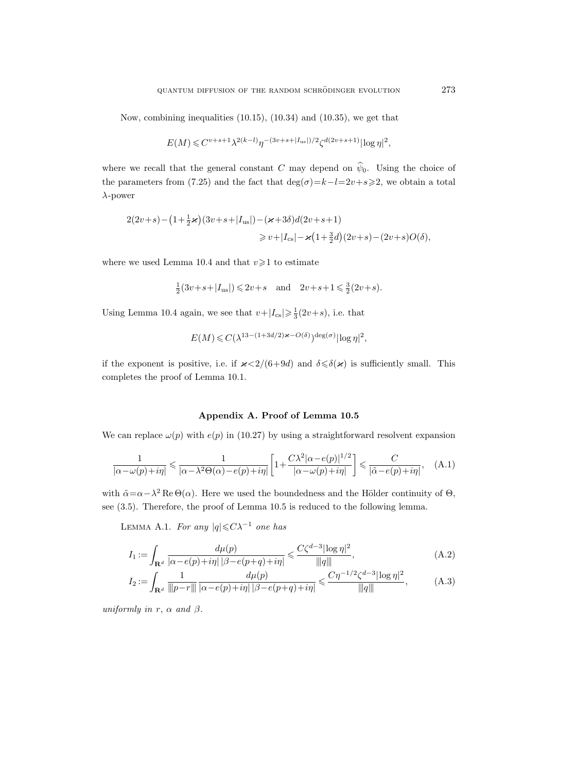Now, combining inequalities (10.15), (10.34) and (10.35), we get that

$$E(M) \leqslant C^{v+s+1}\lambda^{2(k-l)}\eta^{-(3v+s+|I_{\rm us}|)/2}\zeta^{d(2v+s+1)}|\log\eta|^2,$$

where we recall that the general constant $C$ may depend on $\widehat{\psi}_0$. Using the choice of the parameters from (7.25) and the fact that $\deg(\sigma)=k-l=2v+s\geqslant 2$, we obtain a total $\lambda$-power

$$\begin{aligned}2(2v+s)-\big(1+\tfrac{1}{2}\varkappa\big)(3v+s+|I_{\rm us}|)-(\varkappa+3\delta)d(2v+s+1)&\\ \geqslant v+|I_{\rm cs}|-\varkappa\big(1+\tfrac{3}{2}d\big)(2v+s)-(2v+s)O(\delta),&\end{aligned}$$

where we used Lemma 10.4 and that $v\geqslant 1$ to estimate

$$\tfrac{1}{2}(3v+s+|I_{\rm us}|)\leqslant 2v+s \quad \text{and} \quad 2v+s+1\leqslant \tfrac{3}{2}(2v+s).$$

Using Lemma 10.4 again, we see that $v+|I_{\rm cs}|\geqslant \frac{1}{3}(2v+s)$, i.e. that

$$E(M)\leqslant C(\lambda^{13-(1+3d/2)\varkappa-O(\delta)})^{\deg(\sigma)}|\log\eta|^2,$$

if the exponent is positive, i.e. if $\varkappa<2/(6+9d)$ and $\delta\leqslant\delta(\varkappa)$ is sufficiently small. This completes the proof of Lemma 10.1.

## Appendix A. Proof of Lemma 10.5

We can replace $\omega(p)$ with $e(p)$ in (10.27) by using a straightforward resolvent expansion

$$\frac{1}{|\alpha-\omega(p)+i\eta|}\leqslant\frac{1}{|\alpha-\lambda^2\Theta(\alpha)-e(p)+i\eta|}\left[1+\frac{C\lambda^2|\alpha-e(p)|^{1/2}}{|\alpha-\omega(p)+i\eta|}\right]\leqslant\frac{C}{|\tilde\alpha-e(p)+i\eta|}, \quad \text{(A.1)}$$

with $\tilde\alpha=\alpha-\lambda^2\operatorname{Re}\Theta(\alpha)$. Here we used the boundedness and the Hölder continuity of $\Theta$, see (3.5). Therefore, the proof of Lemma 10.5 is reduced to the following lemma.

Lemma A.1. *For any $|q|\leqslant C\lambda^{-1}$ one has*

$$I_1:=\int_{\mathbf{R}^d}\frac{d\mu(p)}{|\alpha-e(p)+i\eta|\,|\beta-e(p+q)+i\eta|}\leqslant\frac{C\zeta^{d-3}|\log\eta|^2}{|\!|\!|q|\!|\!|}, \quad \text{(A.2)}$$

$$I_2:=\int_{\mathbf{R}^d}\frac{1}{|\!|\!|p-r|\!|\!|}\frac{d\mu(p)}{|\alpha-e(p)+i\eta|\,|\beta-e(p+q)+i\eta|}\leqslant\frac{C\eta^{-1/2}\zeta^{d-3}|\log\eta|^2}{|\!|\!|q|\!|\!|}, \quad \text{(A.3)}$$

*uniformly in $r$, $\alpha$ and $\beta$.*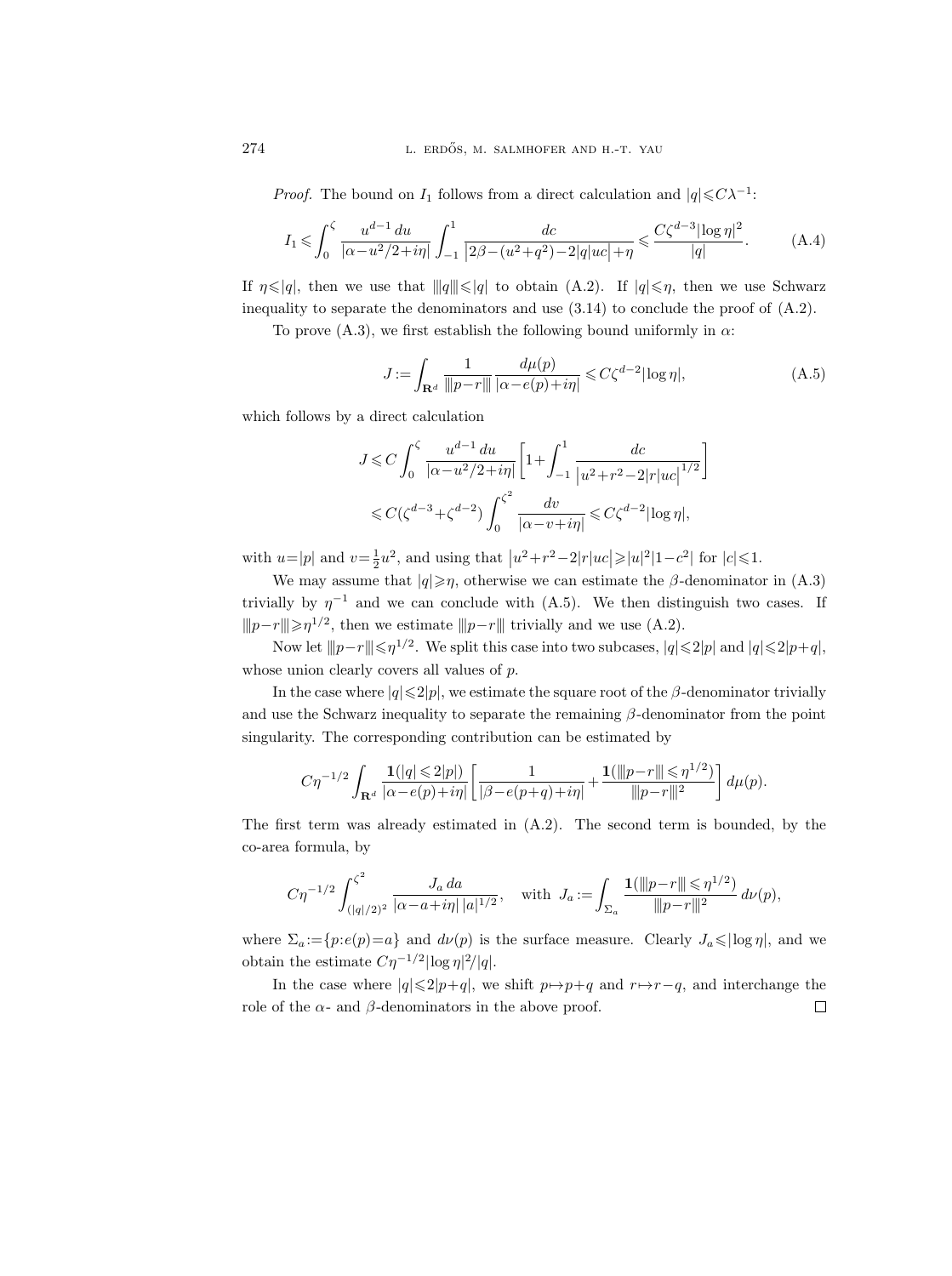*Proof.* The bound on $I_1$ follows from a direct calculation and $|q|\leqslant C\lambda^{-1}$:

$$I_1 \leqslant \int_0^\zeta \frac{u^{d-1}\,du}{|\alpha-u^2/2+i\eta|}\int_{-1}^1 \frac{dc}{\big|2\beta-(u^2+q^2)-2|q|uc\big|+\eta} \leqslant \frac{C\zeta^{d-3}|\log\eta|^2}{|q|}. \tag{A.4}$$

If $\eta\leqslant|q|$, then we use that $|||q|||\leqslant|q|$ to obtain (A.2). If $|q|\leqslant\eta$, then we use Schwarz inequality to separate the denominators and use (3.14) to conclude the proof of (A.2).

To prove (A.3), we first establish the following bound uniformly in $\alpha$:

$$J := \int_{\mathbf{R}^d} \frac{1}{|||p-r|||}\frac{d\mu(p)}{|\alpha-e(p)+i\eta|} \leqslant C\zeta^{d-2}|\log\eta|, \tag{A.5}$$

which follows by a direct calculation

$$\begin{aligned}
J &\leqslant C\int_0^\zeta \frac{u^{d-1}\,du}{|\alpha-u^2/2+i\eta|}\bigg[1+\int_{-1}^1 \frac{dc}{\big|u^2+r^2-2|r|uc\big|^{1/2}}\bigg] \\
&\leqslant C(\zeta^{d-3}+\zeta^{d-2})\int_0^{\zeta^2}\frac{dv}{|\alpha-v+i\eta|} \leqslant C\zeta^{d-2}|\log\eta|,
\end{aligned}$$

with $u=|p|$ and $v=\frac{1}{2}u^2$, and using that $\big|u^2+r^2-2|r|uc\big|\geqslant|u|^2|1-c^2|$ for $|c|\leqslant1$.

We may assume that $|q|\geqslant\eta$, otherwise we can estimate the $\beta$-denominator in (A.3) trivially by $\eta^{-1}$ and we can conclude with (A.5). We then distinguish two cases. If $|||p-r|||\geqslant\eta^{1/2}$, then we estimate $|||p-r|||$ trivially and we use (A.2).

Now let $|||p-r|||\leqslant\eta^{1/2}$. We split this case into two subcases, $|q|\leqslant2|p|$ and $|q|\leqslant2|p+q|$, whose union clearly covers all values of $p$.

In the case where $|q|\leqslant2|p|$, we estimate the square root of the $\beta$-denominator trivially and use the Schwarz inequality to separate the remaining $\beta$-denominator from the point singularity. The corresponding contribution can be estimated by

$$C\eta^{-1/2}\int_{\mathbf{R}^d}\frac{\mathbf{1}(|q|\leqslant2|p|)}{|\alpha-e(p)+i\eta|}\bigg[\frac{1}{|\beta-e(p+q)+i\eta|}+\frac{\mathbf{1}(|||p-r|||\leqslant\eta^{1/2})}{|||p-r|||^2}\bigg]\,d\mu(p).$$

The first term was already estimated in (A.2). The second term is bounded, by the co-area formula, by

$$C\eta^{-1/2}\int_{(|q|/2)^2}^{\zeta^2}\frac{J_a\,da}{|\alpha-a+i\eta|\,|a|^{1/2}}, \quad \text{with } J_a := \int_{\Sigma_a}\frac{\mathbf{1}(|||p-r|||\leqslant\eta^{1/2})}{|||p-r|||^2}\,d\nu(p),$$

where $\Sigma_a := \{p: e(p)=a\}$ and $d\nu(p)$ is the surface measure. Clearly $J_a\leqslant|\log\eta|$, and we obtain the estimate $C\eta^{-1/2}|\log\eta|^2/|q|$.

In the case where $|q|\leqslant2|p+q|$, we shift $p\mapsto p+q$ and $r\mapsto r-q$, and interchange the role of the $\alpha$- and $\beta$-denominators in the above proof. $\square$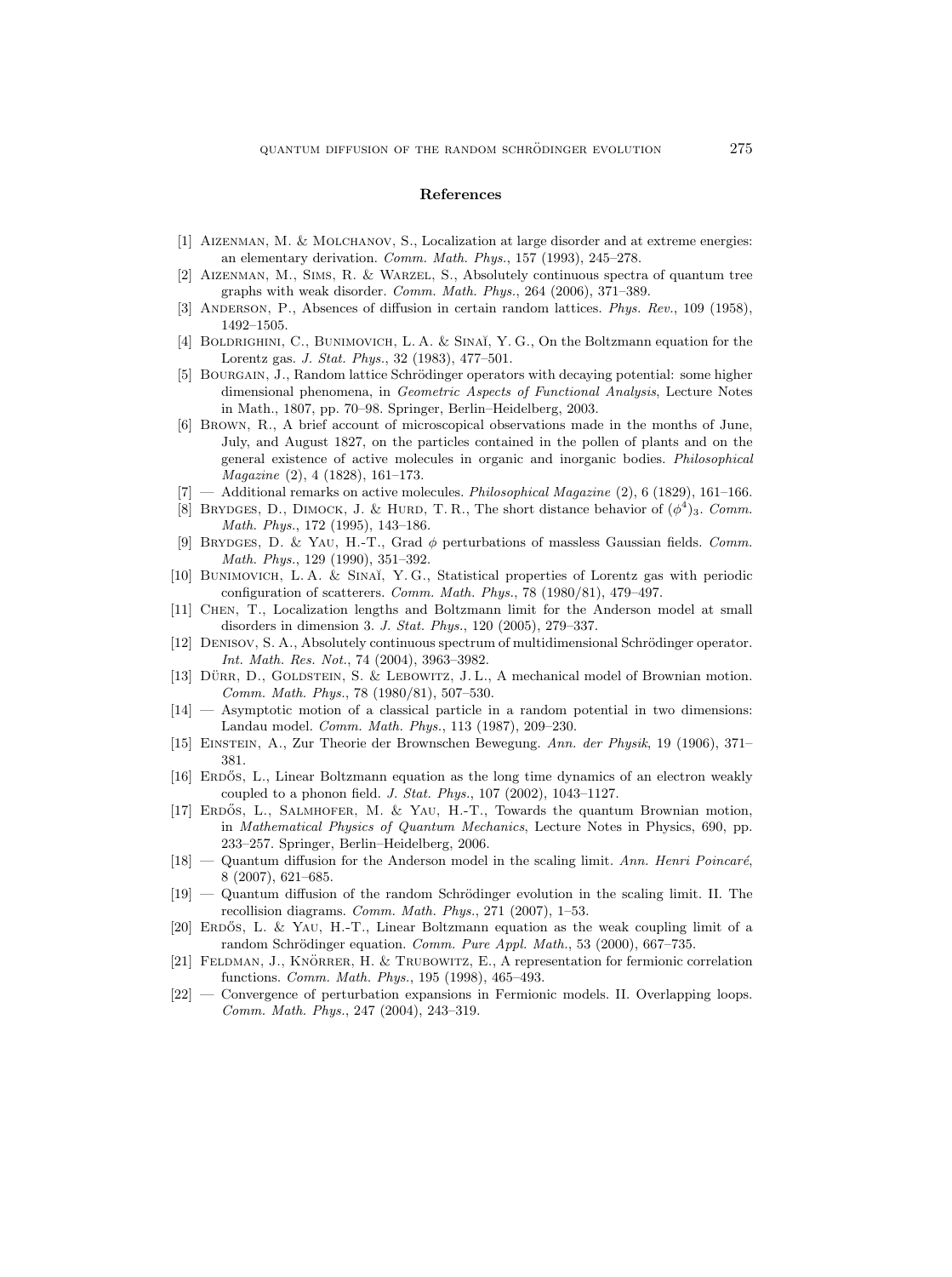## References

[1] Aizenman, M. & Molchanov, S., Localization at large disorder and at extreme energies: an elementary derivation. *Comm. Math. Phys.*, 157 (1993), 245–278.

[2] Aizenman, M., Sims, R. & Warzel, S., Absolutely continuous spectra of quantum tree graphs with weak disorder. *Comm. Math. Phys.*, 264 (2006), 371–389.

[3] Anderson, P., Absences of diffusion in certain random lattices. *Phys. Rev.*, 109 (1958), 1492–1505.

[4] Boldrighini, C., Bunimovich, L. A. & Sinaĭ, Y. G., On the Boltzmann equation for the Lorentz gas. *J. Stat. Phys.*, 32 (1983), 477–501.

[5] Bourgain, J., Random lattice Schrödinger operators with decaying potential: some higher dimensional phenomena, in *Geometric Aspects of Functional Analysis*, Lecture Notes in Math., 1807, pp. 70–98. Springer, Berlin–Heidelberg, 2003.

[6] Brown, R., A brief account of microscopical observations made in the months of June, July, and August 1827, on the particles contained in the pollen of plants and on the general existence of active molecules in organic and inorganic bodies. *Philosophical Magazine* (2), 4 (1828), 161–173.

[7] — Additional remarks on active molecules. *Philosophical Magazine* (2), 6 (1829), 161–166.

[8] Brydges, D., Dimock, J. & Hurd, T. R., The short distance behavior of $(\phi^4)_3$. *Comm. Math. Phys.*, 172 (1995), 143–186.

[9] Brydges, D. & Yau, H.-T., Grad $\phi$ perturbations of massless Gaussian fields. *Comm. Math. Phys.*, 129 (1990), 351–392.

[10] Bunimovich, L. A. & Sinaĭ, Y. G., Statistical properties of Lorentz gas with periodic configuration of scatterers. *Comm. Math. Phys.*, 78 (1980/81), 479–497.

[11] Chen, T., Localization lengths and Boltzmann limit for the Anderson model at small disorders in dimension 3. *J. Stat. Phys.*, 120 (2005), 279–337.

[12] Denisov, S. A., Absolutely continuous spectrum of multidimensional Schrödinger operator. *Int. Math. Res. Not.*, 74 (2004), 3963–3982.

[13] Dürr, D., Goldstein, S. & Lebowitz, J. L., A mechanical model of Brownian motion. *Comm. Math. Phys.*, 78 (1980/81), 507–530.

[14] — Asymptotic motion of a classical particle in a random potential in two dimensions: Landau model. *Comm. Math. Phys.*, 113 (1987), 209–230.

[15] Einstein, A., Zur Theorie der Brownschen Bewegung. *Ann. der Physik*, 19 (1906), 371–381.

[16] Erdős, L., Linear Boltzmann equation as the long time dynamics of an electron weakly coupled to a phonon field. *J. Stat. Phys.*, 107 (2002), 1043–1127.

[17] Erdős, L., Salmhofer, M. & Yau, H.-T., Towards the quantum Brownian motion, in *Mathematical Physics of Quantum Mechanics*, Lecture Notes in Physics, 690, pp. 233–257. Springer, Berlin–Heidelberg, 2006.

[18] — Quantum diffusion for the Anderson model in the scaling limit. *Ann. Henri Poincaré*, 8 (2007), 621–685.

[19] — Quantum diffusion of the random Schrödinger evolution in the scaling limit. II. The recollision diagrams. *Comm. Math. Phys.*, 271 (2007), 1–53.

[20] Erdős, L. & Yau, H.-T., Linear Boltzmann equation as the weak coupling limit of a random Schrödinger equation. *Comm. Pure Appl. Math.*, 53 (2000), 667–735.

[21] Feldman, J., Knörrer, H. & Trubowitz, E., A representation for fermionic correlation functions. *Comm. Math. Phys.*, 195 (1998), 465–493.

[22] — Convergence of perturbation expansions in Fermionic models. II. Overlapping loops. *Comm. Math. Phys.*, 247 (2004), 243–319.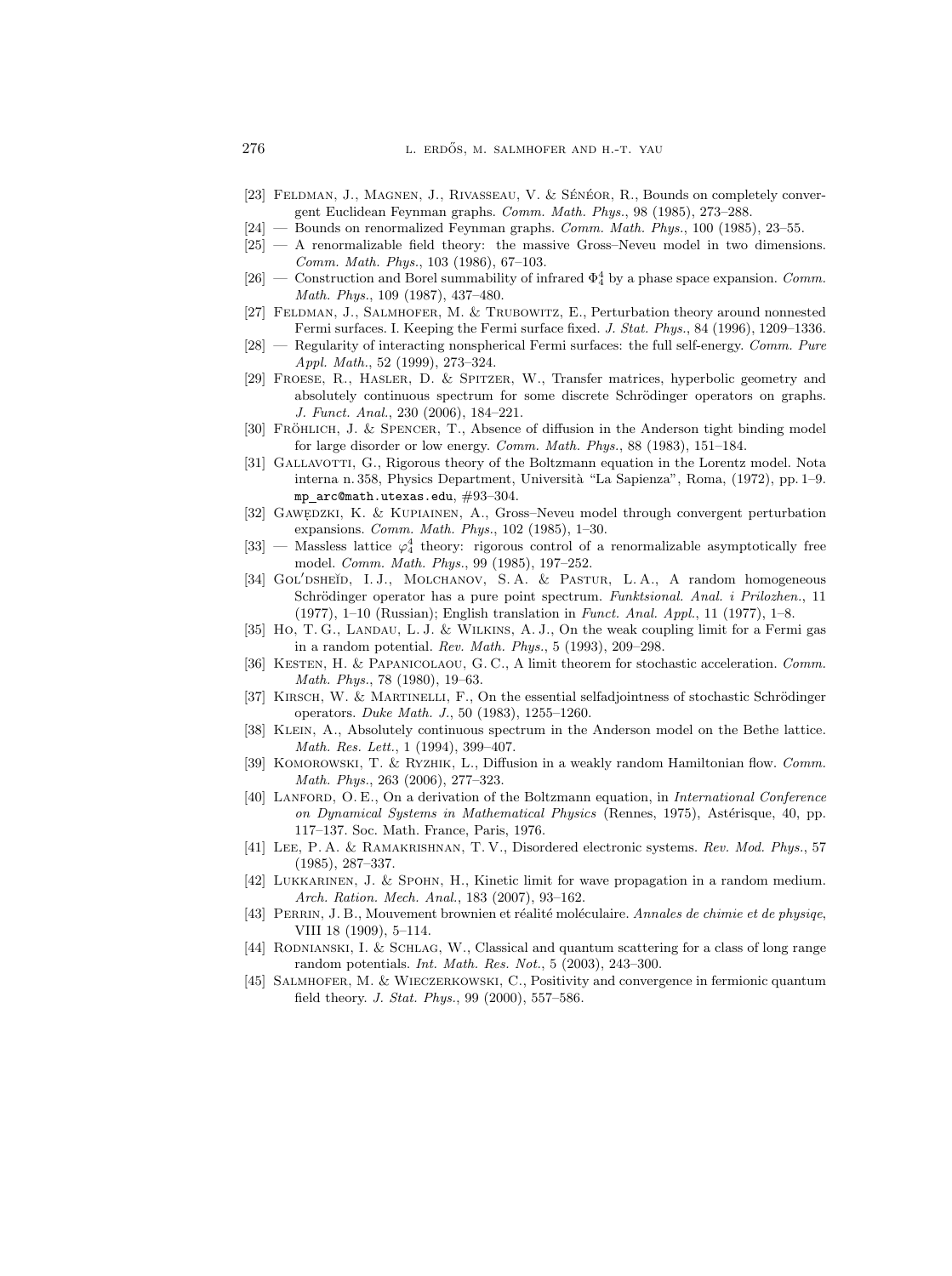[23] Feldman, J., Magnen, J., Rivasseau, V. & Sénéor, R., Bounds on completely convergent Euclidean Feynman graphs. *Comm. Math. Phys.*, 98 (1985), 273–288.

[24] — Bounds on renormalized Feynman graphs. *Comm. Math. Phys.*, 100 (1985), 23–55.

[25] — A renormalizable field theory: the massive Gross–Neveu model in two dimensions. *Comm. Math. Phys.*, 103 (1986), 67–103.

[26] — Construction and Borel summability of infrared $\Phi_4^4$ by a phase space expansion. *Comm. Math. Phys.*, 109 (1987), 437–480.

[27] Feldman, J., Salmhofer, M. & Trubowitz, E., Perturbation theory around nonnested Fermi surfaces. I. Keeping the Fermi surface fixed. *J. Stat. Phys.*, 84 (1996), 1209–1336.

[28] — Regularity of interacting nonspherical Fermi surfaces: the full self-energy. *Comm. Pure Appl. Math.*, 52 (1999), 273–324.

[29] Froese, R., Hasler, D. & Spitzer, W., Transfer matrices, hyperbolic geometry and absolutely continuous spectrum for some discrete Schrödinger operators on graphs. *J. Funct. Anal.*, 230 (2006), 184–221.

[30] Fröhlich, J. & Spencer, T., Absence of diffusion in the Anderson tight binding model for large disorder or low energy. *Comm. Math. Phys.*, 88 (1983), 151–184.

[31] Gallavotti, G., Rigorous theory of the Boltzmann equation in the Lorentz model. Nota interna n. 358, Physics Department, Università "La Sapienza", Roma, (1972), pp. 1–9. `mp_arc@math.utexas.edu`, #93–304.

[32] Gawędzki, K. & Kupiainen, A., Gross–Neveu model through convergent perturbation expansions. *Comm. Math. Phys.*, 102 (1985), 1–30.

[33] — Massless lattice $\varphi_4^4$ theory: rigorous control of a renormalizable asymptotically free model. *Comm. Math. Phys.*, 99 (1985), 197–252.

[34] Gol′dsheĭd, I. J., Molchanov, S. A. & Pastur, L. A., A random homogeneous Schrödinger operator has a pure point spectrum. *Funktsional. Anal. i Prilozhen.*, 11 (1977), 1–10 (Russian); English translation in *Funct. Anal. Appl.*, 11 (1977), 1–8.

[35] Ho, T. G., Landau, L. J. & Wilkins, A. J., On the weak coupling limit for a Fermi gas in a random potential. *Rev. Math. Phys.*, 5 (1993), 209–298.

[36] Kesten, H. & Papanicolaou, G. C., A limit theorem for stochastic acceleration. *Comm. Math. Phys.*, 78 (1980), 19–63.

[37] Kirsch, W. & Martinelli, F., On the essential selfadjointness of stochastic Schrödinger operators. *Duke Math. J.*, 50 (1983), 1255–1260.

[38] Klein, A., Absolutely continuous spectrum in the Anderson model on the Bethe lattice. *Math. Res. Lett.*, 1 (1994), 399–407.

[39] Komorowski, T. & Ryzhik, L., Diffusion in a weakly random Hamiltonian flow. *Comm. Math. Phys.*, 263 (2006), 277–323.

[40] Lanford, O. E., On a derivation of the Boltzmann equation, in *International Conference on Dynamical Systems in Mathematical Physics* (Rennes, 1975), Astérisque, 40, pp. 117–137. Soc. Math. France, Paris, 1976.

[41] Lee, P. A. & Ramakrishnan, T. V., Disordered electronic systems. *Rev. Mod. Phys.*, 57 (1985), 287–337.

[42] Lukkarinen, J. & Spohn, H., Kinetic limit for wave propagation in a random medium. *Arch. Ration. Mech. Anal.*, 183 (2007), 93–162.

[43] Perrin, J. B., Mouvement brownien et réalité moléculaire. *Annales de chimie et de physiqe*, VIII 18 (1909), 5–114.

[44] Rodnianski, I. & Schlag, W., Classical and quantum scattering for a class of long range random potentials. *Int. Math. Res. Not.*, 5 (2003), 243–300.

[45] Salmhofer, M. & Wieczerkowski, C., Positivity and convergence in fermionic quantum field theory. *J. Stat. Phys.*, 99 (2000), 557–586.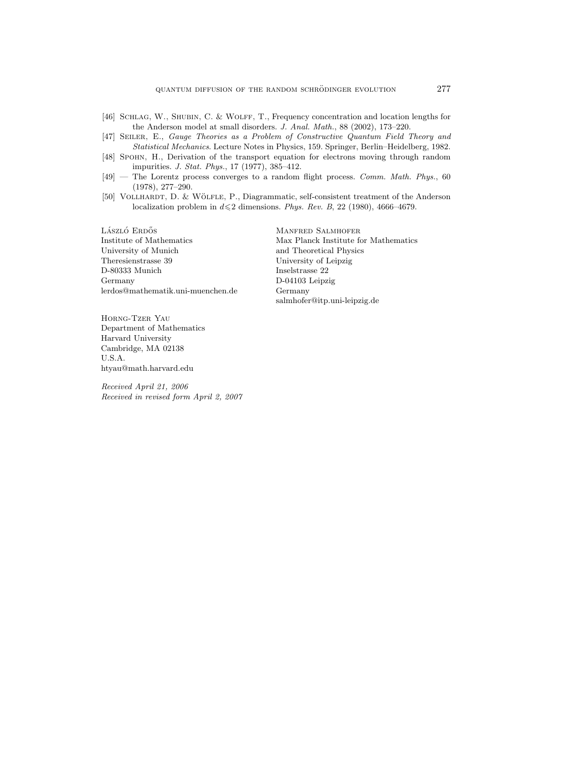[46] Schlag, W., Shubin, C. & Wolff, T., Frequency concentration and location lengths for the Anderson model at small disorders. *J. Anal. Math.*, 88 (2002), 173–220.

[47] Seiler, E., *Gauge Theories as a Problem of Constructive Quantum Field Theory and Statistical Mechanics*. Lecture Notes in Physics, 159. Springer, Berlin–Heidelberg, 1982.

[48] Spohn, H., Derivation of the transport equation for electrons moving through random impurities. *J. Stat. Phys.*, 17 (1977), 385–412.

[49] — The Lorentz process converges to a random flight process. *Comm. Math. Phys.*, 60 (1978), 277–290.

[50] Vollhardt, D. & Wölfle, P., Diagrammatic, self-consistent treatment of the Anderson localization problem in $d \leqslant 2$ dimensions. *Phys. Rev. B*, 22 (1980), 4666–4679.

László Erdős
Institute of Mathematics
University of Munich
Theresienstrasse 39
D-80333 Munich
Germany
lerdos@mathematik.uni-muenchen.de

Manfred Salmhofer
Max Planck Institute for Mathematics
and Theoretical Physics
University of Leipzig
Inselstrasse 22
D-04103 Leipzig
Germany
salmhofer@itp.uni-leipzig.de

Horng-Tzer Yau
Department of Mathematics
Harvard University
Cambridge, MA 02138
U.S.A.
htyau@math.harvard.edu

*Received April 21, 2006*
*Received in revised form April 2, 2007*